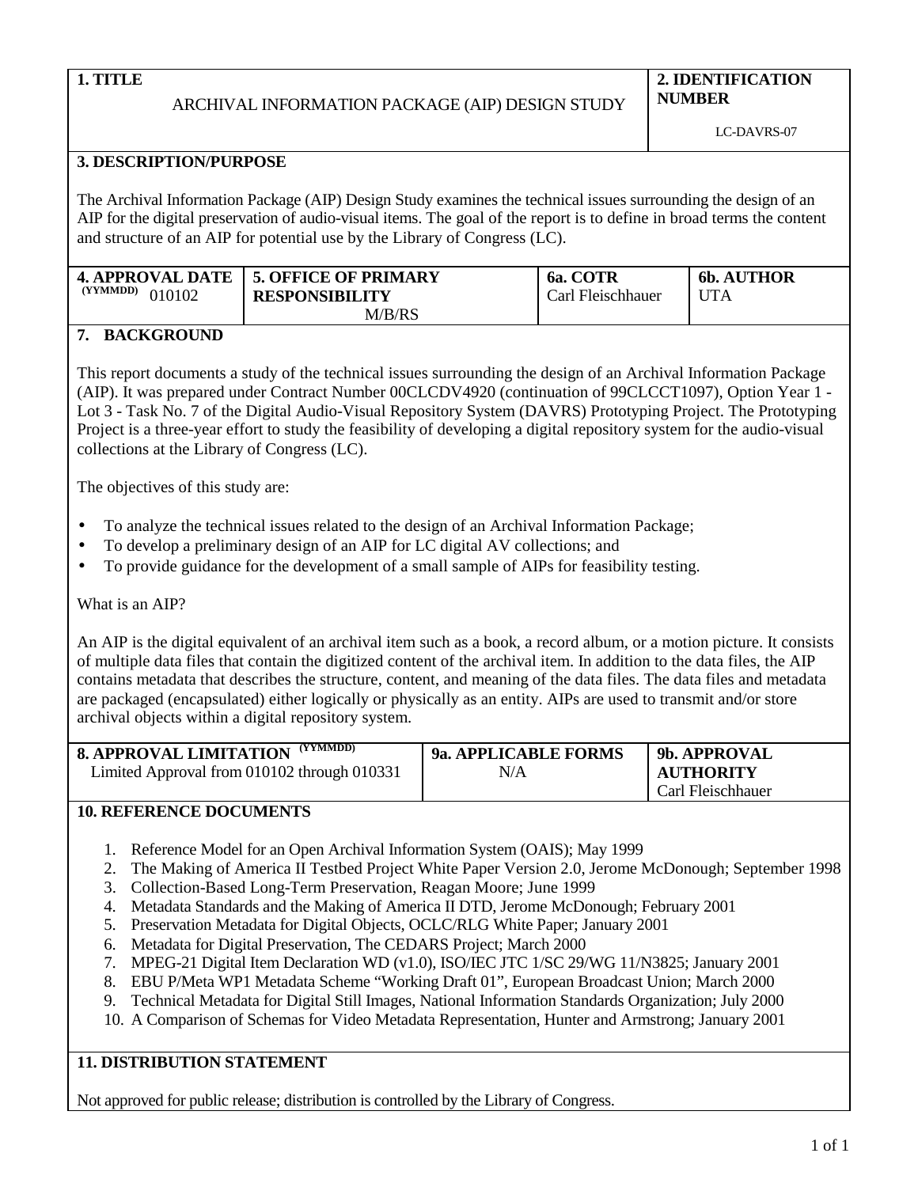| **1. TITLE** ARCHIVAL INFORMATION PACKAGE (AIP) DESIGN STUDY | **2. IDENTIFICATION NUMBER** LC-DAVRS-07 |
| --- | --- |

**3. DESCRIPTION/PURPOSE**

The Archival Information Package (AIP) Design Study examines the technical issues surrounding the design of an AIP for the digital preservation of audio-visual items. The goal of the report is to define in broad terms the content and structure of an AIP for potential use by the Library of Congress (LC).

| **4. APPROVAL DATE** (YYMMDD) 010102 | **5. OFFICE OF PRIMARY RESPONSIBILITY** M/B/RS | **6a. COTR** Carl Fleischhauer | **6b. AUTHOR** UTA |
| --- | --- | --- | --- |

**7. BACKGROUND**

This report documents a study of the technical issues surrounding the design of an Archival Information Package (AIP). It was prepared under Contract Number 00CLCDV4920 (continuation of 99CLCCT1097), Option Year 1 - Lot 3 - Task No. 7 of the Digital Audio-Visual Repository System (DAVRS) Prototyping Project. The Prototyping Project is a three-year effort to study the feasibility of developing a digital repository system for the audio-visual collections at the Library of Congress (LC).

The objectives of this study are:

- To analyze the technical issues related to the design of an Archival Information Package;
- To develop a preliminary design of an AIP for LC digital AV collections; and
- To provide guidance for the development of a small sample of AIPs for feasibility testing.

What is an AIP?

An AIP is the digital equivalent of an archival item such as a book, a record album, or a motion picture. It consists of multiple data files that contain the digitized content of the archival item. In addition to the data files, the AIP contains metadata that describes the structure, content, and meaning of the data files. The data files and metadata are packaged (encapsulated) either logically or physically as an entity. AIPs are used to transmit and/or store archival objects within a digital repository system.

| **8. APPROVAL LIMITATION** (YYMMDD) Limited Approval from 010102 through 010331 | **9a. APPLICABLE FORMS** N/A | **9b. APPROVAL AUTHORITY** Carl Fleischhauer |
| --- | --- | --- |

**10. REFERENCE DOCUMENTS**

1. Reference Model for an Open Archival Information System (OAIS); May 1999
2. The Making of America II Testbed Project White Paper Version 2.0, Jerome McDonough; September 1998
3. Collection-Based Long-Term Preservation, Reagan Moore; June 1999
4. Metadata Standards and the Making of America II DTD, Jerome McDonough; February 2001
5. Preservation Metadata for Digital Objects, OCLC/RLG White Paper; January 2001
6. Metadata for Digital Preservation, The CEDARS Project; March 2000
7. MPEG-21 Digital Item Declaration WD (v1.0), ISO/IEC JTC 1/SC 29/WG 11/N3825; January 2001
8. EBU P/Meta WP1 Metadata Scheme "Working Draft 01", European Broadcast Union; March 2000
9. Technical Metadata for Digital Still Images, National Information Standards Organization; July 2000
10. A Comparison of Schemas for Video Metadata Representation, Hunter and Armstrong; January 2001

**11. DISTRIBUTION STATEMENT**

Not approved for public release; distribution is controlled by the Library of Congress.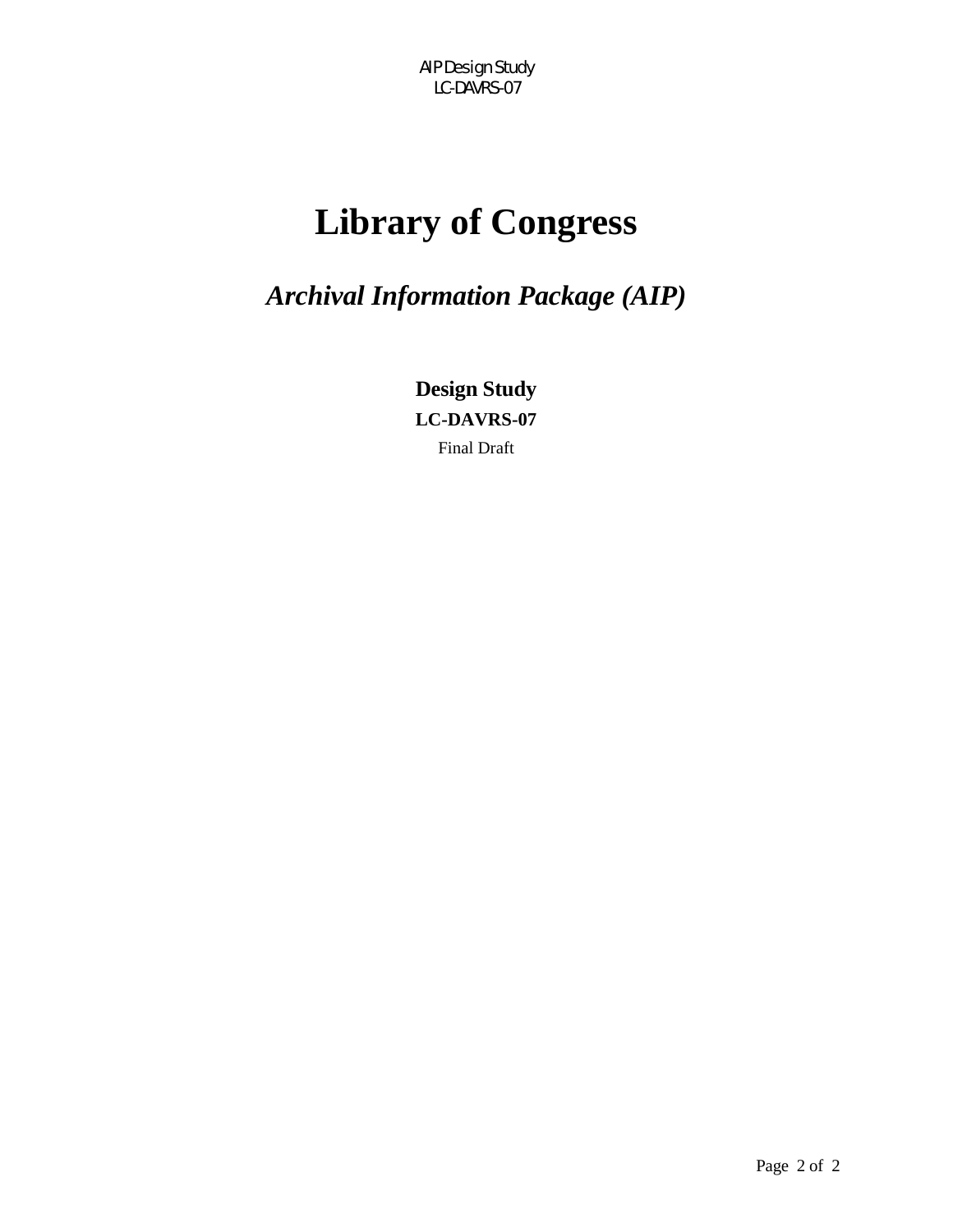# Library of Congress

## *Archival Information Package (AIP)*

**Design Study**

**LC-DAVRS-07**

Final Draft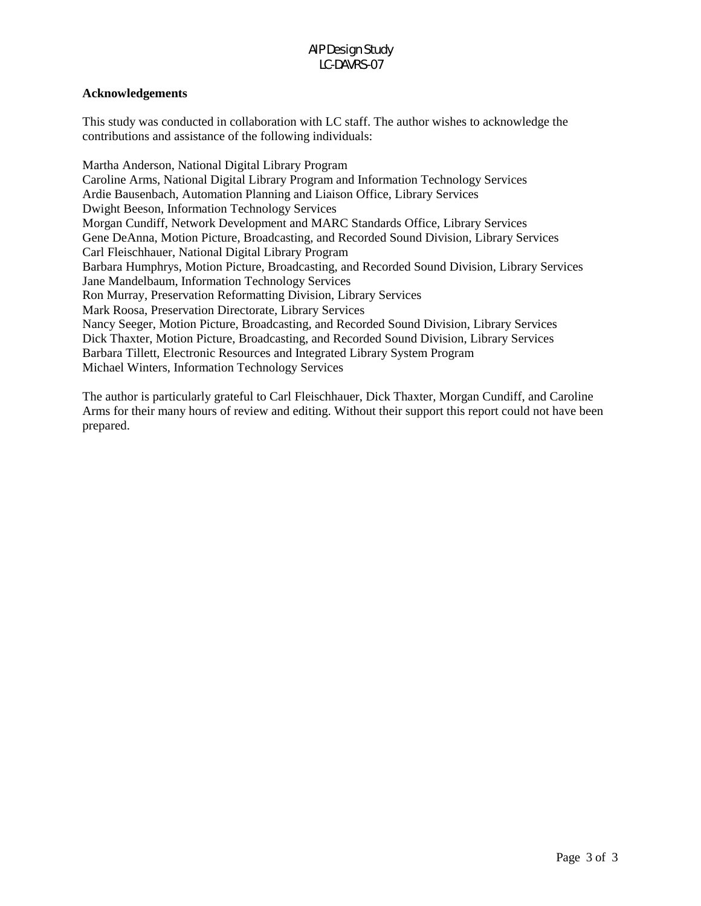## Acknowledgements

This study was conducted in collaboration with LC staff. The author wishes to acknowledge the contributions and assistance of the following individuals:

Martha Anderson, National Digital Library Program  
Caroline Arms, National Digital Library Program and Information Technology Services  
Ardie Bausenbach, Automation Planning and Liaison Office, Library Services  
Dwight Beeson, Information Technology Services  
Morgan Cundiff, Network Development and MARC Standards Office, Library Services  
Gene DeAnna, Motion Picture, Broadcasting, and Recorded Sound Division, Library Services  
Carl Fleischhauer, National Digital Library Program  
Barbara Humphrys, Motion Picture, Broadcasting, and Recorded Sound Division, Library Services  
Jane Mandelbaum, Information Technology Services  
Ron Murray, Preservation Reformatting Division, Library Services  
Mark Roosa, Preservation Directorate, Library Services  
Nancy Seeger, Motion Picture, Broadcasting, and Recorded Sound Division, Library Services  
Dick Thaxter, Motion Picture, Broadcasting, and Recorded Sound Division, Library Services  
Barbara Tillett, Electronic Resources and Integrated Library System Program  
Michael Winters, Information Technology Services

The author is particularly grateful to Carl Fleischhauer, Dick Thaxter, Morgan Cundiff, and Caroline Arms for their many hours of review and editing. Without their support this report could not have been prepared.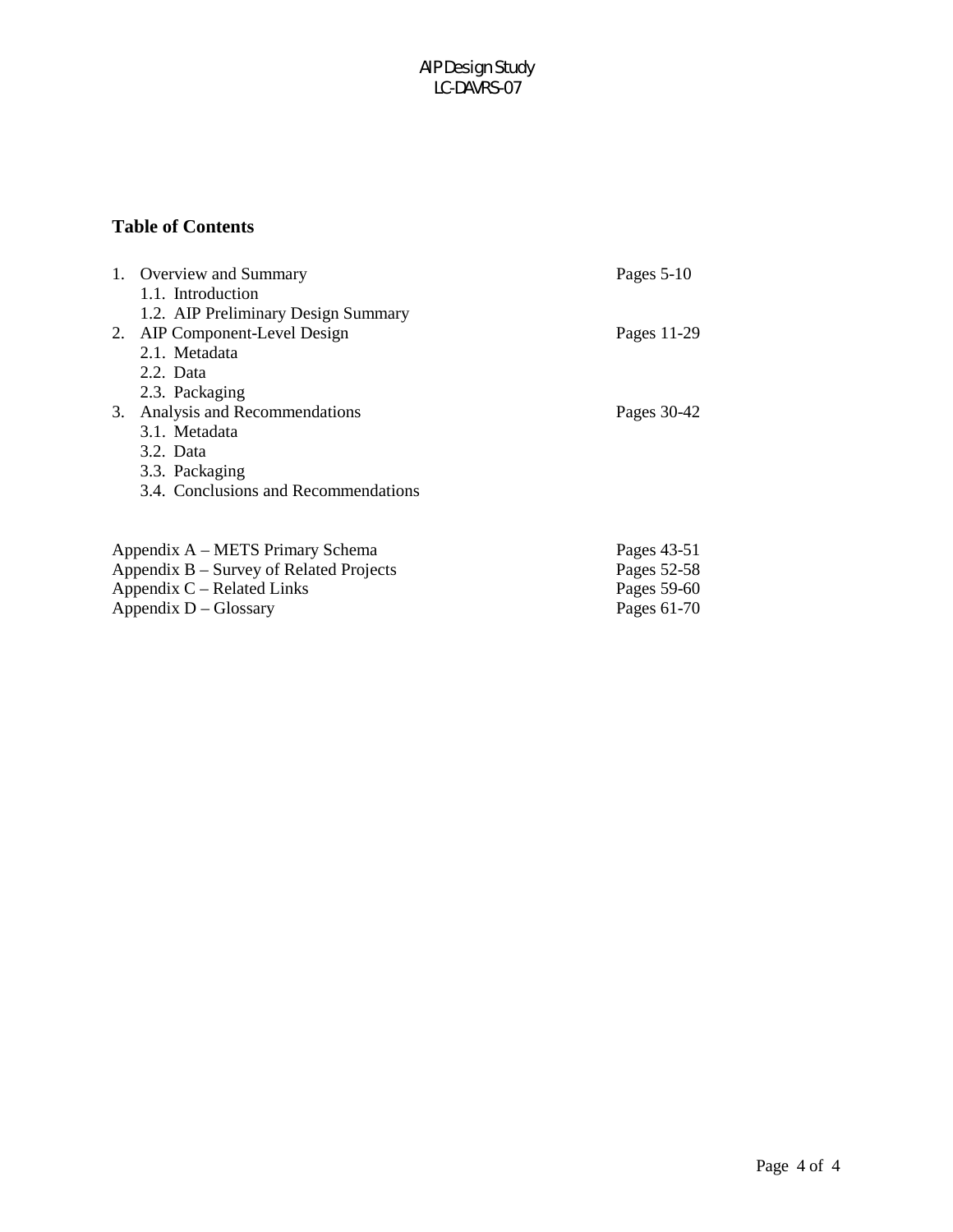## Table of Contents

| | |
|---|---|
| 1. Overview and Summary | Pages 5-10 |
|     1.1. Introduction | |
|     1.2. AIP Preliminary Design Summary | |
| 2. AIP Component-Level Design | Pages 11-29 |
|     2.1. Metadata | |
|     2.2. Data | |
|     2.3. Packaging | |
| 3. Analysis and Recommendations | Pages 30-42 |
|     3.1. Metadata | |
|     3.2. Data | |
|     3.3. Packaging | |
|     3.4. Conclusions and Recommendations | |
| Appendix A – METS Primary Schema | Pages 43-51 |
| Appendix B – Survey of Related Projects | Pages 52-58 |
| Appendix C – Related Links | Pages 59-60 |
| Appendix D – Glossary | Pages 61-70 |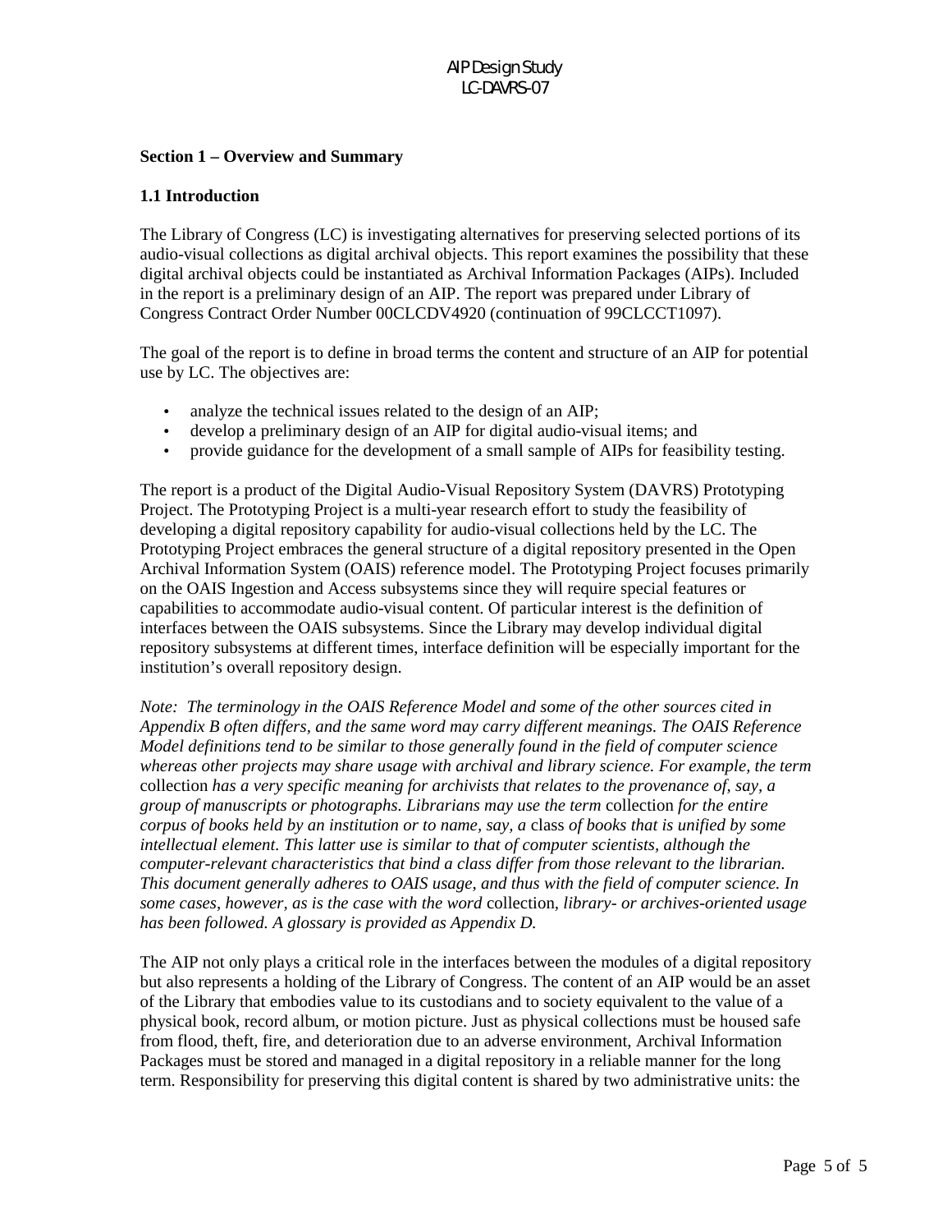## Section 1 – Overview and Summary

### 1.1 Introduction

The Library of Congress (LC) is investigating alternatives for preserving selected portions of its audio-visual collections as digital archival objects. This report examines the possibility that these digital archival objects could be instantiated as Archival Information Packages (AIPs). Included in the report is a preliminary design of an AIP. The report was prepared under Library of Congress Contract Order Number 00CLCDV4920 (continuation of 99CLCCT1097).

The goal of the report is to define in broad terms the content and structure of an AIP for potential use by LC. The objectives are:

- analyze the technical issues related to the design of an AIP;
- develop a preliminary design of an AIP for digital audio-visual items; and
- provide guidance for the development of a small sample of AIPs for feasibility testing.

The report is a product of the Digital Audio-Visual Repository System (DAVRS) Prototyping Project. The Prototyping Project is a multi-year research effort to study the feasibility of developing a digital repository capability for audio-visual collections held by the LC. The Prototyping Project embraces the general structure of a digital repository presented in the Open Archival Information System (OAIS) reference model. The Prototyping Project focuses primarily on the OAIS Ingestion and Access subsystems since they will require special features or capabilities to accommodate audio-visual content. Of particular interest is the definition of interfaces between the OAIS subsystems. Since the Library may develop individual digital repository subsystems at different times, interface definition will be especially important for the institution's overall repository design.

*Note: The terminology in the OAIS Reference Model and some of the other sources cited in Appendix B often differs, and the same word may carry different meanings. The OAIS Reference Model definitions tend to be similar to those generally found in the field of computer science whereas other projects may share usage with archival and library science. For example, the term* collection *has a very specific meaning for archivists that relates to the provenance of, say, a group of manuscripts or photographs. Librarians may use the term* collection *for the entire corpus of books held by an institution or to name, say, a* class *of books that is unified by some intellectual element. This latter use is similar to that of computer scientists, although the computer-relevant characteristics that bind a class differ from those relevant to the librarian. This document generally adheres to OAIS usage, and thus with the field of computer science. In some cases, however, as is the case with the word* collection*, library- or archives-oriented usage has been followed. A glossary is provided as Appendix D.*

The AIP not only plays a critical role in the interfaces between the modules of a digital repository but also represents a holding of the Library of Congress. The content of an AIP would be an asset of the Library that embodies value to its custodians and to society equivalent to the value of a physical book, record album, or motion picture. Just as physical collections must be housed safe from flood, theft, fire, and deterioration due to an adverse environment, Archival Information Packages must be stored and managed in a digital repository in a reliable manner for the long term. Responsibility for preserving this digital content is shared by two administrative units: the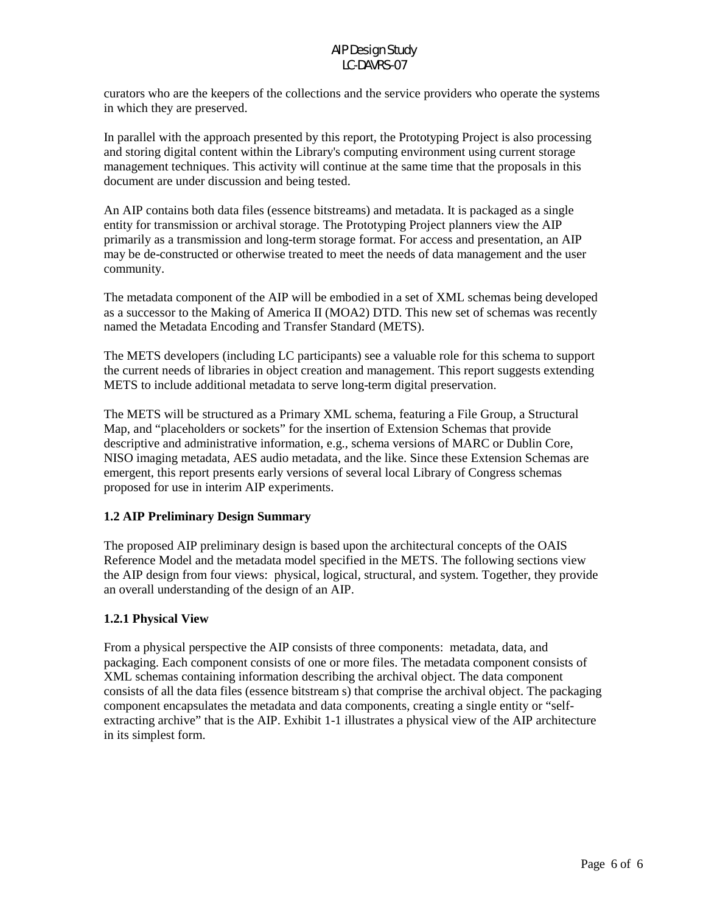curators who are the keepers of the collections and the service providers who operate the systems in which they are preserved.

In parallel with the approach presented by this report, the Prototyping Project is also processing and storing digital content within the Library's computing environment using current storage management techniques. This activity will continue at the same time that the proposals in this document are under discussion and being tested.

An AIP contains both data files (essence bitstreams) and metadata. It is packaged as a single entity for transmission or archival storage. The Prototyping Project planners view the AIP primarily as a transmission and long-term storage format. For access and presentation, an AIP may be de-constructed or otherwise treated to meet the needs of data management and the user community.

The metadata component of the AIP will be embodied in a set of XML schemas being developed as a successor to the Making of America II (MOA2) DTD. This new set of schemas was recently named the Metadata Encoding and Transfer Standard (METS).

The METS developers (including LC participants) see a valuable role for this schema to support the current needs of libraries in object creation and management. This report suggests extending METS to include additional metadata to serve long-term digital preservation.

The METS will be structured as a Primary XML schema, featuring a File Group, a Structural Map, and "placeholders or sockets" for the insertion of Extension Schemas that provide descriptive and administrative information, e.g., schema versions of MARC or Dublin Core, NISO imaging metadata, AES audio metadata, and the like. Since these Extension Schemas are emergent, this report presents early versions of several local Library of Congress schemas proposed for use in interim AIP experiments.

### 1.2 AIP Preliminary Design Summary

The proposed AIP preliminary design is based upon the architectural concepts of the OAIS Reference Model and the metadata model specified in the METS. The following sections view the AIP design from four views: physical, logical, structural, and system. Together, they provide an overall understanding of the design of an AIP.

#### 1.2.1 Physical View

From a physical perspective the AIP consists of three components: metadata, data, and packaging. Each component consists of one or more files. The metadata component consists of XML schemas containing information describing the archival object. The data component consists of all the data files (essence bitstream s) that comprise the archival object. The packaging component encapsulates the metadata and data components, creating a single entity or "self-extracting archive" that is the AIP. Exhibit 1-1 illustrates a physical view of the AIP architecture in its simplest form.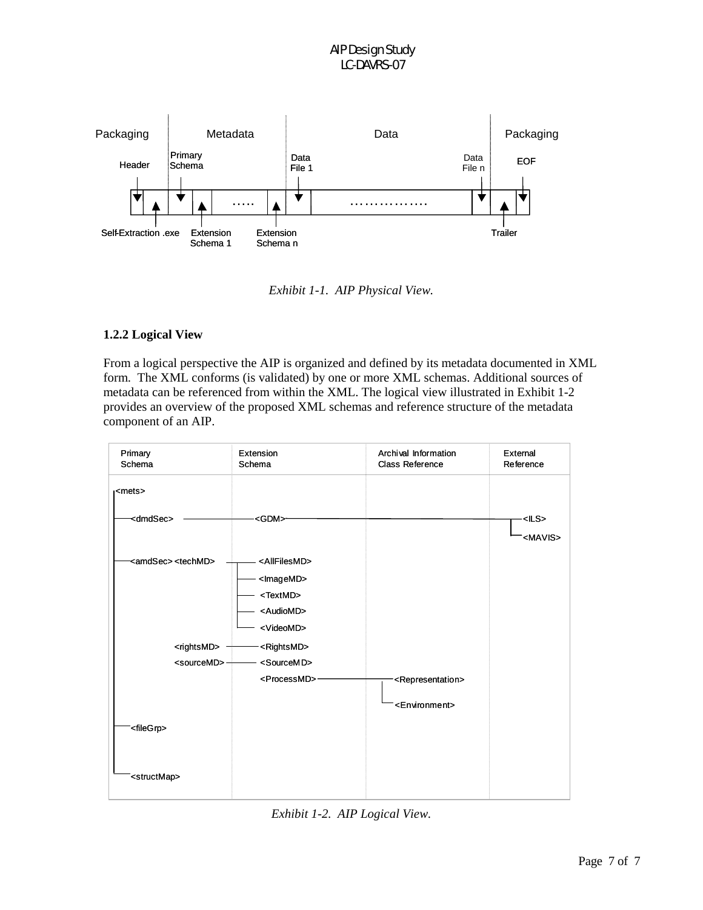Packaging | Metadata | Data | Packaging

Header | Primary Schema | Data File 1 | Data File n | EOF

Self-Extraction .exe | Extension Schema 1 | Extension Schema n | Trailer

*Exhibit 1-1. AIP Physical View.*

### 1.2.2 Logical View

From a logical perspective the AIP is organized and defined by its metadata documented in XML form. The XML conforms (is validated) by one or more XML schemas. Additional sources of metadata can be referenced from within the XML. The logical view illustrated in Exhibit 1-2 provides an overview of the proposed XML schemas and reference structure of the metadata component of an AIP.

| Primary Schema | Extension Schema | Archival Information Class Reference | External Reference |
|---|---|---|---|
| <mets> | | | |
| <dmdSec> | <GDM> | | <ILS> |
| | | | <MAVIS> |
| <amdSec> <techMD> | <AllFilesMD> | | |
| | <ImageMD> | | |
| | <TextMD> | | |
| | <AudioMD> | | |
| | <VideoMD> | | |
| <rightsMD> | <RightsMD> | | |
| <sourceMD> | <SourceMD> | | |
| | <ProcessMD> | <Representation> | |
| | | <Environment> | |
| <fileGrp> | | | |
| <structMap> | | | |

*Exhibit 1-2. AIP Logical View.*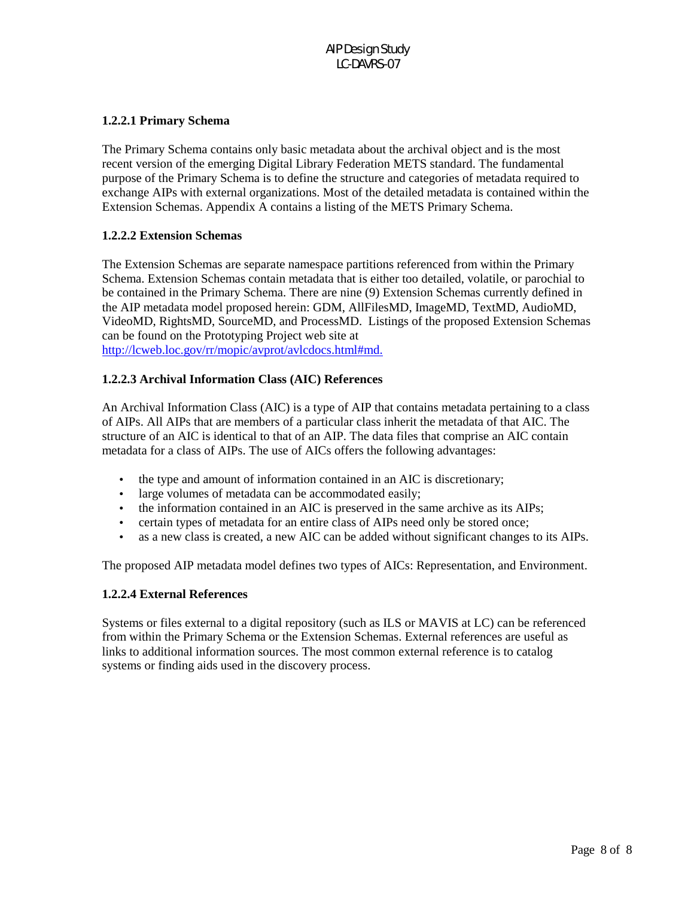#### 1.2.2.1 Primary Schema

The Primary Schema contains only basic metadata about the archival object and is the most recent version of the emerging Digital Library Federation METS standard. The fundamental purpose of the Primary Schema is to define the structure and categories of metadata required to exchange AIPs with external organizations. Most of the detailed metadata is contained within the Extension Schemas. Appendix A contains a listing of the METS Primary Schema.

#### 1.2.2.2 Extension Schemas

The Extension Schemas are separate namespace partitions referenced from within the Primary Schema. Extension Schemas contain metadata that is either too detailed, volatile, or parochial to be contained in the Primary Schema. There are nine (9) Extension Schemas currently defined in the AIP metadata model proposed herein: GDM, AllFilesMD, ImageMD, TextMD, AudioMD, VideoMD, RightsMD, SourceMD, and ProcessMD. Listings of the proposed Extension Schemas can be found on the Prototyping Project web site at http://lcweb.loc.gov/rr/mopic/avprot/avlcdocs.html#md.

#### 1.2.2.3 Archival Information Class (AIC) References

An Archival Information Class (AIC) is a type of AIP that contains metadata pertaining to a class of AIPs. All AIPs that are members of a particular class inherit the metadata of that AIC. The structure of an AIC is identical to that of an AIP. The data files that comprise an AIC contain metadata for a class of AIPs. The use of AICs offers the following advantages:

- the type and amount of information contained in an AIC is discretionary;
- large volumes of metadata can be accommodated easily;
- the information contained in an AIC is preserved in the same archive as its AIPs;
- certain types of metadata for an entire class of AIPs need only be stored once;
- as a new class is created, a new AIC can be added without significant changes to its AIPs.

The proposed AIP metadata model defines two types of AICs: Representation, and Environment.

#### 1.2.2.4 External References

Systems or files external to a digital repository (such as ILS or MAVIS at LC) can be referenced from within the Primary Schema or the Extension Schemas. External references are useful as links to additional information sources. The most common external reference is to catalog systems or finding aids used in the discovery process.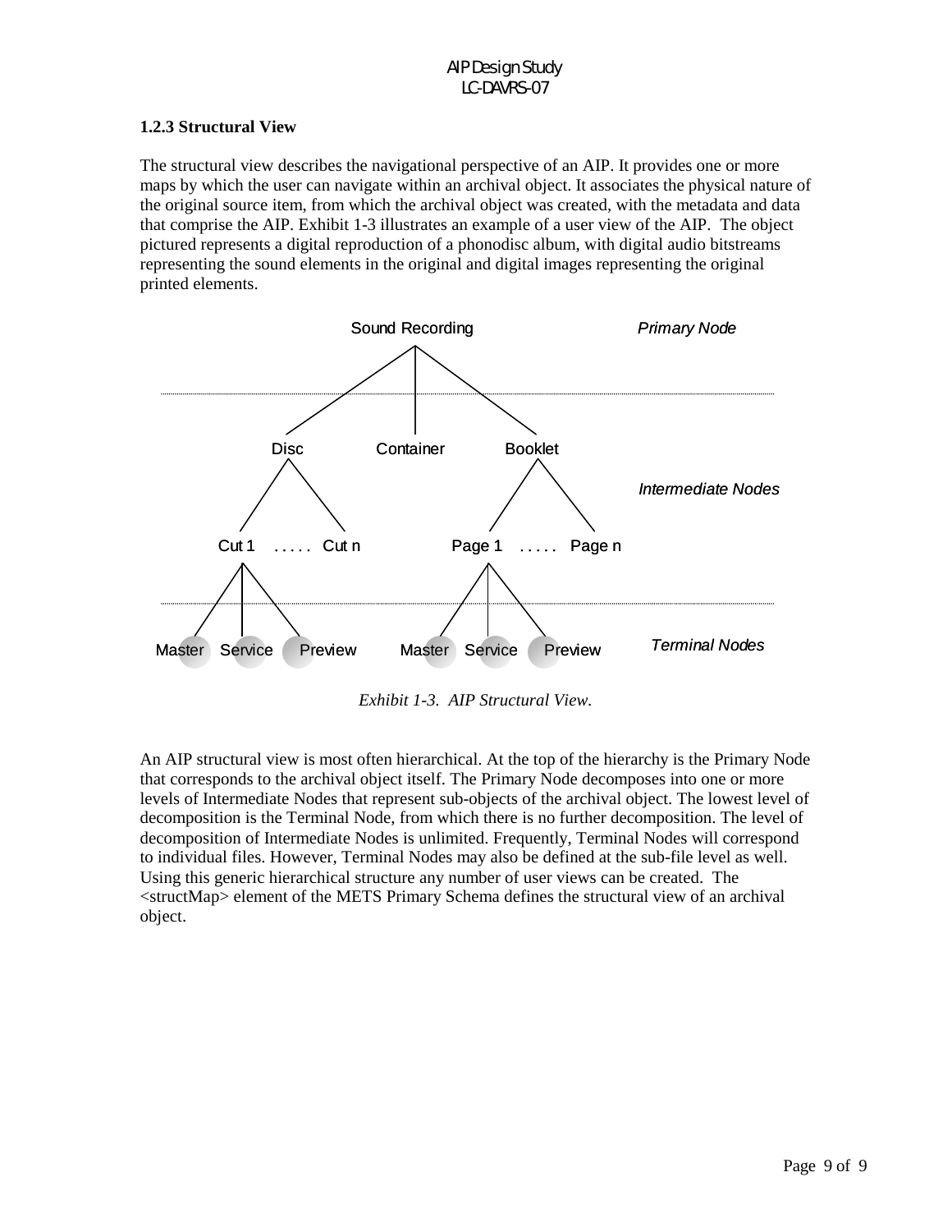### 1.2.3 Structural View

The structural view describes the navigational perspective of an AIP. It provides one or more maps by which the user can navigate within an archival object. It associates the physical nature of the original source item, from which the archival object was created, with the metadata and data that comprise the AIP. Exhibit 1-3 illustrates an example of a user view of the AIP. The object pictured represents a digital reproduction of a phonodisc album, with digital audio bitstreams representing the sound elements in the original and digital images representing the original printed elements.

Sound Recording — *Primary Node*

Disc — Container — Booklet — *Intermediate Nodes*

Cut 1 . . . . . Cut n — Page 1 . . . . . Page n

Master — Service — Preview — Master — Service — Preview — *Terminal Nodes*

*Exhibit 1-3. AIP Structural View.*

An AIP structural view is most often hierarchical. At the top of the hierarchy is the Primary Node that corresponds to the archival object itself. The Primary Node decomposes into one or more levels of Intermediate Nodes that represent sub-objects of the archival object. The lowest level of decomposition is the Terminal Node, from which there is no further decomposition. The level of decomposition of Intermediate Nodes is unlimited. Frequently, Terminal Nodes will correspond to individual files. However, Terminal Nodes may also be defined at the sub-file level as well. Using this generic hierarchical structure any number of user views can be created. The <structMap> element of the METS Primary Schema defines the structural view of an archival object.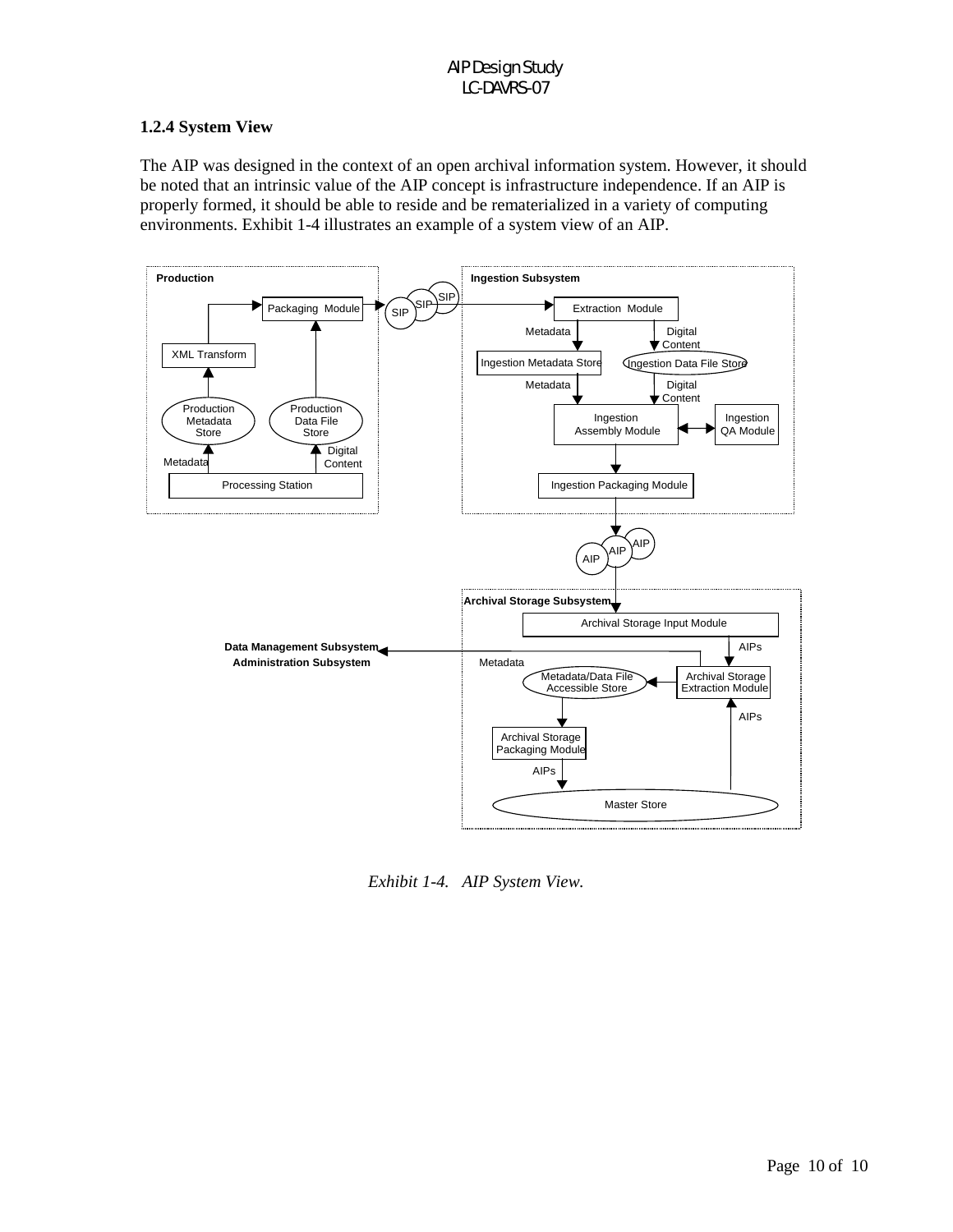### 1.2.4 System View

The AIP was designed in the context of an open archival information system. However, it should be noted that an intrinsic value of the AIP concept is infrastructure independence. If an AIP is properly formed, it should be able to reside and be rematerialized in a variety of computing environments. Exhibit 1-4 illustrates an example of a system view of an AIP.

*Exhibit 1-4. AIP System View.*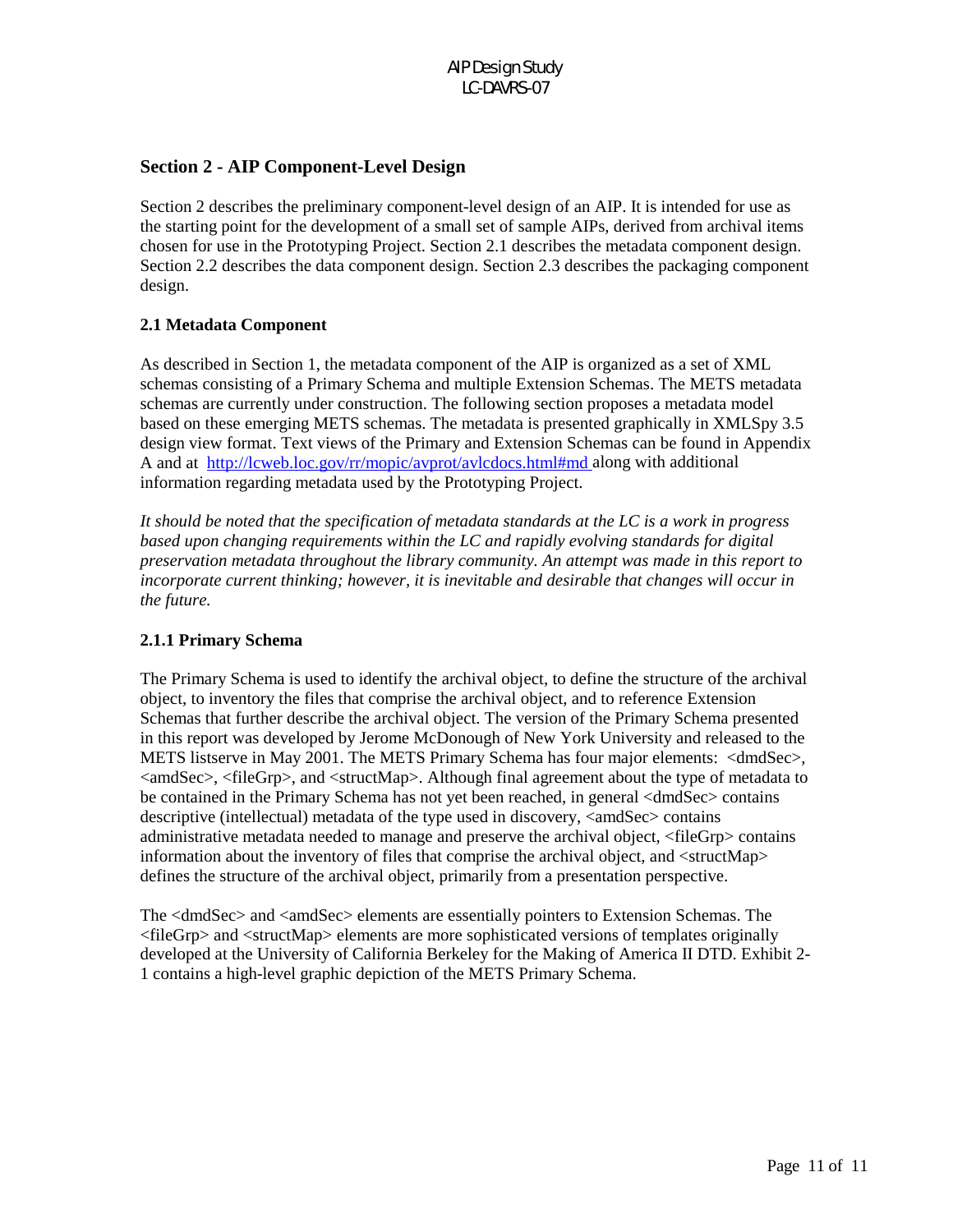## Section 2 - AIP Component-Level Design

Section 2 describes the preliminary component-level design of an AIP. It is intended for use as the starting point for the development of a small set of sample AIPs, derived from archival items chosen for use in the Prototyping Project. Section 2.1 describes the metadata component design. Section 2.2 describes the data component design. Section 2.3 describes the packaging component design.

### 2.1 Metadata Component

As described in Section 1, the metadata component of the AIP is organized as a set of XML schemas consisting of a Primary Schema and multiple Extension Schemas. The METS metadata schemas are currently under construction. The following section proposes a metadata model based on these emerging METS schemas. The metadata is presented graphically in XMLSpy 3.5 design view format. Text views of the Primary and Extension Schemas can be found in Appendix A and at http://lcweb.loc.gov/rr/mopic/avprot/avlcdocs.html#md along with additional information regarding metadata used by the Prototyping Project.

*It should be noted that the specification of metadata standards at the LC is a work in progress based upon changing requirements within the LC and rapidly evolving standards for digital preservation metadata throughout the library community. An attempt was made in this report to incorporate current thinking; however, it is inevitable and desirable that changes will occur in the future.*

#### 2.1.1 Primary Schema

The Primary Schema is used to identify the archival object, to define the structure of the archival object, to inventory the files that comprise the archival object, and to reference Extension Schemas that further describe the archival object. The version of the Primary Schema presented in this report was developed by Jerome McDonough of New York University and released to the METS listserve in May 2001. The METS Primary Schema has four major elements: <dmdSec>, <amdSec>, <fileGrp>, and <structMap>. Although final agreement about the type of metadata to be contained in the Primary Schema has not yet been reached, in general <dmdSec> contains descriptive (intellectual) metadata of the type used in discovery, <amdSec> contains administrative metadata needed to manage and preserve the archival object, <fileGrp> contains information about the inventory of files that comprise the archival object, and <structMap> defines the structure of the archival object, primarily from a presentation perspective.

The <dmdSec> and <amdSec> elements are essentially pointers to Extension Schemas. The <fileGrp> and <structMap> elements are more sophisticated versions of templates originally developed at the University of California Berkeley for the Making of America II DTD. Exhibit 2-1 contains a high-level graphic depiction of the METS Primary Schema.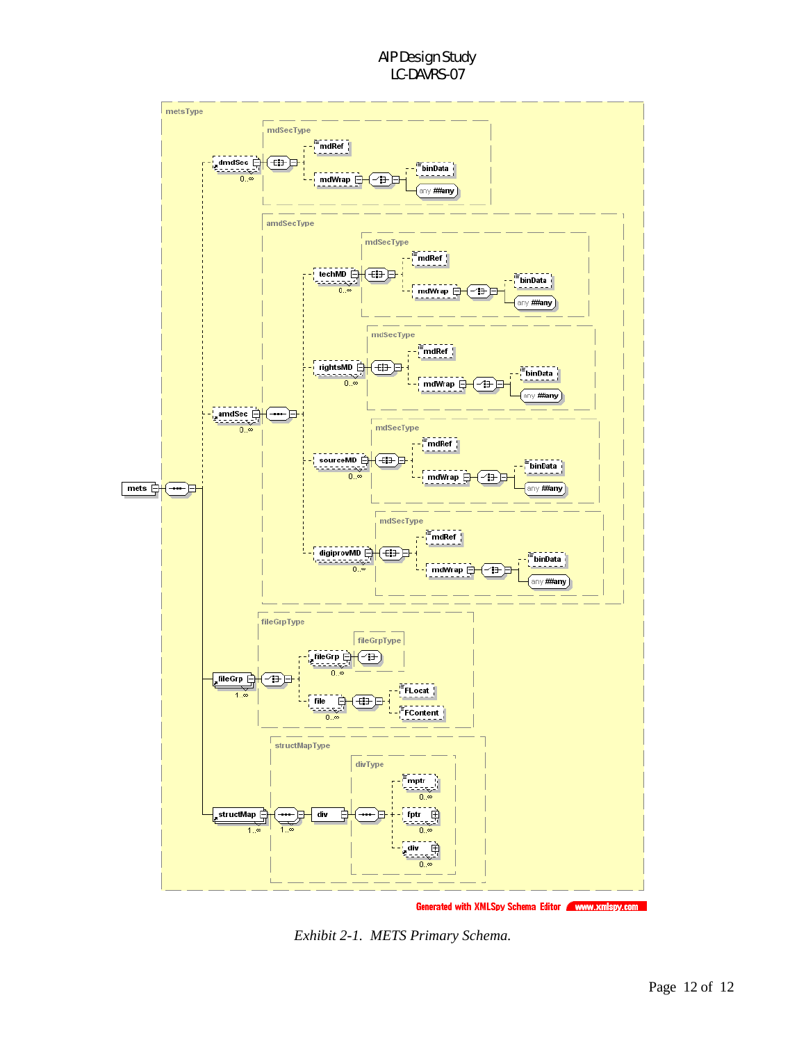*Exhibit 2-1. METS Primary Schema.*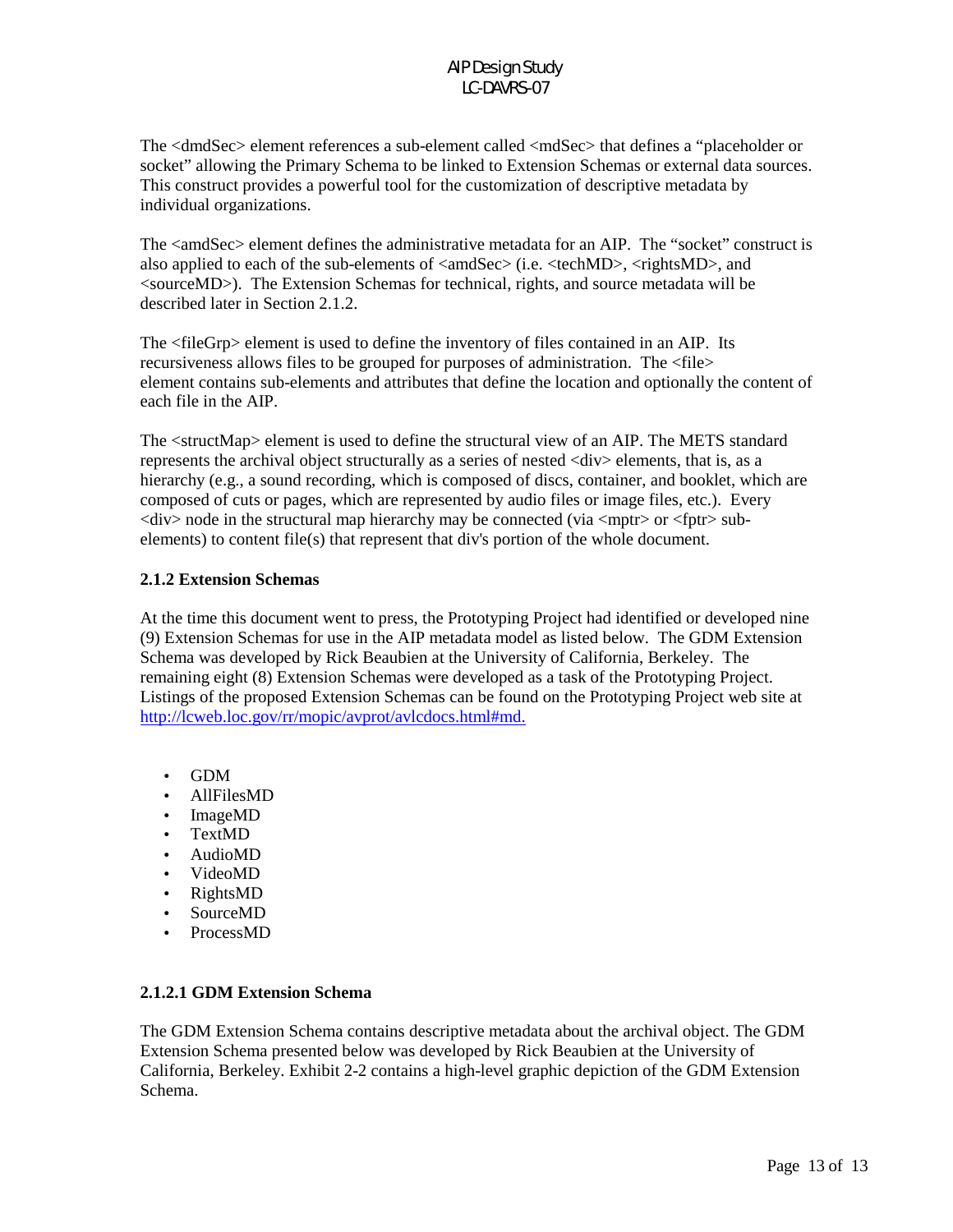The <dmdSec> element references a sub-element called <mdSec> that defines a "placeholder or socket" allowing the Primary Schema to be linked to Extension Schemas or external data sources. This construct provides a powerful tool for the customization of descriptive metadata by individual organizations.

The <amdSec> element defines the administrative metadata for an AIP. The "socket" construct is also applied to each of the sub-elements of <amdSec> (i.e. <techMD>, <rightsMD>, and <sourceMD>). The Extension Schemas for technical, rights, and source metadata will be described later in Section 2.1.2.

The <fileGrp> element is used to define the inventory of files contained in an AIP. Its recursiveness allows files to be grouped for purposes of administration. The <file> element contains sub-elements and attributes that define the location and optionally the content of each file in the AIP.

The <structMap> element is used to define the structural view of an AIP. The METS standard represents the archival object structurally as a series of nested <div> elements, that is, as a hierarchy (e.g., a sound recording, which is composed of discs, container, and booklet, which are composed of cuts or pages, which are represented by audio files or image files, etc.). Every <div> node in the structural map hierarchy may be connected (via <mptr> or <fptr> sub-elements) to content file(s) that represent that div's portion of the whole document.

### 2.1.2 Extension Schemas

At the time this document went to press, the Prototyping Project had identified or developed nine (9) Extension Schemas for use in the AIP metadata model as listed below. The GDM Extension Schema was developed by Rick Beaubien at the University of California, Berkeley. The remaining eight (8) Extension Schemas were developed as a task of the Prototyping Project. Listings of the proposed Extension Schemas can be found on the Prototyping Project web site at http://lcweb.loc.gov/rr/mopic/avprot/avlcdocs.html#md.

- GDM
- AllFilesMD
- ImageMD
- TextMD
- AudioMD
- VideoMD
- RightsMD
- SourceMD
- ProcessMD

#### 2.1.2.1 GDM Extension Schema

The GDM Extension Schema contains descriptive metadata about the archival object. The GDM Extension Schema presented below was developed by Rick Beaubien at the University of California, Berkeley. Exhibit 2-2 contains a high-level graphic depiction of the GDM Extension Schema.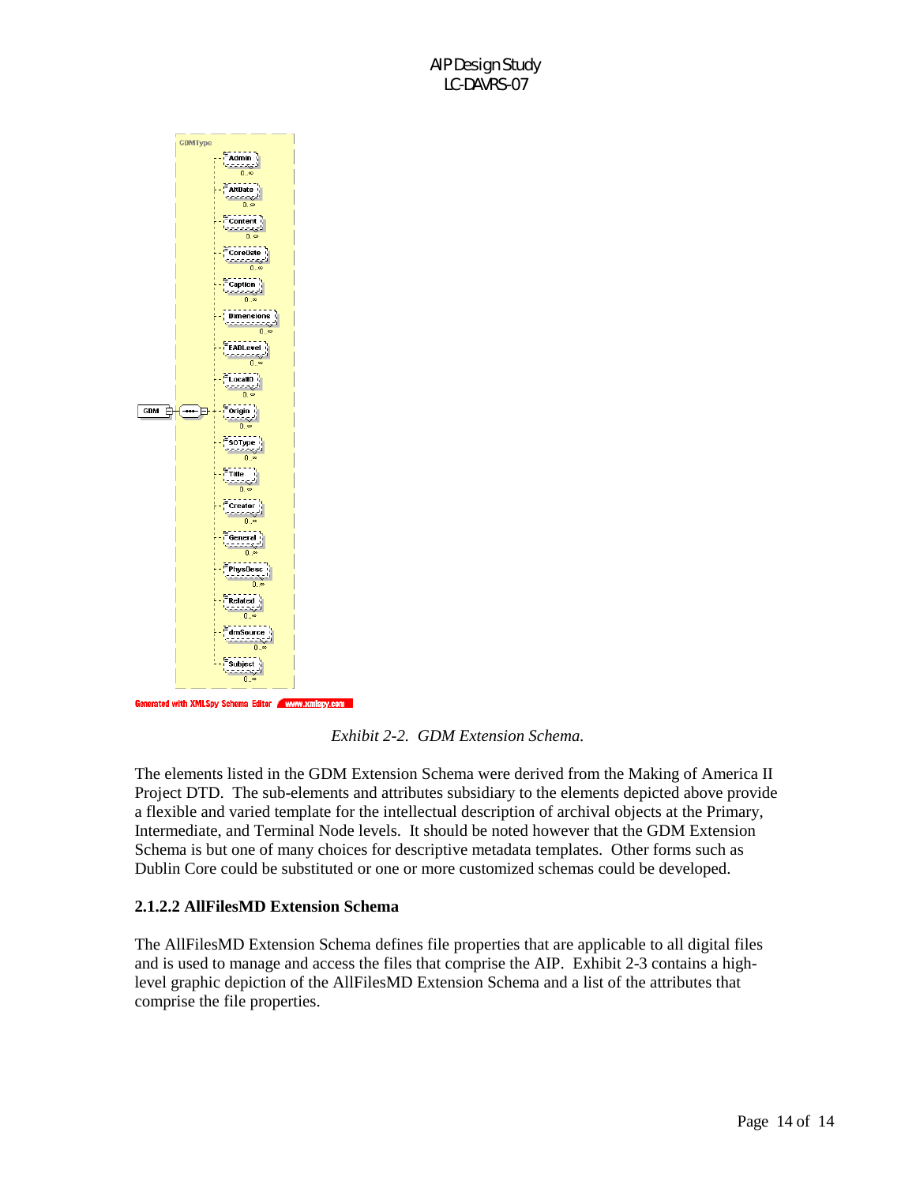*Exhibit 2-2. GDM Extension Schema.*

The elements listed in the GDM Extension Schema were derived from the Making of America II Project DTD. The sub-elements and attributes subsidiary to the elements depicted above provide a flexible and varied template for the intellectual description of archival objects at the Primary, Intermediate, and Terminal Node levels. It should be noted however that the GDM Extension Schema is but one of many choices for descriptive metadata templates. Other forms such as Dublin Core could be substituted or one or more customized schemas could be developed.

#### 2.1.2.2 AllFilesMD Extension Schema

The AllFilesMD Extension Schema defines file properties that are applicable to all digital files and is used to manage and access the files that comprise the AIP. Exhibit 2-3 contains a high-level graphic depiction of the AllFilesMD Extension Schema and a list of the attributes that comprise the file properties.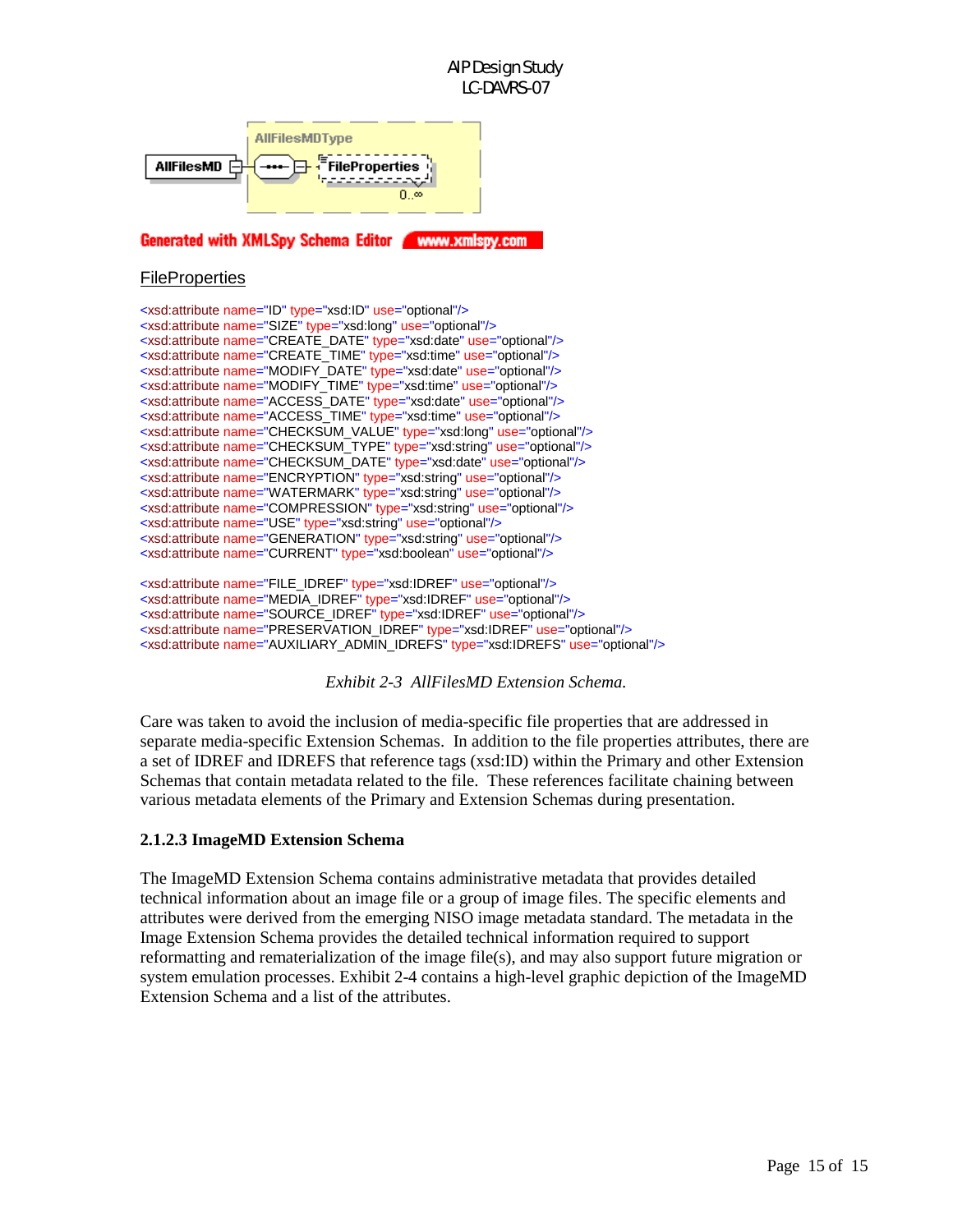AllFilesMD AllFilesMDType FileProperties 0..∞

Generated with XMLSpy Schema Editor www.xmlspy.com

FileProperties

```
<xsd:attribute name="ID" type="xsd:ID" use="optional"/>
<xsd:attribute name="SIZE" type="xsd:long" use="optional"/>
<xsd:attribute name="CREATE_DATE" type="xsd:date" use="optional"/>
<xsd:attribute name="CREATE_TIME" type="xsd:time" use="optional"/>
<xsd:attribute name="MODIFY_DATE" type="xsd:date" use="optional"/>
<xsd:attribute name="MODIFY_TIME" type="xsd:time" use="optional"/>
<xsd:attribute name="ACCESS_DATE" type="xsd:date" use="optional"/>
<xsd:attribute name="ACCESS_TIME" type="xsd:time" use="optional"/>
<xsd:attribute name="CHECKSUM_VALUE" type="xsd:long" use="optional"/>
<xsd:attribute name="CHECKSUM_TYPE" type="xsd:string" use="optional"/>
<xsd:attribute name="CHECKSUM_DATE" type="xsd:date" use="optional"/>
<xsd:attribute name="ENCRYPTION" type="xsd:string" use="optional"/>
<xsd:attribute name="WATERMARK" type="xsd:string" use="optional"/>
<xsd:attribute name="COMPRESSION" type="xsd:string" use="optional"/>
<xsd:attribute name="USE" type="xsd:string" use="optional"/>
<xsd:attribute name="GENERATION" type="xsd:string" use="optional"/>
<xsd:attribute name="CURRENT" type="xsd:boolean" use="optional"/>

<xsd:attribute name="FILE_IDREF" type="xsd:IDREF" use="optional"/>
<xsd:attribute name="MEDIA_IDREF" type="xsd:IDREF" use="optional"/>
<xsd:attribute name="SOURCE_IDREF" type="xsd:IDREF" use="optional"/>
<xsd:attribute name="PRESERVATION_IDREF" type="xsd:IDREF" use="optional"/>
<xsd:attribute name="AUXILIARY_ADMIN_IDREFS" type="xsd:IDREFS" use="optional"/>
```

*Exhibit 2-3 AllFilesMD Extension Schema.*

Care was taken to avoid the inclusion of media-specific file properties that are addressed in separate media-specific Extension Schemas. In addition to the file properties attributes, there are a set of IDREF and IDREFS that reference tags (xsd:ID) within the Primary and other Extension Schemas that contain metadata related to the file. These references facilitate chaining between various metadata elements of the Primary and Extension Schemas during presentation.

### 2.1.2.3 ImageMD Extension Schema

The ImageMD Extension Schema contains administrative metadata that provides detailed technical information about an image file or a group of image files. The specific elements and attributes were derived from the emerging NISO image metadata standard. The metadata in the Image Extension Schema provides the detailed technical information required to support reformatting and rematerialization of the image file(s), and may also support future migration or system emulation processes. Exhibit 2-4 contains a high-level graphic depiction of the ImageMD Extension Schema and a list of the attributes.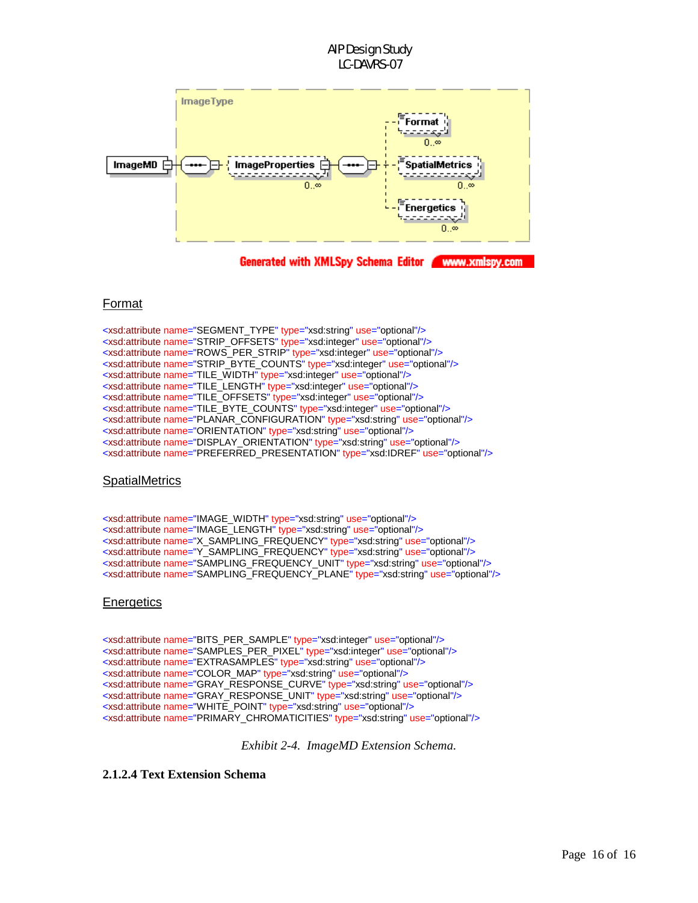ImageType

ImageMD — ImageProperties 0..∞ — Format 0..∞, SpatialMetrics 0..∞, Energetics 0..∞

Generated with XMLSpy Schema Editor www.xmlspy.com

## Format

```
<xsd:attribute name="SEGMENT_TYPE" type="xsd:string" use="optional"/>
<xsd:attribute name="STRIP_OFFSETS" type="xsd:integer" use="optional"/>
<xsd:attribute name="ROWS_PER_STRIP" type="xsd:integer" use="optional"/>
<xsd:attribute name="STRIP_BYTE_COUNTS" type="xsd:integer" use="optional"/>
<xsd:attribute name="TILE_WIDTH" type="xsd:integer" use="optional"/>
<xsd:attribute name="TILE_LENGTH" type="xsd:integer" use="optional"/>
<xsd:attribute name="TILE_OFFSETS" type="xsd:integer" use="optional"/>
<xsd:attribute name="TILE_BYTE_COUNTS" type="xsd:integer" use="optional"/>
<xsd:attribute name="PLANAR_CONFIGURATION" type="xsd:string" use="optional"/>
<xsd:attribute name="ORIENTATION" type="xsd:string" use="optional"/>
<xsd:attribute name="DISPLAY_ORIENTATION" type="xsd:string" use="optional"/>
<xsd:attribute name="PREFERRED_PRESENTATION" type="xsd:IDREF" use="optional"/>
```

## SpatialMetrics

```
<xsd:attribute name="IMAGE_WIDTH" type="xsd:string" use="optional"/>
<xsd:attribute name="IMAGE_LENGTH" type="xsd:string" use="optional"/>
<xsd:attribute name="X_SAMPLING_FREQUENCY" type="xsd:string" use="optional"/>
<xsd:attribute name="Y_SAMPLING_FREQUENCY" type="xsd:string" use="optional"/>
<xsd:attribute name="SAMPLING_FREQUENCY_UNIT" type="xsd:string" use="optional"/>
<xsd:attribute name="SAMPLING_FREQUENCY_PLANE" type="xsd:string" use="optional"/>
```

## Energetics

```
<xsd:attribute name="BITS_PER_SAMPLE" type="xsd:integer" use="optional"/>
<xsd:attribute name="SAMPLES_PER_PIXEL" type="xsd:integer" use="optional"/>
<xsd:attribute name="EXTRASAMPLES" type="xsd:string" use="optional"/>
<xsd:attribute name="COLOR_MAP" type="xsd:string" use="optional"/>
<xsd:attribute name="GRAY_RESPONSE_CURVE" type="xsd:string" use="optional"/>
<xsd:attribute name="GRAY_RESPONSE_UNIT" type="xsd:string" use="optional"/>
<xsd:attribute name="WHITE_POINT" type="xsd:string" use="optional"/>
<xsd:attribute name="PRIMARY_CHROMATICITIES" type="xsd:string" use="optional"/>
```

*Exhibit 2-4. ImageMD Extension Schema.*

### 2.1.2.4 Text Extension Schema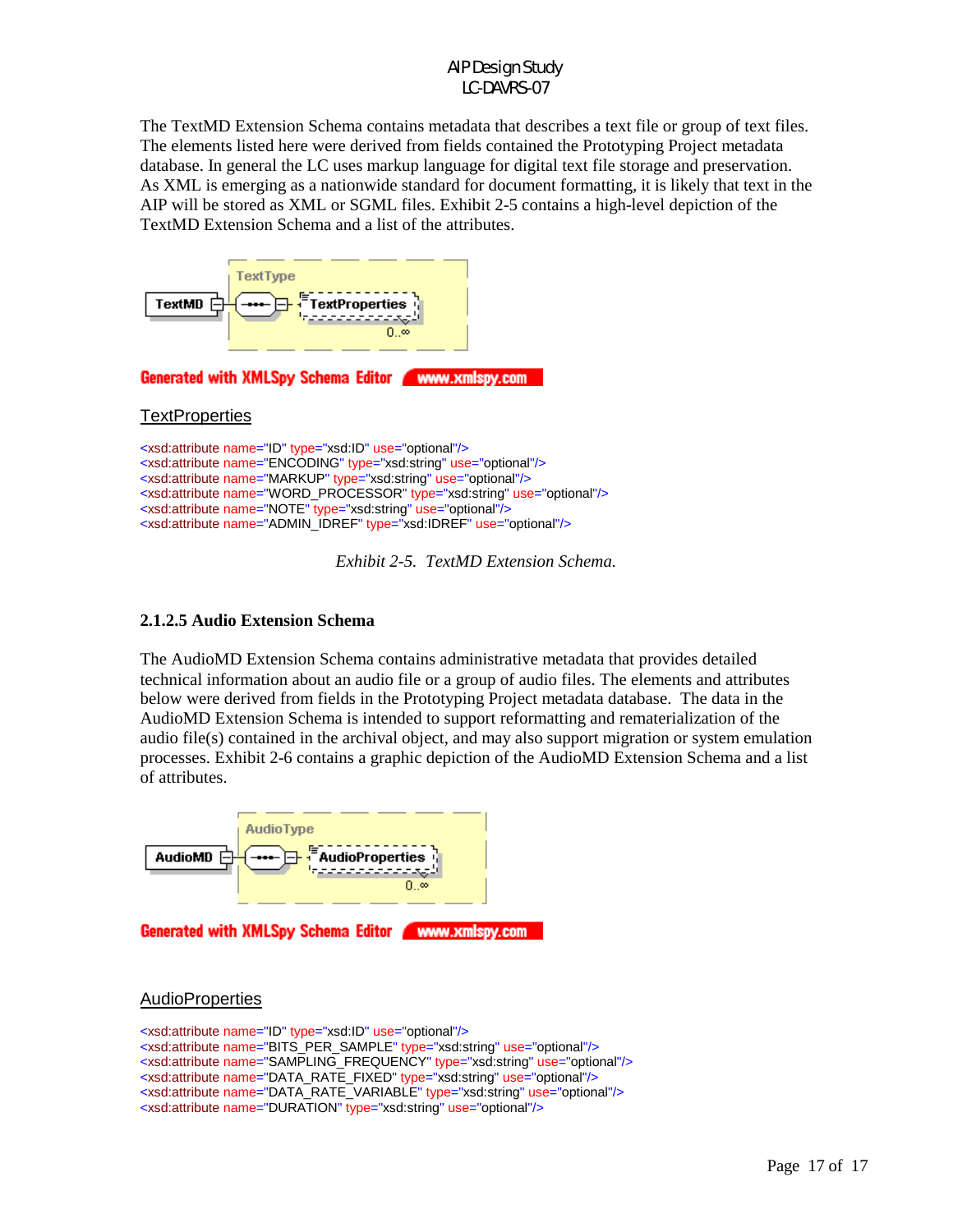The TextMD Extension Schema contains metadata that describes a text file or group of text files. The elements listed here were derived from fields contained the Prototyping Project metadata database. In general the LC uses markup language for digital text file storage and preservation. As XML is emerging as a nationwide standard for document formatting, it is likely that text in the AIP will be stored as XML or SGML files. Exhibit 2-5 contains a high-level depiction of the TextMD Extension Schema and a list of the attributes.

TextType

TextMD — TextProperties 0..∞

Generated with XMLSpy Schema Editor www.xmlspy.com

TextProperties

```
<xsd:attribute name="ID" type="xsd:ID" use="optional"/>
<xsd:attribute name="ENCODING" type="xsd:string" use="optional"/>
<xsd:attribute name="MARKUP" type="xsd:string" use="optional"/>
<xsd:attribute name="WORD_PROCESSOR" type="xsd:string" use="optional"/>
<xsd:attribute name="NOTE" type="xsd:string" use="optional"/>
<xsd:attribute name="ADMIN_IDREF" type="xsd:IDREF" use="optional"/>
```

*Exhibit 2-5. TextMD Extension Schema.*

### 2.1.2.5 Audio Extension Schema

The AudioMD Extension Schema contains administrative metadata that provides detailed technical information about an audio file or a group of audio files. The elements and attributes below were derived from fields in the Prototyping Project metadata database. The data in the AudioMD Extension Schema is intended to support reformatting and rematerialization of the audio file(s) contained in the archival object, and may also support migration or system emulation processes. Exhibit 2-6 contains a graphic depiction of the AudioMD Extension Schema and a list of attributes.

AudioType

AudioMD — AudioProperties 0..∞

Generated with XMLSpy Schema Editor www.xmlspy.com

AudioProperties

```
<xsd:attribute name="ID" type="xsd:ID" use="optional"/>
<xsd:attribute name="BITS_PER_SAMPLE" type="xsd:string" use="optional"/>
<xsd:attribute name="SAMPLING_FREQUENCY" type="xsd:string" use="optional"/>
<xsd:attribute name="DATA_RATE_FIXED" type="xsd:string" use="optional"/>
<xsd:attribute name="DATA_RATE_VARIABLE" type="xsd:string" use="optional"/>
<xsd:attribute name="DURATION" type="xsd:string" use="optional"/>
```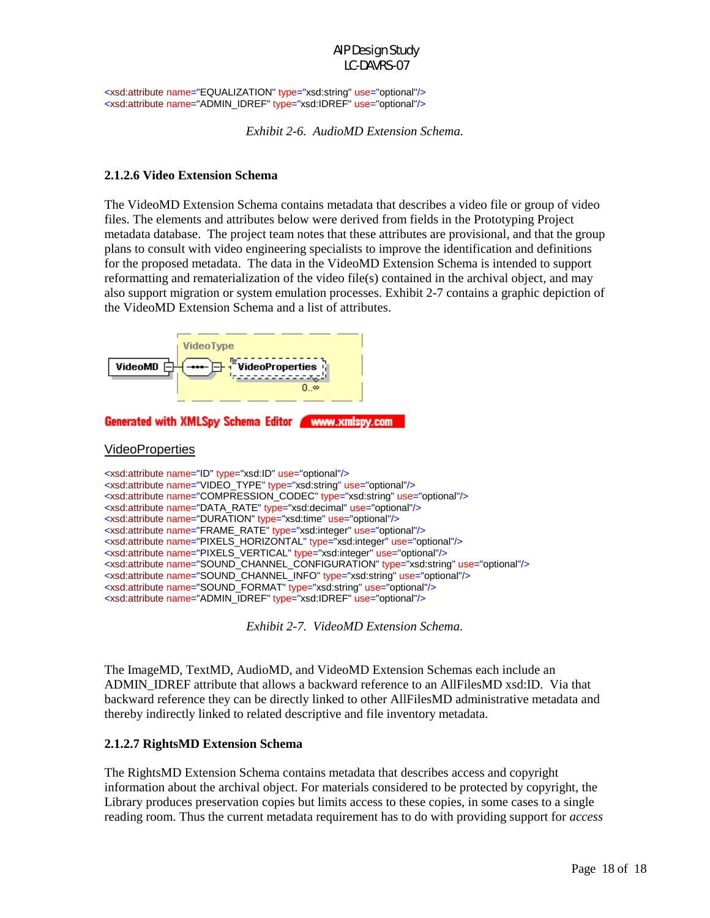```
<xsd:attribute name="EQUALIZATION" type="xsd:string" use="optional"/>
<xsd:attribute name="ADMIN_IDREF" type="xsd:IDREF" use="optional"/>
```

*Exhibit 2-6. AudioMD Extension Schema.*

#### 2.1.2.6 Video Extension Schema

The VideoMD Extension Schema contains metadata that describes a video file or group of video files. The elements and attributes below were derived from fields in the Prototyping Project metadata database. The project team notes that these attributes are provisional, and that the group plans to consult with video engineering specialists to improve the identification and definitions for the proposed metadata. The data in the VideoMD Extension Schema is intended to support reformatting and rematerialization of the video file(s) contained in the archival object, and may also support migration or system emulation processes. Exhibit 2-7 contains a graphic depiction of the VideoMD Extension Schema and a list of attributes.

VideoType

VideoMD — VideoProperties 0..∞

Generated with XMLSpy Schema Editor www.xmlspy.com

VideoProperties

```
<xsd:attribute name="ID" type="xsd:ID" use="optional"/>
<xsd:attribute name="VIDEO_TYPE" type="xsd:string" use="optional"/>
<xsd:attribute name="COMPRESSION_CODEC" type="xsd:string" use="optional"/>
<xsd:attribute name="DATA_RATE" type="xsd:decimal" use="optional"/>
<xsd:attribute name="DURATION" type="xsd:time" use="optional"/>
<xsd:attribute name="FRAME_RATE" type="xsd:integer" use="optional"/>
<xsd:attribute name="PIXELS_HORIZONTAL" type="xsd:integer" use="optional"/>
<xsd:attribute name="PIXELS_VERTICAL" type="xsd:integer" use="optional"/>
<xsd:attribute name="SOUND_CHANNEL_CONFIGURATION" type="xsd:string" use="optional"/>
<xsd:attribute name="SOUND_CHANNEL_INFO" type="xsd:string" use="optional"/>
<xsd:attribute name="SOUND_FORMAT" type="xsd:string" use="optional"/>
<xsd:attribute name="ADMIN_IDREF" type="xsd:IDREF" use="optional"/>
```

*Exhibit 2-7. VideoMD Extension Schema.*

The ImageMD, TextMD, AudioMD, and VideoMD Extension Schemas each include an ADMIN_IDREF attribute that allows a backward reference to an AllFilesMD xsd:ID. Via that backward reference they can be directly linked to other AllFilesMD administrative metadata and thereby indirectly linked to related descriptive and file inventory metadata.

#### 2.1.2.7 RightsMD Extension Schema

The RightsMD Extension Schema contains metadata that describes access and copyright information about the archival object. For materials considered to be protected by copyright, the Library produces preservation copies but limits access to these copies, in some cases to a single reading room. Thus the current metadata requirement has to do with providing support for *access*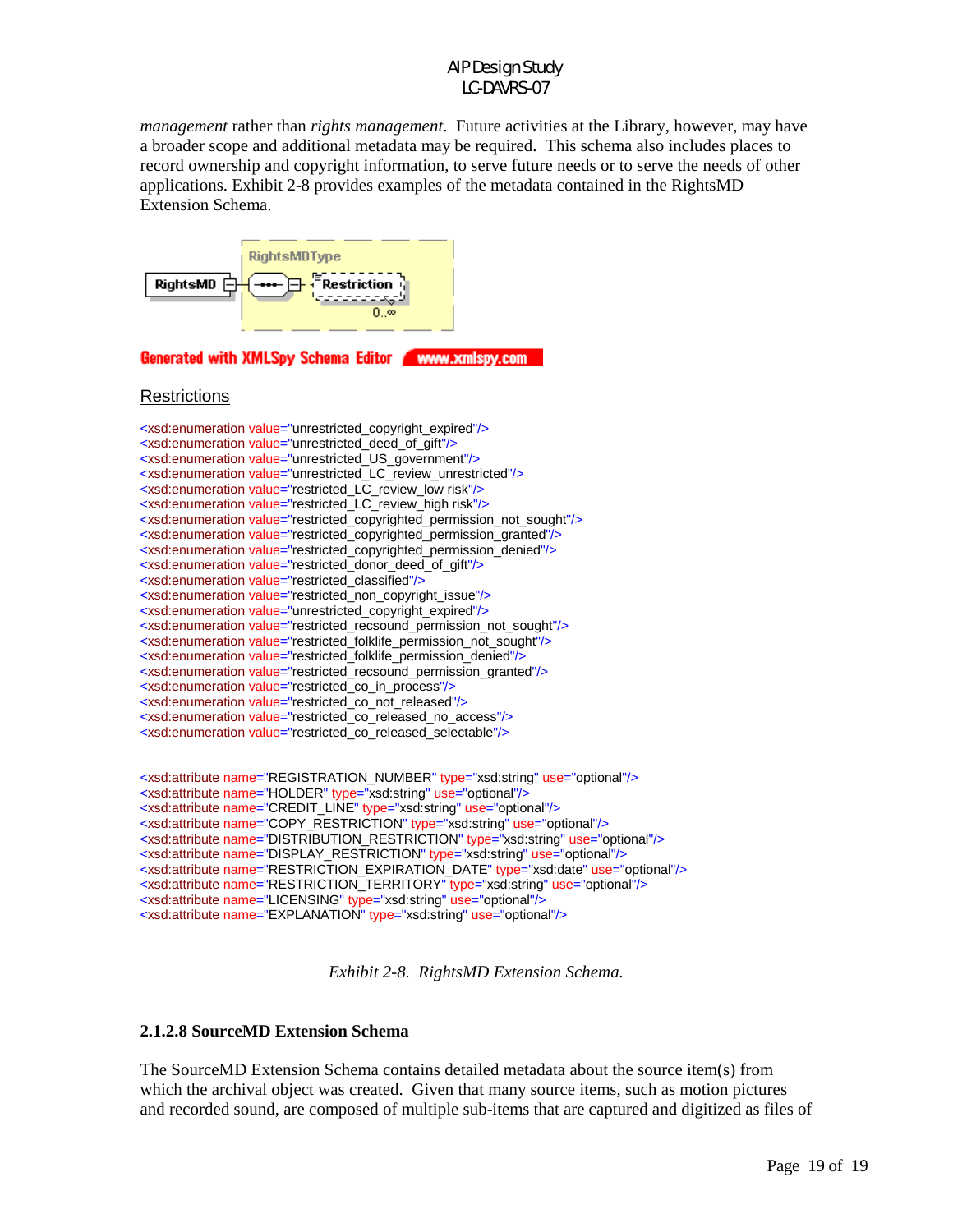*management* rather than *rights management*. Future activities at the Library, however, may have a broader scope and additional metadata may be required. This schema also includes places to record ownership and copyright information, to serve future needs or to serve the needs of other applications. Exhibit 2-8 provides examples of the metadata contained in the RightsMD Extension Schema.

RightsMDType

RightsMD — Restriction 0..∞

Generated with XMLSpy Schema Editor www.xmlspy.com

Restrictions

```
<xsd:enumeration value="unrestricted_copyright_expired"/>
<xsd:enumeration value="unrestricted_deed_of_gift"/>
<xsd:enumeration value="unrestricted_US_government"/>
<xsd:enumeration value="unrestricted_LC_review_unrestricted"/>
<xsd:enumeration value="restricted_LC_review_low risk"/>
<xsd:enumeration value="restricted_LC_review_high risk"/>
<xsd:enumeration value="restricted_copyrighted_permission_not_sought"/>
<xsd:enumeration value="restricted_copyrighted_permission_granted"/>
<xsd:enumeration value="restricted_copyrighted_permission_denied"/>
<xsd:enumeration value="restricted_donor_deed_of_gift"/>
<xsd:enumeration value="restricted_classified"/>
<xsd:enumeration value="restricted_non_copyright_issue"/>
<xsd:enumeration value="unrestricted_copyright_expired"/>
<xsd:enumeration value="restricted_recsound_permission_not_sought"/>
<xsd:enumeration value="restricted_folklife_permission_not_sought"/>
<xsd:enumeration value="restricted_folklife_permission_denied"/>
<xsd:enumeration value="restricted_recsound_permission_granted"/>
<xsd:enumeration value="restricted_co_in_process"/>
<xsd:enumeration value="restricted_co_not_released"/>
<xsd:enumeration value="restricted_co_released_no_access"/>
<xsd:enumeration value="restricted_co_released_selectable"/>

<xsd:attribute name="REGISTRATION_NUMBER" type="xsd:string" use="optional"/>
<xsd:attribute name="HOLDER" type="xsd:string" use="optional"/>
<xsd:attribute name="CREDIT_LINE" type="xsd:string" use="optional"/>
<xsd:attribute name="COPY_RESTRICTION" type="xsd:string" use="optional"/>
<xsd:attribute name="DISTRIBUTION_RESTRICTION" type="xsd:string" use="optional"/>
<xsd:attribute name="DISPLAY_RESTRICTION" type="xsd:string" use="optional"/>
<xsd:attribute name="RESTRICTION_EXPIRATION_DATE" type="xsd:date" use="optional"/>
<xsd:attribute name="RESTRICTION_TERRITORY" type="xsd:string" use="optional"/>
<xsd:attribute name="LICENSING" type="xsd:string" use="optional"/>
<xsd:attribute name="EXPLANATION" type="xsd:string" use="optional"/>
```

*Exhibit 2-8. RightsMD Extension Schema.*

#### 2.1.2.8 SourceMD Extension Schema

The SourceMD Extension Schema contains detailed metadata about the source item(s) from which the archival object was created. Given that many source items, such as motion pictures and recorded sound, are composed of multiple sub-items that are captured and digitized as files of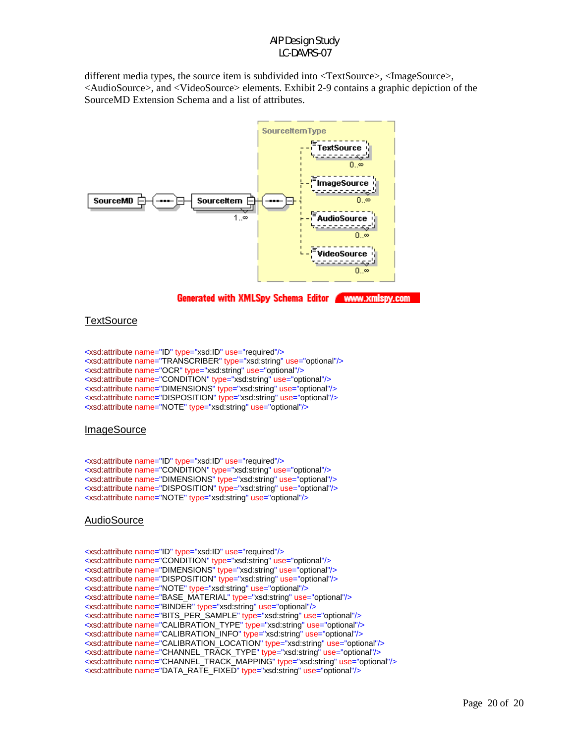different media types, the source item is subdivided into <TextSource>, <ImageSource>, <AudioSource>, and <VideoSource> elements. Exhibit 2-9 contains a graphic depiction of the SourceMD Extension Schema and a list of attributes.

SourceItemType

TextSource 0..∞

ImageSource 0..∞

AudioSource 0..∞

VideoSource 0..∞

SourceMD — SourceItem 1..∞

Generated with XMLSpy Schema Editor www.xmlspy.com

## TextSource

```
<xsd:attribute name="ID" type="xsd:ID" use="required"/>
<xsd:attribute name="TRANSCRIBER" type="xsd:string" use="optional"/>
<xsd:attribute name="OCR" type="xsd:string" use="optional"/>
<xsd:attribute name="CONDITION" type="xsd:string" use="optional"/>
<xsd:attribute name="DIMENSIONS" type="xsd:string" use="optional"/>
<xsd:attribute name="DISPOSITION" type="xsd:string" use="optional"/>
<xsd:attribute name="NOTE" type="xsd:string" use="optional"/>
```

## ImageSource

```
<xsd:attribute name="ID" type="xsd:ID" use="required"/>
<xsd:attribute name="CONDITION" type="xsd:string" use="optional"/>
<xsd:attribute name="DIMENSIONS" type="xsd:string" use="optional"/>
<xsd:attribute name="DISPOSITION" type="xsd:string" use="optional"/>
<xsd:attribute name="NOTE" type="xsd:string" use="optional"/>
```

## AudioSource

```
<xsd:attribute name="ID" type="xsd:ID" use="required"/>
<xsd:attribute name="CONDITION" type="xsd:string" use="optional"/>
<xsd:attribute name="DIMENSIONS" type="xsd:string" use="optional"/>
<xsd:attribute name="DISPOSITION" type="xsd:string" use="optional"/>
<xsd:attribute name="NOTE" type="xsd:string" use="optional"/>
<xsd:attribute name="BASE_MATERIAL" type="xsd:string" use="optional"/>
<xsd:attribute name="BINDER" type="xsd:string" use="optional"/>
<xsd:attribute name="BITS_PER_SAMPLE" type="xsd:string" use="optional"/>
<xsd:attribute name="CALIBRATION_TYPE" type="xsd:string" use="optional"/>
<xsd:attribute name="CALIBRATION_INFO" type="xsd:string" use="optional"/>
<xsd:attribute name="CALIBRATION_LOCATION" type="xsd:string" use="optional"/>
<xsd:attribute name="CHANNEL_TRACK_TYPE" type="xsd:string" use="optional"/>
<xsd:attribute name="CHANNEL_TRACK_MAPPING" type="xsd:string" use="optional"/>
<xsd:attribute name="DATA_RATE_FIXED" type="xsd:string" use="optional"/>
```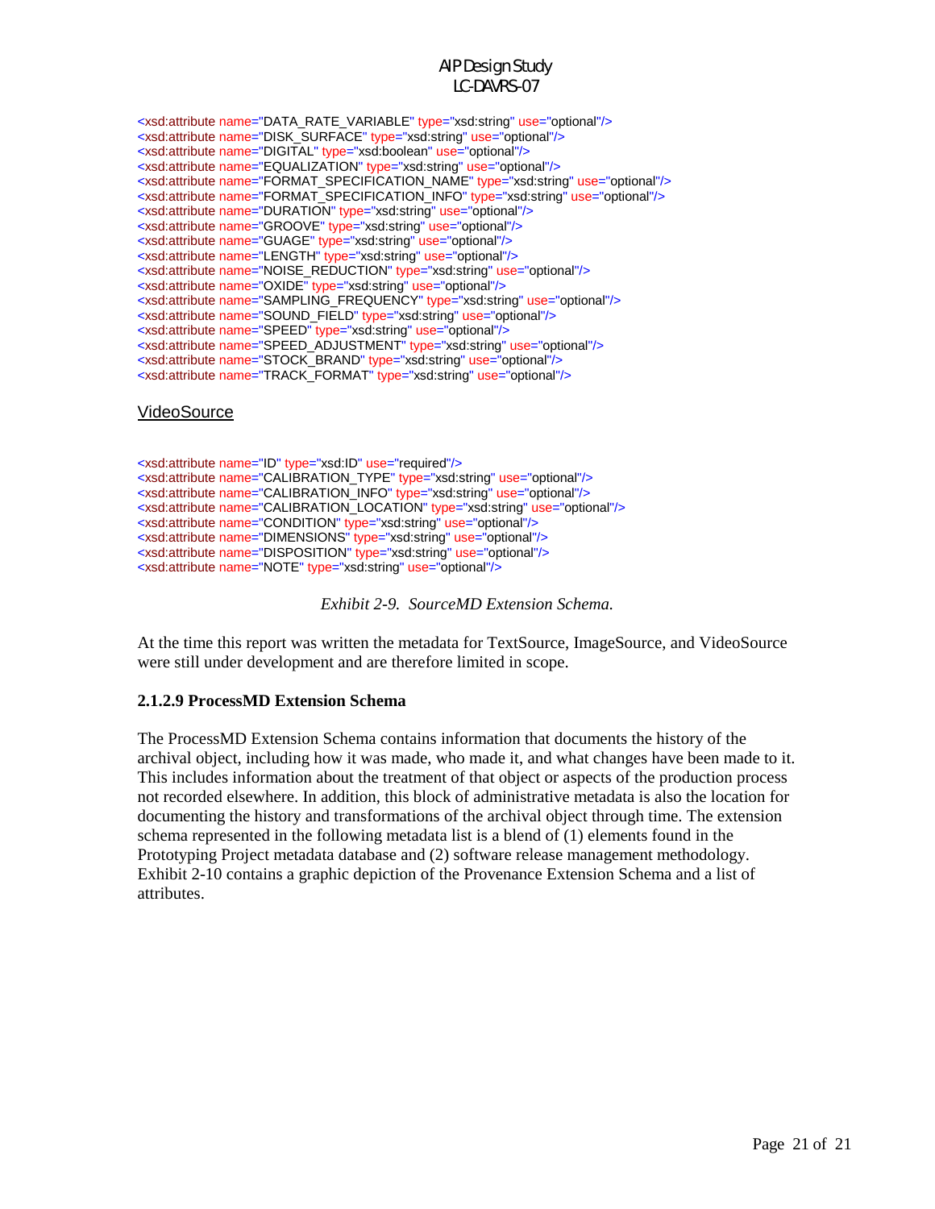```
<xsd:attribute name="DATA_RATE_VARIABLE" type="xsd:string" use="optional"/>
<xsd:attribute name="DISK_SURFACE" type="xsd:string" use="optional"/>
<xsd:attribute name="DIGITAL" type="xsd:boolean" use="optional"/>
<xsd:attribute name="EQUALIZATION" type="xsd:string" use="optional"/>
<xsd:attribute name="FORMAT_SPECIFICATION_NAME" type="xsd:string" use="optional"/>
<xsd:attribute name="FORMAT_SPECIFICATION_INFO" type="xsd:string" use="optional"/>
<xsd:attribute name="DURATION" type="xsd:string" use="optional"/>
<xsd:attribute name="GROOVE" type="xsd:string" use="optional"/>
<xsd:attribute name="GUAGE" type="xsd:string" use="optional"/>
<xsd:attribute name="LENGTH" type="xsd:string" use="optional"/>
<xsd:attribute name="NOISE_REDUCTION" type="xsd:string" use="optional"/>
<xsd:attribute name="OXIDE" type="xsd:string" use="optional"/>
<xsd:attribute name="SAMPLING_FREQUENCY" type="xsd:string" use="optional"/>
<xsd:attribute name="SOUND_FIELD" type="xsd:string" use="optional"/>
<xsd:attribute name="SPEED" type="xsd:string" use="optional"/>
<xsd:attribute name="SPEED_ADJUSTMENT" type="xsd:string" use="optional"/>
<xsd:attribute name="STOCK_BRAND" type="xsd:string" use="optional"/>
<xsd:attribute name="TRACK_FORMAT" type="xsd:string" use="optional"/>
```

VideoSource

```
<xsd:attribute name="ID" type="xsd:ID" use="required"/>
<xsd:attribute name="CALIBRATION_TYPE" type="xsd:string" use="optional"/>
<xsd:attribute name="CALIBRATION_INFO" type="xsd:string" use="optional"/>
<xsd:attribute name="CALIBRATION_LOCATION" type="xsd:string" use="optional"/>
<xsd:attribute name="CONDITION" type="xsd:string" use="optional"/>
<xsd:attribute name="DIMENSIONS" type="xsd:string" use="optional"/>
<xsd:attribute name="DISPOSITION" type="xsd:string" use="optional"/>
<xsd:attribute name="NOTE" type="xsd:string" use="optional"/>
```

*Exhibit 2-9. SourceMD Extension Schema.*

At the time this report was written the metadata for TextSource, ImageSource, and VideoSource were still under development and are therefore limited in scope.

#### 2.1.2.9 ProcessMD Extension Schema

The ProcessMD Extension Schema contains information that documents the history of the archival object, including how it was made, who made it, and what changes have been made to it. This includes information about the treatment of that object or aspects of the production process not recorded elsewhere. In addition, this block of administrative metadata is also the location for documenting the history and transformations of the archival object through time. The extension schema represented in the following metadata list is a blend of (1) elements found in the Prototyping Project metadata database and (2) software release management methodology. Exhibit 2-10 contains a graphic depiction of the Provenance Extension Schema and a list of attributes.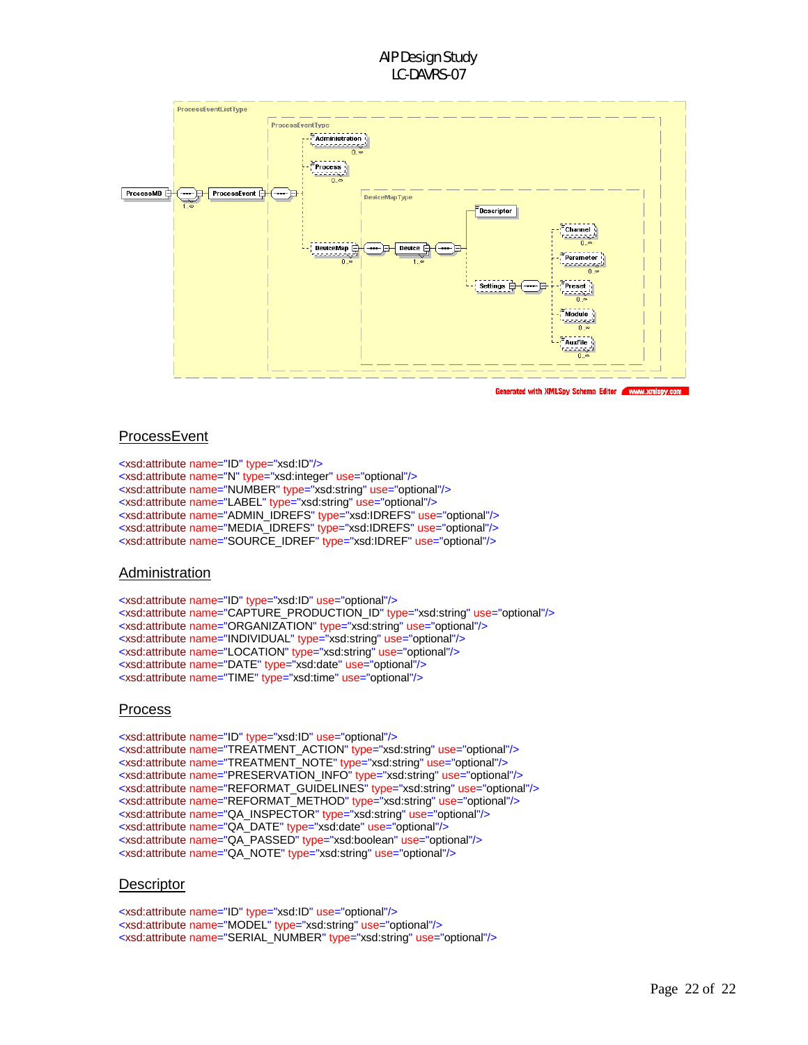ProcessEventListType

ProcessEventType

ProcessMD — ProcessEvent (1..∞) — Administration (0..∞), Process (0..∞), DeviceMap (0..∞)

DeviceMapType — Device (1..∞) — Descriptor, Settings — Channel (0..∞), Parameter (0..∞), Preset (0..∞), Module (0..∞), AuxFile (0..∞)

Generated with XMLSpy Schema Editor www.xmlspy.com

## ProcessEvent

```
<xsd:attribute name="ID" type="xsd:ID"/>
<xsd:attribute name="N" type="xsd:integer" use="optional"/>
<xsd:attribute name="NUMBER" type="xsd:string" use="optional"/>
<xsd:attribute name="LABEL" type="xsd:string" use="optional"/>
<xsd:attribute name="ADMIN_IDREFS" type="xsd:IDREFS" use="optional"/>
<xsd:attribute name="MEDIA_IDREFS" type="xsd:IDREFS" use="optional"/>
<xsd:attribute name="SOURCE_IDREF" type="xsd:IDREF" use="optional"/>
```

## Administration

```
<xsd:attribute name="ID" type="xsd:ID" use="optional"/>
<xsd:attribute name="CAPTURE_PRODUCTION_ID" type="xsd:string" use="optional"/>
<xsd:attribute name="ORGANIZATION" type="xsd:string" use="optional"/>
<xsd:attribute name="INDIVIDUAL" type="xsd:string" use="optional"/>
<xsd:attribute name="LOCATION" type="xsd:string" use="optional"/>
<xsd:attribute name="DATE" type="xsd:date" use="optional"/>
<xsd:attribute name="TIME" type="xsd:time" use="optional"/>
```

## Process

```
<xsd:attribute name="ID" type="xsd:ID" use="optional"/>
<xsd:attribute name="TREATMENT_ACTION" type="xsd:string" use="optional"/>
<xsd:attribute name="TREATMENT_NOTE" type="xsd:string" use="optional"/>
<xsd:attribute name="PRESERVATION_INFO" type="xsd:string" use="optional"/>
<xsd:attribute name="REFORMAT_GUIDELINES" type="xsd:string" use="optional"/>
<xsd:attribute name="REFORMAT_METHOD" type="xsd:string" use="optional"/>
<xsd:attribute name="QA_INSPECTOR" type="xsd:string" use="optional"/>
<xsd:attribute name="QA_DATE" type="xsd:date" use="optional"/>
<xsd:attribute name="QA_PASSED" type="xsd:boolean" use="optional"/>
<xsd:attribute name="QA_NOTE" type="xsd:string" use="optional"/>
```

## Descriptor

```
<xsd:attribute name="ID" type="xsd:ID" use="optional"/>
<xsd:attribute name="MODEL" type="xsd:string" use="optional"/>
<xsd:attribute name="SERIAL_NUMBER" type="xsd:string" use="optional"/>
```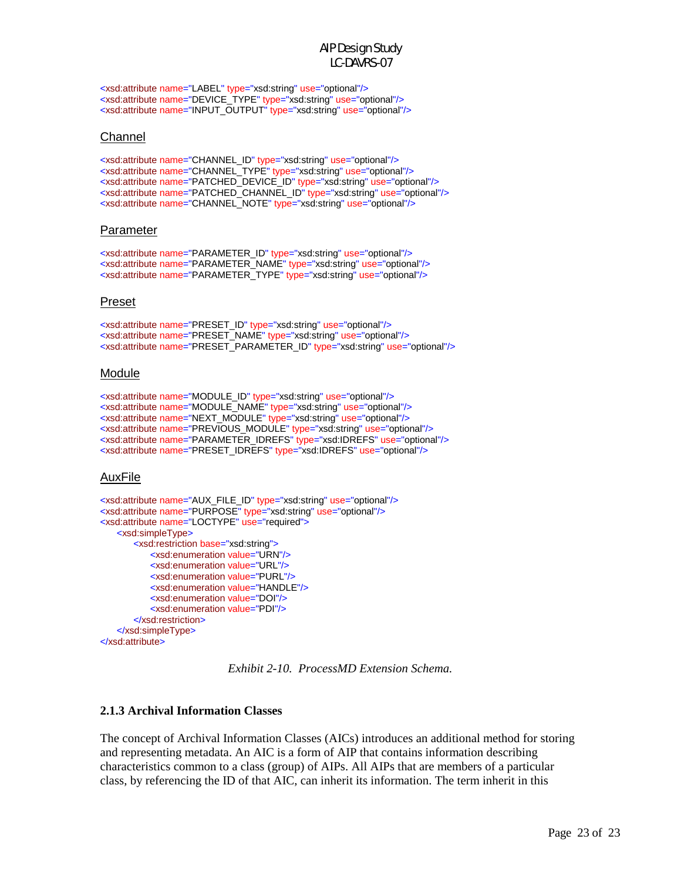```
<xsd:attribute name="LABEL" type="xsd:string" use="optional"/>
<xsd:attribute name="DEVICE_TYPE" type="xsd:string" use="optional"/>
<xsd:attribute name="INPUT_OUTPUT" type="xsd:string" use="optional"/>
```

Channel

```
<xsd:attribute name="CHANNEL_ID" type="xsd:string" use="optional"/>
<xsd:attribute name="CHANNEL_TYPE" type="xsd:string" use="optional"/>
<xsd:attribute name="PATCHED_DEVICE_ID" type="xsd:string" use="optional"/>
<xsd:attribute name="PATCHED_CHANNEL_ID" type="xsd:string" use="optional"/>
<xsd:attribute name="CHANNEL_NOTE" type="xsd:string" use="optional"/>
```

Parameter

```
<xsd:attribute name="PARAMETER_ID" type="xsd:string" use="optional"/>
<xsd:attribute name="PARAMETER_NAME" type="xsd:string" use="optional"/>
<xsd:attribute name="PARAMETER_TYPE" type="xsd:string" use="optional"/>
```

Preset

```
<xsd:attribute name="PRESET_ID" type="xsd:string" use="optional"/>
<xsd:attribute name="PRESET_NAME" type="xsd:string" use="optional"/>
<xsd:attribute name="PRESET_PARAMETER_ID" type="xsd:string" use="optional"/>
```

Module

```
<xsd:attribute name="MODULE_ID" type="xsd:string" use="optional"/>
<xsd:attribute name="MODULE_NAME" type="xsd:string" use="optional"/>
<xsd:attribute name="NEXT_MODULE" type="xsd:string" use="optional"/>
<xsd:attribute name="PREVIOUS_MODULE" type="xsd:string" use="optional"/>
<xsd:attribute name="PARAMETER_IDREFS" type="xsd:IDREFS" use="optional"/>
<xsd:attribute name="PRESET_IDREFS" type="xsd:IDREFS" use="optional"/>
```

AuxFile

```
<xsd:attribute name="AUX_FILE_ID" type="xsd:string" use="optional"/>
<xsd:attribute name="PURPOSE" type="xsd:string" use="optional"/>
<xsd:attribute name="LOCTYPE" use="required">
    <xsd:simpleType>
        <xsd:restriction base="xsd:string">
            <xsd:enumeration value="URN"/>
            <xsd:enumeration value="URL"/>
            <xsd:enumeration value="PURL"/>
            <xsd:enumeration value="HANDLE"/>
            <xsd:enumeration value="DOI"/>
            <xsd:enumeration value="PDI"/>
        </xsd:restriction>
    </xsd:simpleType>
</xsd:attribute>
```

*Exhibit 2-10. ProcessMD Extension Schema.*

### 2.1.3 Archival Information Classes

The concept of Archival Information Classes (AICs) introduces an additional method for storing and representing metadata. An AIC is a form of AIP that contains information describing characteristics common to a class (group) of AIPs. All AIPs that are members of a particular class, by referencing the ID of that AIC, can inherit its information. The term inherit in this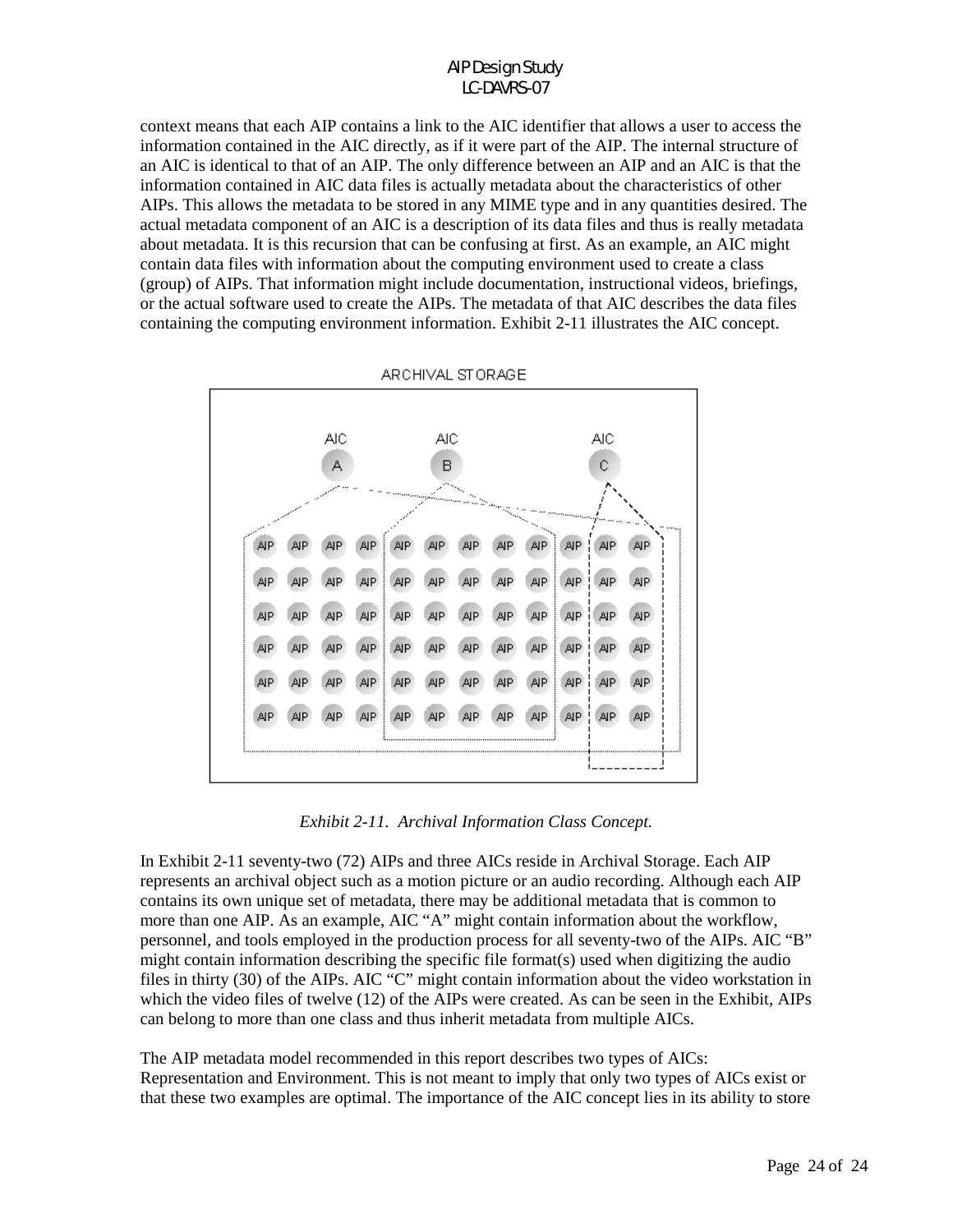context means that each AIP contains a link to the AIC identifier that allows a user to access the information contained in the AIC directly, as if it were part of the AIP. The internal structure of an AIC is identical to that of an AIP. The only difference between an AIP and an AIC is that the information contained in AIC data files is actually metadata about the characteristics of other AIPs. This allows the metadata to be stored in any MIME type and in any quantities desired. The actual metadata component of an AIC is a description of its data files and thus is really metadata about metadata. It is this recursion that can be confusing at first. As an example, an AIC might contain data files with information about the computing environment used to create a class (group) of AIPs. That information might include documentation, instructional videos, briefings, or the actual software used to create the AIPs. The metadata of that AIC describes the data files containing the computing environment information. Exhibit 2-11 illustrates the AIC concept.

*Exhibit 2-11. Archival Information Class Concept.*

In Exhibit 2-11 seventy-two (72) AIPs and three AICs reside in Archival Storage. Each AIP represents an archival object such as a motion picture or an audio recording. Although each AIP contains its own unique set of metadata, there may be additional metadata that is common to more than one AIP. As an example, AIC "A" might contain information about the workflow, personnel, and tools employed in the production process for all seventy-two of the AIPs. AIC "B" might contain information describing the specific file format(s) used when digitizing the audio files in thirty (30) of the AIPs. AIC "C" might contain information about the video workstation in which the video files of twelve (12) of the AIPs were created. As can be seen in the Exhibit, AIPs can belong to more than one class and thus inherit metadata from multiple AICs.

The AIP metadata model recommended in this report describes two types of AICs: Representation and Environment. This is not meant to imply that only two types of AICs exist or that these two examples are optimal. The importance of the AIC concept lies in its ability to store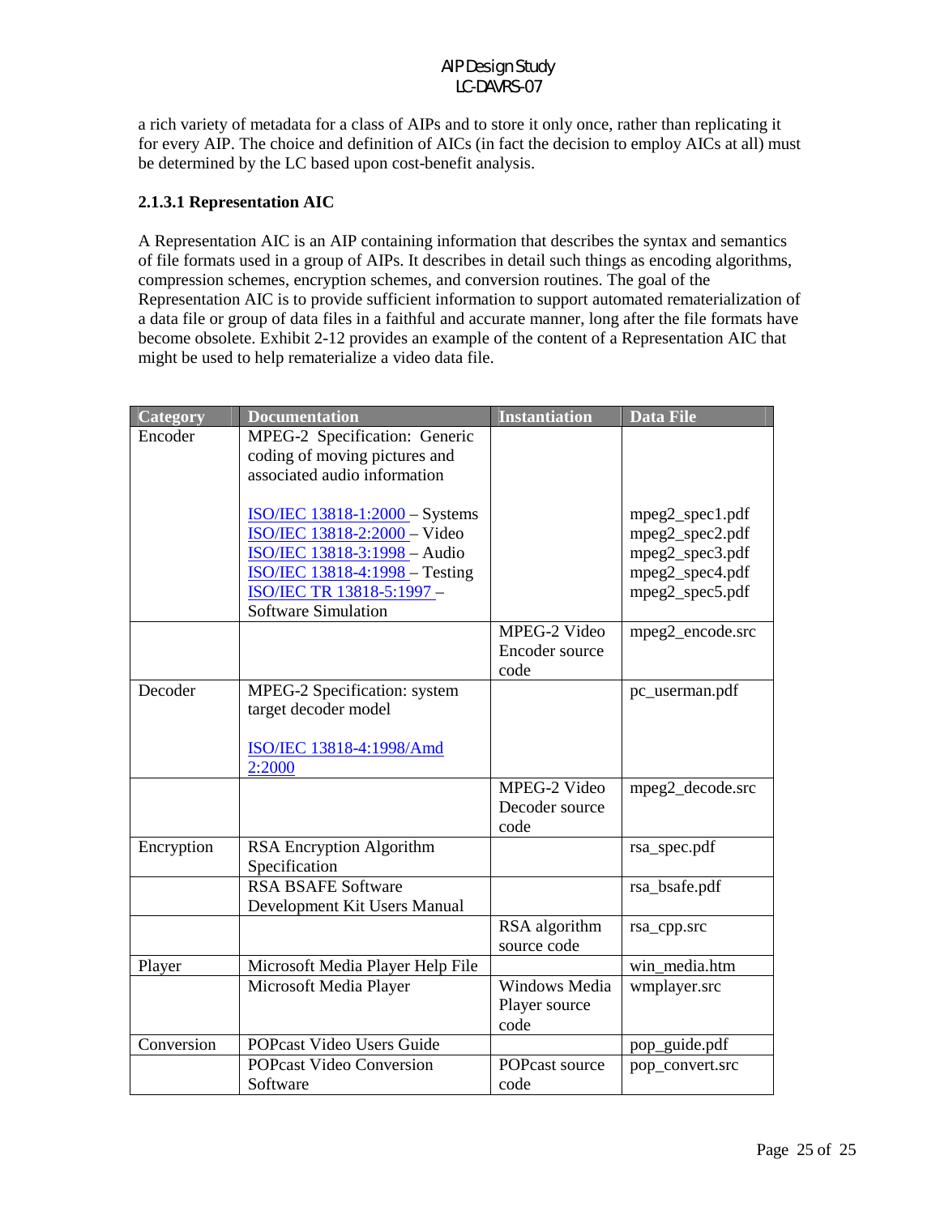a rich variety of metadata for a class of AIPs and to store it only once, rather than replicating it for every AIP. The choice and definition of AICs (in fact the decision to employ AICs at all) must be determined by the LC based upon cost-benefit analysis.

#### 2.1.3.1 Representation AIC

A Representation AIC is an AIP containing information that describes the syntax and semantics of file formats used in a group of AIPs. It describes in detail such things as encoding algorithms, compression schemes, encryption schemes, and conversion routines. The goal of the Representation AIC is to provide sufficient information to support automated rematerialization of a data file or group of data files in a faithful and accurate manner, long after the file formats have become obsolete. Exhibit 2-12 provides an example of the content of a Representation AIC that might be used to help rematerialize a video data file.

| Category | Documentation | Instantiation | Data File |
|---|---|---|---|
| Encoder | MPEG-2 Specification: Generic coding of moving pictures and associated audio information<br><br>ISO/IEC 13818-1:2000 – Systems<br>ISO/IEC 13818-2:2000 – Video<br>ISO/IEC 13818-3:1998 – Audio<br>ISO/IEC 13818-4:1998 – Testing<br>ISO/IEC TR 13818-5:1997 – Software Simulation | | mpeg2_spec1.pdf<br>mpeg2_spec2.pdf<br>mpeg2_spec3.pdf<br>mpeg2_spec4.pdf<br>mpeg2_spec5.pdf |
| | | MPEG-2 Video Encoder source code | mpeg2_encode.src |
| Decoder | MPEG-2 Specification: system target decoder model<br><br>ISO/IEC 13818-4:1998/Amd 2:2000 | | pc_userman.pdf |
| | | MPEG-2 Video Decoder source code | mpeg2_decode.src |
| Encryption | RSA Encryption Algorithm Specification | | rsa_spec.pdf |
| | RSA BSAFE Software Development Kit Users Manual | | rsa_bsafe.pdf |
| | | RSA algorithm source code | rsa_cpp.src |
| Player | Microsoft Media Player Help File | | win_media.htm |
| | Microsoft Media Player | Windows Media Player source code | wmplayer.src |
| Conversion | POPcast Video Users Guide | | pop_guide.pdf |
| | POPcast Video Conversion Software | POPcast source code | pop_convert.src |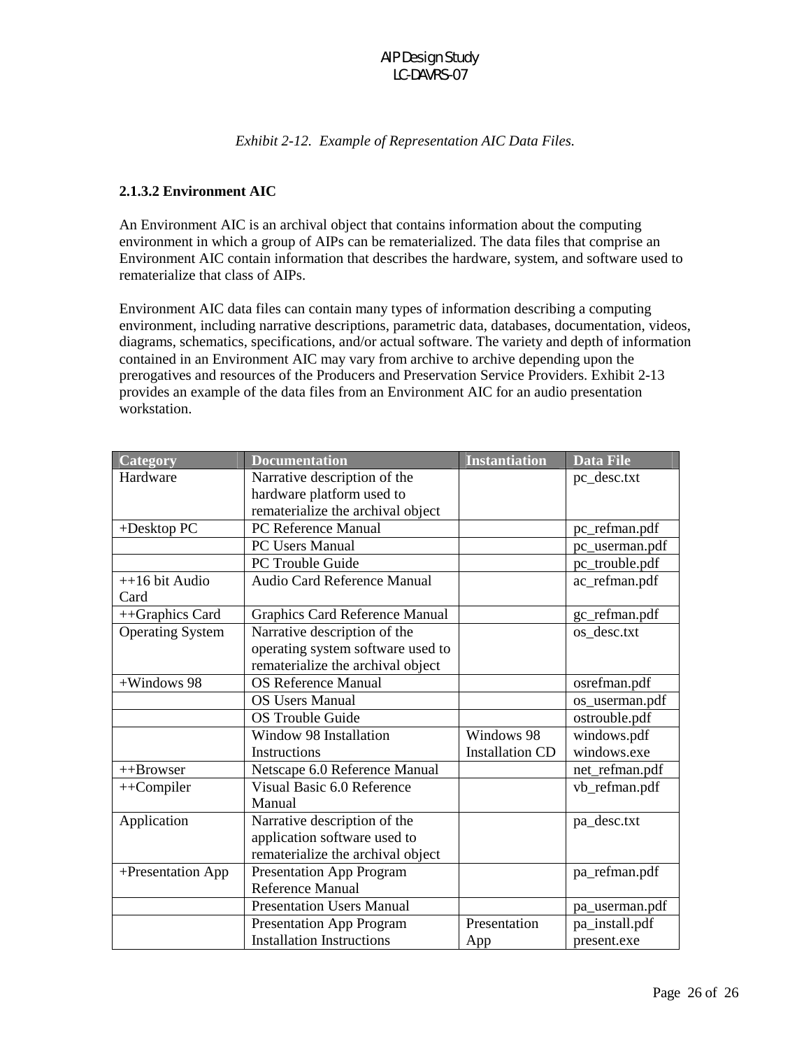*Exhibit 2-12. Example of Representation AIC Data Files.*

#### 2.1.3.2 Environment AIC

An Environment AIC is an archival object that contains information about the computing environment in which a group of AIPs can be rematerialized. The data files that comprise an Environment AIC contain information that describes the hardware, system, and software used to rematerialize that class of AIPs.

Environment AIC data files can contain many types of information describing a computing environment, including narrative descriptions, parametric data, databases, documentation, videos, diagrams, schematics, specifications, and/or actual software. The variety and depth of information contained in an Environment AIC may vary from archive to archive depending upon the prerogatives and resources of the Producers and Preservation Service Providers. Exhibit 2-13 provides an example of the data files from an Environment AIC for an audio presentation workstation.

| Category | Documentation | Instantiation | Data File |
|---|---|---|---|
| Hardware | Narrative description of the hardware platform used to rematerialize the archival object | | pc_desc.txt |
| +Desktop PC | PC Reference Manual | | pc_refman.pdf |
| | PC Users Manual | | pc_userman.pdf |
| | PC Trouble Guide | | pc_trouble.pdf |
| ++16 bit Audio Card | Audio Card Reference Manual | | ac_refman.pdf |
| ++Graphics Card | Graphics Card Reference Manual | | gc_refman.pdf |
| Operating System | Narrative description of the operating system software used to rematerialize the archival object | | os_desc.txt |
| +Windows 98 | OS Reference Manual | | osrefman.pdf |
| | OS Users Manual | | os_userman.pdf |
| | OS Trouble Guide | | ostrouble.pdf |
| | Window 98 Installation Instructions | Windows 98 Installation CD | windows.pdf windows.exe |
| ++Browser | Netscape 6.0 Reference Manual | | net_refman.pdf |
| ++Compiler | Visual Basic 6.0 Reference Manual | | vb_refman.pdf |
| Application | Narrative description of the application software used to rematerialize the archival object | | pa_desc.txt |
| +Presentation App | Presentation App Program Reference Manual | | pa_refman.pdf |
| | Presentation Users Manual | | pa_userman.pdf |
| | Presentation App Program Installation Instructions | Presentation App | pa_install.pdf present.exe |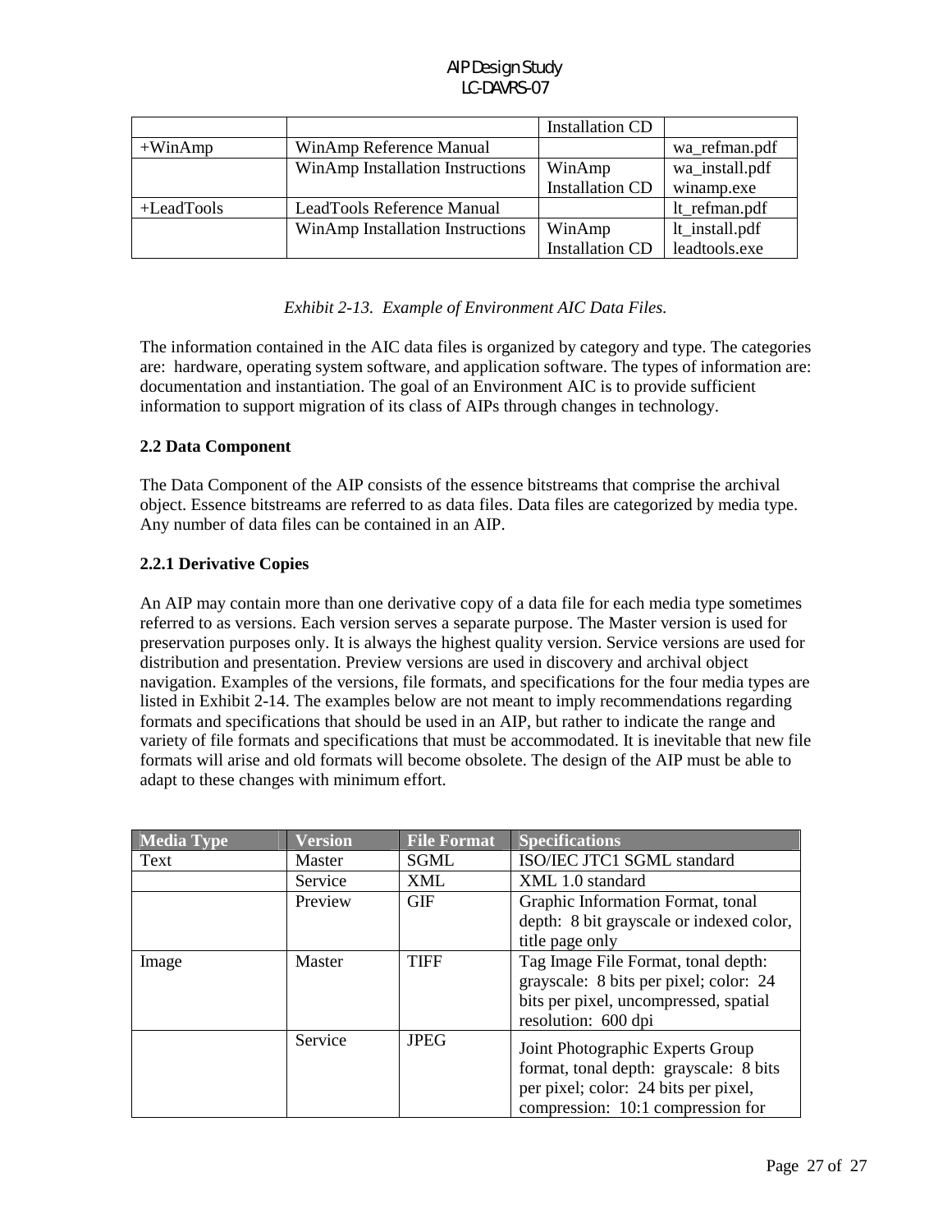|  |  | Installation CD |  |
| --- | --- | --- | --- |
| +WinAmp | WinAmp Reference Manual |  | wa_refman.pdf |
|  | WinAmp Installation Instructions | WinAmp Installation CD | wa_install.pdf winamp.exe |
| +LeadTools | LeadTools Reference Manual |  | lt_refman.pdf |
|  | WinAmp Installation Instructions | WinAmp Installation CD | lt_install.pdf leadtools.exe |

*Exhibit 2-13. Example of Environment AIC Data Files.*

The information contained in the AIC data files is organized by category and type. The categories are: hardware, operating system software, and application software. The types of information are: documentation and instantiation. The goal of an Environment AIC is to provide sufficient information to support migration of its class of AIPs through changes in technology.

### 2.2 Data Component

The Data Component of the AIP consists of the essence bitstreams that comprise the archival object. Essence bitstreams are referred to as data files. Data files are categorized by media type. Any number of data files can be contained in an AIP.

#### 2.2.1 Derivative Copies

An AIP may contain more than one derivative copy of a data file for each media type sometimes referred to as versions. Each version serves a separate purpose. The Master version is used for preservation purposes only. It is always the highest quality version. Service versions are used for distribution and presentation. Preview versions are used in discovery and archival object navigation. Examples of the versions, file formats, and specifications for the four media types are listed in Exhibit 2-14. The examples below are not meant to imply recommendations regarding formats and specifications that should be used in an AIP, but rather to indicate the range and variety of file formats and specifications that must be accommodated. It is inevitable that new file formats will arise and old formats will become obsolete. The design of the AIP must be able to adapt to these changes with minimum effort.

| Media Type | Version | File Format | Specifications |
| --- | --- | --- | --- |
| Text | Master | SGML | ISO/IEC JTC1 SGML standard |
|  | Service | XML | XML 1.0 standard |
|  | Preview | GIF | Graphic Information Format, tonal depth: 8 bit grayscale or indexed color, title page only |
| Image | Master | TIFF | Tag Image File Format, tonal depth: grayscale: 8 bits per pixel; color: 24 bits per pixel, uncompressed, spatial resolution: 600 dpi |
|  | Service | JPEG | Joint Photographic Experts Group format, tonal depth: grayscale: 8 bits per pixel; color: 24 bits per pixel, compression: 10:1 compression for |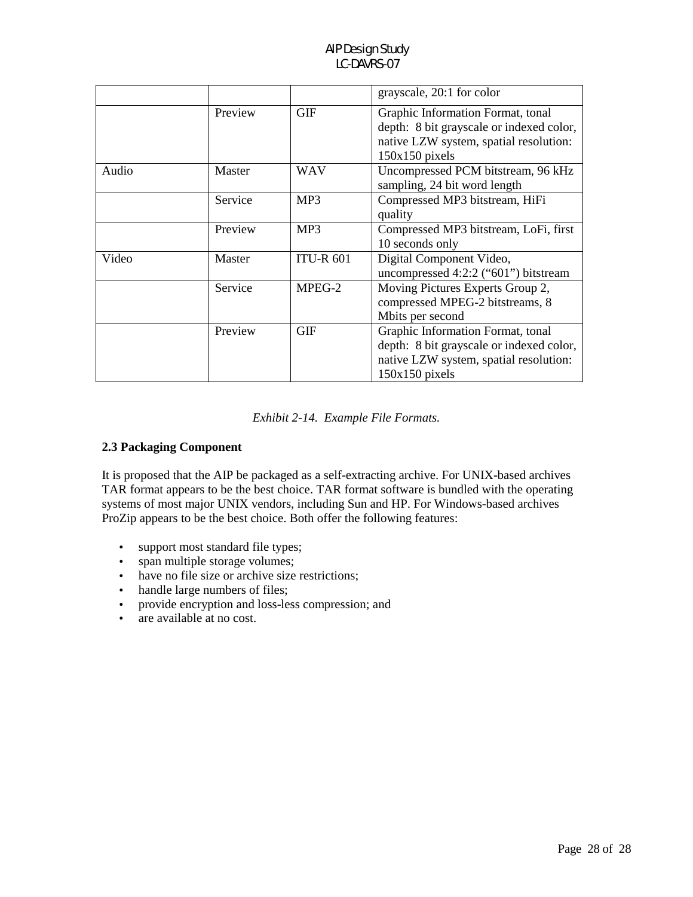| | | | |
|---|---|---|---|
| | | | grayscale, 20:1 for color |
| | Preview | GIF | Graphic Information Format, tonal depth: 8 bit grayscale or indexed color, native LZW system, spatial resolution: 150x150 pixels |
| Audio | Master | WAV | Uncompressed PCM bitstream, 96 kHz sampling, 24 bit word length |
| | Service | MP3 | Compressed MP3 bitstream, HiFi quality |
| | Preview | MP3 | Compressed MP3 bitstream, LoFi, first 10 seconds only |
| Video | Master | ITU-R 601 | Digital Component Video, uncompressed 4:2:2 (“601”) bitstream |
| | Service | MPEG-2 | Moving Pictures Experts Group 2, compressed MPEG-2 bitstreams, 8 Mbits per second |
| | Preview | GIF | Graphic Information Format, tonal depth: 8 bit grayscale or indexed color, native LZW system, spatial resolution: 150x150 pixels |

*Exhibit 2-14. Example File Formats.*

**2.3 Packaging Component**

It is proposed that the AIP be packaged as a self-extracting archive. For UNIX-based archives TAR format appears to be the best choice. TAR format software is bundled with the operating systems of most major UNIX vendors, including Sun and HP. For Windows-based archives ProZip appears to be the best choice. Both offer the following features:

- support most standard file types;
- span multiple storage volumes;
- have no file size or archive size restrictions;
- handle large numbers of files;
- provide encryption and loss-less compression; and
- are available at no cost.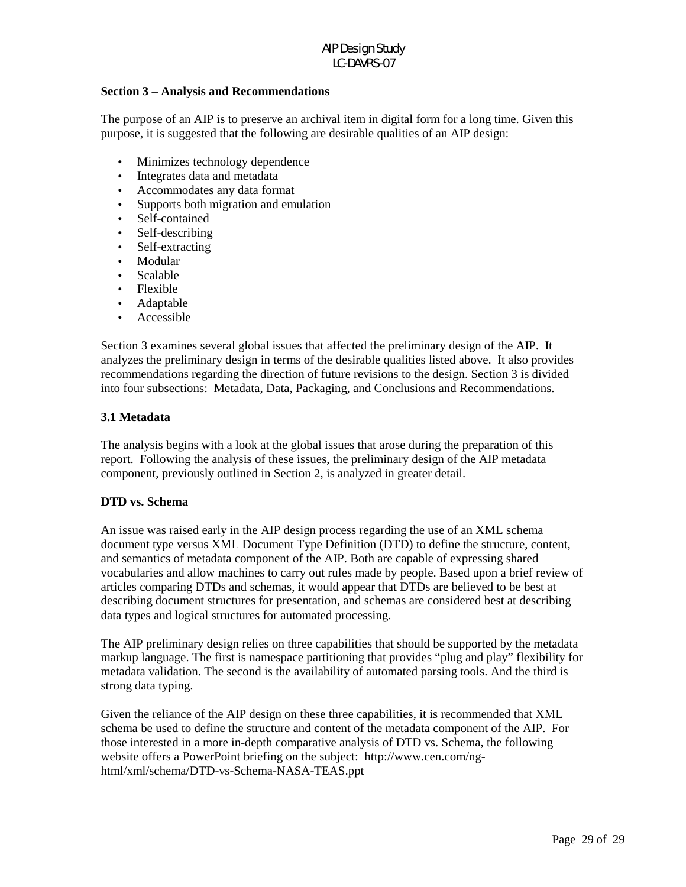## Section 3 – Analysis and Recommendations

The purpose of an AIP is to preserve an archival item in digital form for a long time. Given this purpose, it is suggested that the following are desirable qualities of an AIP design:

- Minimizes technology dependence
- Integrates data and metadata
- Accommodates any data format
- Supports both migration and emulation
- Self-contained
- Self-describing
- Self-extracting
- Modular
- Scalable
- Flexible
- Adaptable
- Accessible

Section 3 examines several global issues that affected the preliminary design of the AIP. It analyzes the preliminary design in terms of the desirable qualities listed above. It also provides recommendations regarding the direction of future revisions to the design. Section 3 is divided into four subsections: Metadata, Data, Packaging, and Conclusions and Recommendations.

### 3.1 Metadata

The analysis begins with a look at the global issues that arose during the preparation of this report. Following the analysis of these issues, the preliminary design of the AIP metadata component, previously outlined in Section 2, is analyzed in greater detail.

#### DTD vs. Schema

An issue was raised early in the AIP design process regarding the use of an XML schema document type versus XML Document Type Definition (DTD) to define the structure, content, and semantics of metadata component of the AIP. Both are capable of expressing shared vocabularies and allow machines to carry out rules made by people. Based upon a brief review of articles comparing DTDs and schemas, it would appear that DTDs are believed to be best at describing document structures for presentation, and schemas are considered best at describing data types and logical structures for automated processing.

The AIP preliminary design relies on three capabilities that should be supported by the metadata markup language. The first is namespace partitioning that provides "plug and play" flexibility for metadata validation. The second is the availability of automated parsing tools. And the third is strong data typing.

Given the reliance of the AIP design on these three capabilities, it is recommended that XML schema be used to define the structure and content of the metadata component of the AIP. For those interested in a more in-depth comparative analysis of DTD vs. Schema, the following website offers a PowerPoint briefing on the subject: http://www.cen.com/ng-html/xml/schema/DTD-vs-Schema-NASA-TEAS.ppt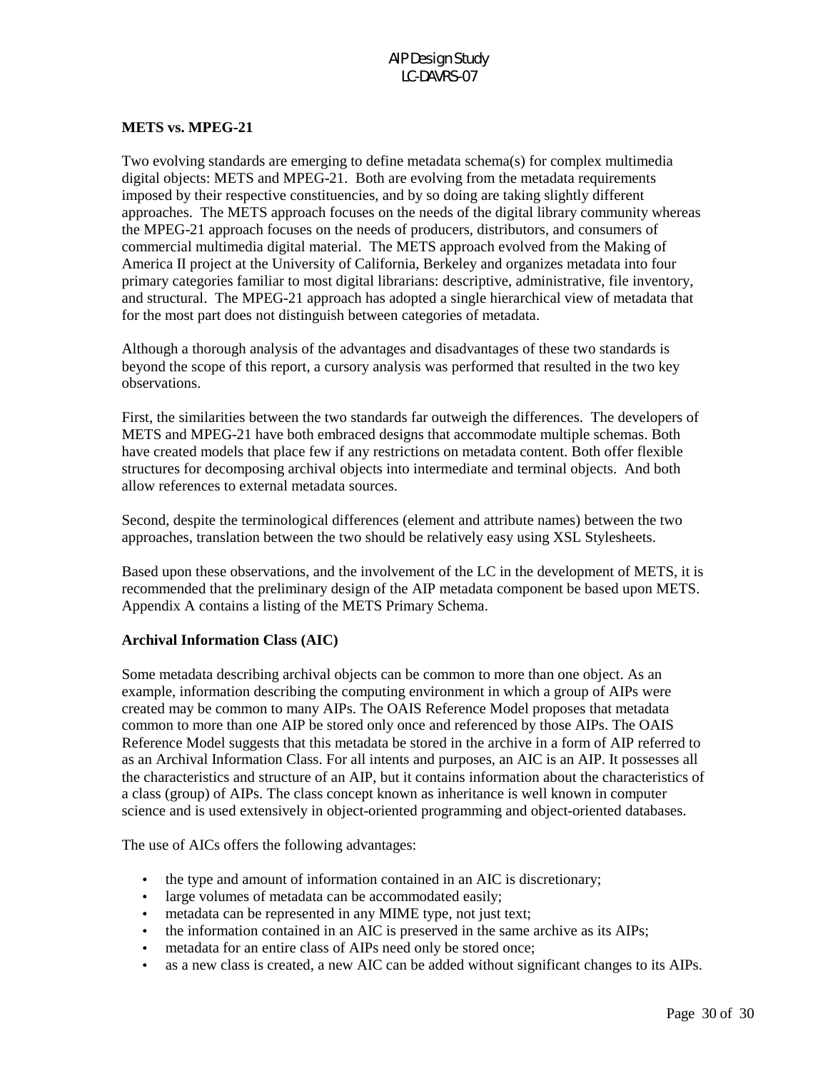**METS vs. MPEG-21**

Two evolving standards are emerging to define metadata schema(s) for complex multimedia digital objects: METS and MPEG-21. Both are evolving from the metadata requirements imposed by their respective constituencies, and by so doing are taking slightly different approaches. The METS approach focuses on the needs of the digital library community whereas the MPEG-21 approach focuses on the needs of producers, distributors, and consumers of commercial multimedia digital material. The METS approach evolved from the Making of America II project at the University of California, Berkeley and organizes metadata into four primary categories familiar to most digital librarians: descriptive, administrative, file inventory, and structural. The MPEG-21 approach has adopted a single hierarchical view of metadata that for the most part does not distinguish between categories of metadata.

Although a thorough analysis of the advantages and disadvantages of these two standards is beyond the scope of this report, a cursory analysis was performed that resulted in the two key observations.

First, the similarities between the two standards far outweigh the differences. The developers of METS and MPEG-21 have both embraced designs that accommodate multiple schemas. Both have created models that place few if any restrictions on metadata content. Both offer flexible structures for decomposing archival objects into intermediate and terminal objects. And both allow references to external metadata sources.

Second, despite the terminological differences (element and attribute names) between the two approaches, translation between the two should be relatively easy using XSL Stylesheets.

Based upon these observations, and the involvement of the LC in the development of METS, it is recommended that the preliminary design of the AIP metadata component be based upon METS. Appendix A contains a listing of the METS Primary Schema.

**Archival Information Class (AIC)**

Some metadata describing archival objects can be common to more than one object. As an example, information describing the computing environment in which a group of AIPs were created may be common to many AIPs. The OAIS Reference Model proposes that metadata common to more than one AIP be stored only once and referenced by those AIPs. The OAIS Reference Model suggests that this metadata be stored in the archive in a form of AIP referred to as an Archival Information Class. For all intents and purposes, an AIC is an AIP. It possesses all the characteristics and structure of an AIP, but it contains information about the characteristics of a class (group) of AIPs. The class concept known as inheritance is well known in computer science and is used extensively in object-oriented programming and object-oriented databases.

The use of AICs offers the following advantages:

- the type and amount of information contained in an AIC is discretionary;
- large volumes of metadata can be accommodated easily;
- metadata can be represented in any MIME type, not just text;
- the information contained in an AIC is preserved in the same archive as its AIPs;
- metadata for an entire class of AIPs need only be stored once;
- as a new class is created, a new AIC can be added without significant changes to its AIPs.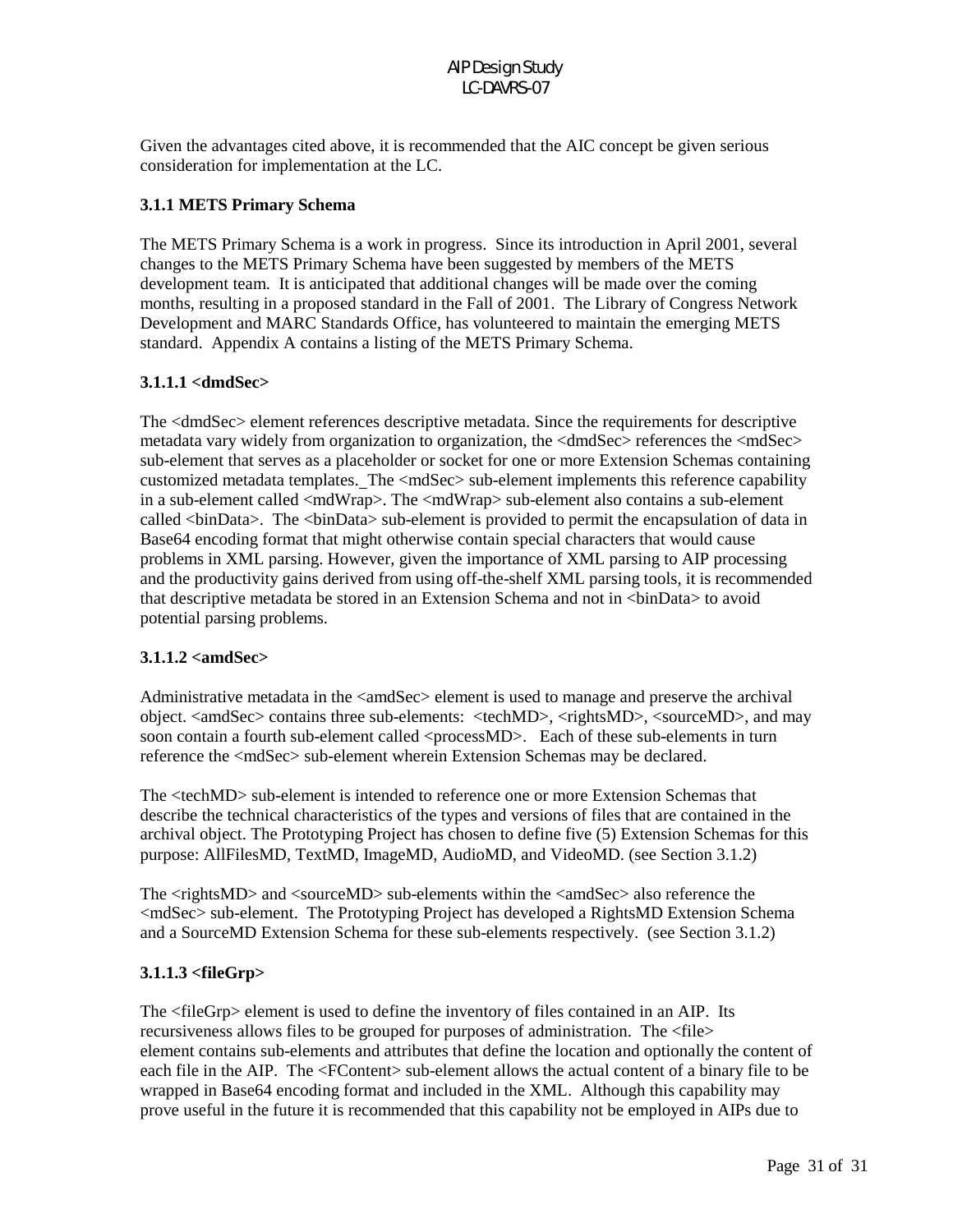Given the advantages cited above, it is recommended that the AIC concept be given serious consideration for implementation at the LC.

### 3.1.1 METS Primary Schema

The METS Primary Schema is a work in progress. Since its introduction in April 2001, several changes to the METS Primary Schema have been suggested by members of the METS development team. It is anticipated that additional changes will be made over the coming months, resulting in a proposed standard in the Fall of 2001. The Library of Congress Network Development and MARC Standards Office, has volunteered to maintain the emerging METS standard. Appendix A contains a listing of the METS Primary Schema.

#### 3.1.1.1 <dmdSec>

The <dmdSec> element references descriptive metadata. Since the requirements for descriptive metadata vary widely from organization to organization, the <dmdSec> references the <mdSec> sub-element that serves as a placeholder or socket for one or more Extension Schemas containing customized metadata templates. The <mdSec> sub-element implements this reference capability in a sub-element called <mdWrap>. The <mdWrap> sub-element also contains a sub-element called <binData>. The <binData> sub-element is provided to permit the encapsulation of data in Base64 encoding format that might otherwise contain special characters that would cause problems in XML parsing. However, given the importance of XML parsing to AIP processing and the productivity gains derived from using off-the-shelf XML parsing tools, it is recommended that descriptive metadata be stored in an Extension Schema and not in <binData> to avoid potential parsing problems.

#### 3.1.1.2 <amdSec>

Administrative metadata in the <amdSec> element is used to manage and preserve the archival object. <amdSec> contains three sub-elements: <techMD>, <rightsMD>, <sourceMD>, and may soon contain a fourth sub-element called <processMD>. Each of these sub-elements in turn reference the <mdSec> sub-element wherein Extension Schemas may be declared.

The <techMD> sub-element is intended to reference one or more Extension Schemas that describe the technical characteristics of the types and versions of files that are contained in the archival object. The Prototyping Project has chosen to define five (5) Extension Schemas for this purpose: AllFilesMD, TextMD, ImageMD, AudioMD, and VideoMD. (see Section 3.1.2)

The <rightsMD> and <sourceMD> sub-elements within the <amdSec> also reference the <mdSec> sub-element. The Prototyping Project has developed a RightsMD Extension Schema and a SourceMD Extension Schema for these sub-elements respectively. (see Section 3.1.2)

#### 3.1.1.3 <fileGrp>

The <fileGrp> element is used to define the inventory of files contained in an AIP. Its recursiveness allows files to be grouped for purposes of administration. The <file> element contains sub-elements and attributes that define the location and optionally the content of each file in the AIP. The <FContent> sub-element allows the actual content of a binary file to be wrapped in Base64 encoding format and included in the XML. Although this capability may prove useful in the future it is recommended that this capability not be employed in AIPs due to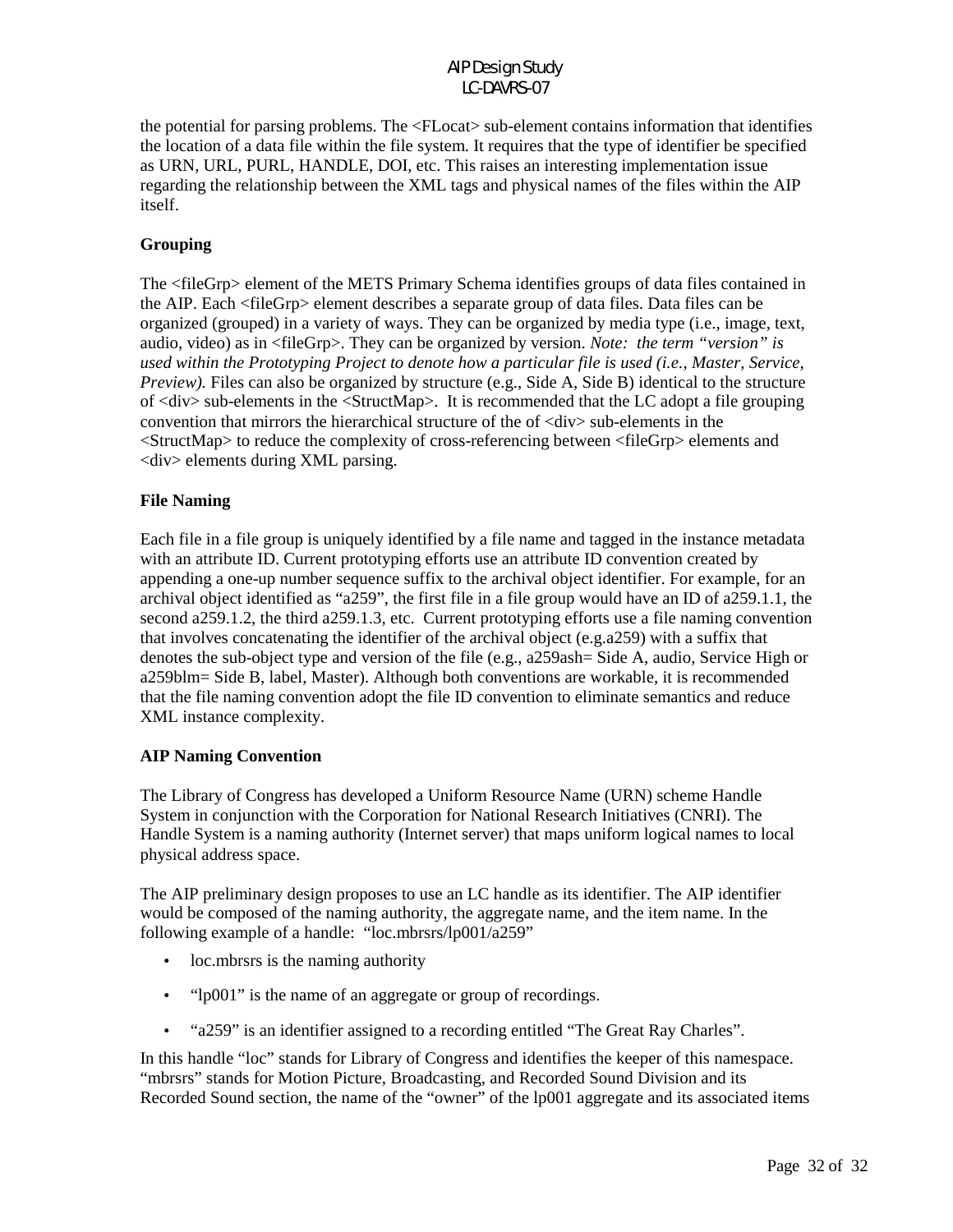the potential for parsing problems. The <FLocat> sub-element contains information that identifies the location of a data file within the file system. It requires that the type of identifier be specified as URN, URL, PURL, HANDLE, DOI, etc. This raises an interesting implementation issue regarding the relationship between the XML tags and physical names of the files within the AIP itself.

**Grouping**

The <fileGrp> element of the METS Primary Schema identifies groups of data files contained in the AIP. Each <fileGrp> element describes a separate group of data files. Data files can be organized (grouped) in a variety of ways. They can be organized by media type (i.e., image, text, audio, video) as in <fileGrp>. They can be organized by version. *Note: the term "version" is used within the Prototyping Project to denote how a particular file is used (i.e., Master, Service, Preview).* Files can also be organized by structure (e.g., Side A, Side B) identical to the structure of <div> sub-elements in the <StructMap>. It is recommended that the LC adopt a file grouping convention that mirrors the hierarchical structure of the of <div> sub-elements in the <StructMap> to reduce the complexity of cross-referencing between <fileGrp> elements and <div> elements during XML parsing.

**File Naming**

Each file in a file group is uniquely identified by a file name and tagged in the instance metadata with an attribute ID. Current prototyping efforts use an attribute ID convention created by appending a one-up number sequence suffix to the archival object identifier. For example, for an archival object identified as "a259", the first file in a file group would have an ID of a259.1.1, the second a259.1.2, the third a259.1.3, etc. Current prototyping efforts use a file naming convention that involves concatenating the identifier of the archival object (e.g.a259) with a suffix that denotes the sub-object type and version of the file (e.g., a259ash= Side A, audio, Service High or a259blm= Side B, label, Master). Although both conventions are workable, it is recommended that the file naming convention adopt the file ID convention to eliminate semantics and reduce XML instance complexity.

**AIP Naming Convention**

The Library of Congress has developed a Uniform Resource Name (URN) scheme Handle System in conjunction with the Corporation for National Research Initiatives (CNRI). The Handle System is a naming authority (Internet server) that maps uniform logical names to local physical address space.

The AIP preliminary design proposes to use an LC handle as its identifier. The AIP identifier would be composed of the naming authority, the aggregate name, and the item name. In the following example of a handle: "loc.mbrsrs/lp001/a259"

- loc.mbrsrs is the naming authority
- "lp001" is the name of an aggregate or group of recordings.
- "a259" is an identifier assigned to a recording entitled "The Great Ray Charles".

In this handle "loc" stands for Library of Congress and identifies the keeper of this namespace. "mbrsrs" stands for Motion Picture, Broadcasting, and Recorded Sound Division and its Recorded Sound section, the name of the "owner" of the lp001 aggregate and its associated items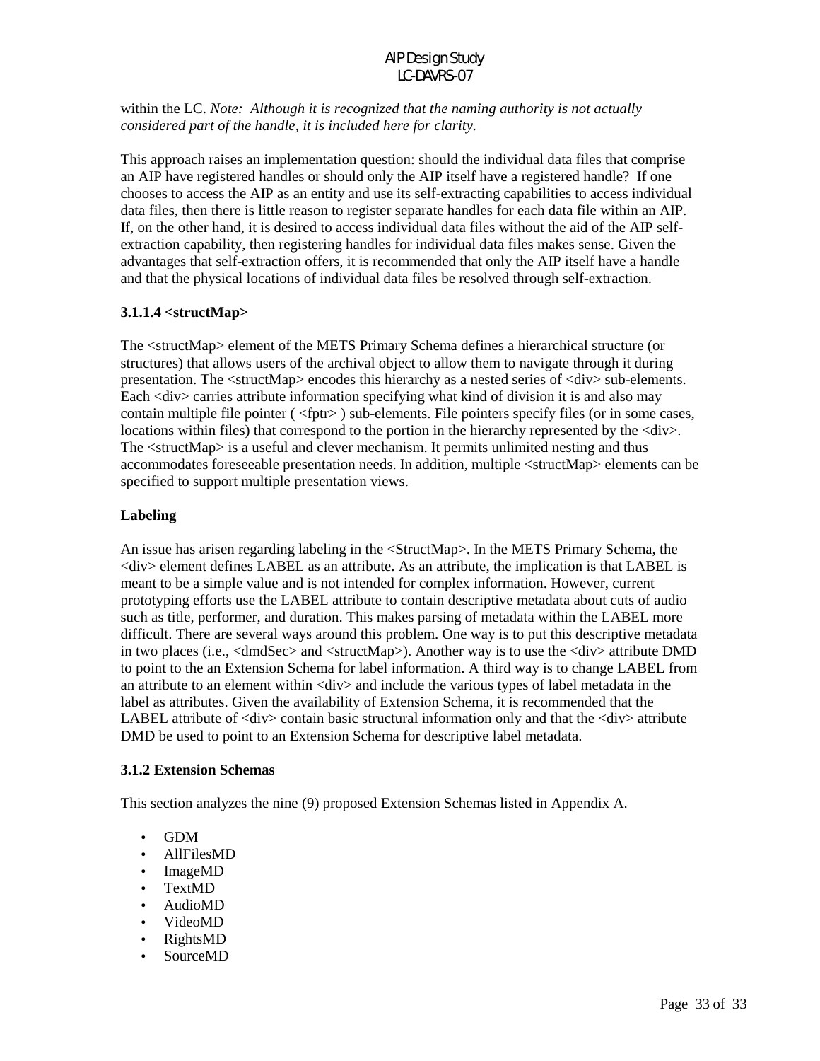within the LC. *Note: Although it is recognized that the naming authority is not actually considered part of the handle, it is included here for clarity.*

This approach raises an implementation question: should the individual data files that comprise an AIP have registered handles or should only the AIP itself have a registered handle? If one chooses to access the AIP as an entity and use its self-extracting capabilities to access individual data files, then there is little reason to register separate handles for each data file within an AIP. If, on the other hand, it is desired to access individual data files without the aid of the AIP self-extraction capability, then registering handles for individual data files makes sense. Given the advantages that self-extraction offers, it is recommended that only the AIP itself have a handle and that the physical locations of individual data files be resolved through self-extraction.

#### 3.1.1.4 <structMap>

The <structMap> element of the METS Primary Schema defines a hierarchical structure (or structures) that allows users of the archival object to allow them to navigate through it during presentation. The <structMap> encodes this hierarchy as a nested series of <div> sub-elements. Each <div> carries attribute information specifying what kind of division it is and also may contain multiple file pointer ( <fptr> ) sub-elements. File pointers specify files (or in some cases, locations within files) that correspond to the portion in the hierarchy represented by the <div>. The <structMap> is a useful and clever mechanism. It permits unlimited nesting and thus accommodates foreseeable presentation needs. In addition, multiple <structMap> elements can be specified to support multiple presentation views.

**Labeling**

An issue has arisen regarding labeling in the <StructMap>. In the METS Primary Schema, the <div> element defines LABEL as an attribute. As an attribute, the implication is that LABEL is meant to be a simple value and is not intended for complex information. However, current prototyping efforts use the LABEL attribute to contain descriptive metadata about cuts of audio such as title, performer, and duration. This makes parsing of metadata within the LABEL more difficult. There are several ways around this problem. One way is to put this descriptive metadata in two places (i.e., <dmdSec> and <structMap>). Another way is to use the <div> attribute DMD to point to the an Extension Schema for label information. A third way is to change LABEL from an attribute to an element within <div> and include the various types of label metadata in the label as attributes. Given the availability of Extension Schema, it is recommended that the LABEL attribute of <div> contain basic structural information only and that the <div> attribute DMD be used to point to an Extension Schema for descriptive label metadata.

### 3.1.2 Extension Schemas

This section analyzes the nine (9) proposed Extension Schemas listed in Appendix A.

- GDM
- AllFilesMD
- ImageMD
- TextMD
- AudioMD
- VideoMD
- RightsMD
- SourceMD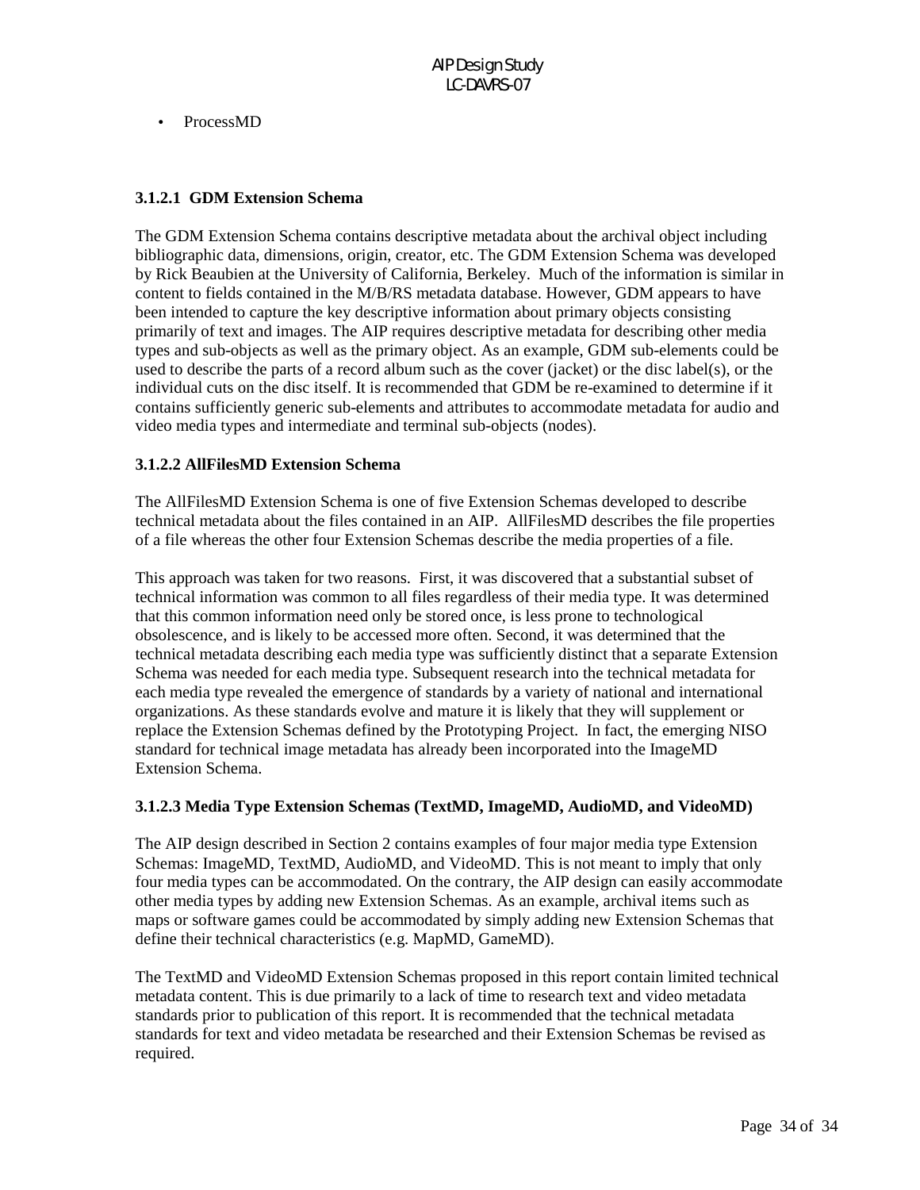- ProcessMD

#### 3.1.2.1 GDM Extension Schema

The GDM Extension Schema contains descriptive metadata about the archival object including bibliographic data, dimensions, origin, creator, etc. The GDM Extension Schema was developed by Rick Beaubien at the University of California, Berkeley. Much of the information is similar in content to fields contained in the M/B/RS metadata database. However, GDM appears to have been intended to capture the key descriptive information about primary objects consisting primarily of text and images. The AIP requires descriptive metadata for describing other media types and sub-objects as well as the primary object. As an example, GDM sub-elements could be used to describe the parts of a record album such as the cover (jacket) or the disc label(s), or the individual cuts on the disc itself. It is recommended that GDM be re-examined to determine if it contains sufficiently generic sub-elements and attributes to accommodate metadata for audio and video media types and intermediate and terminal sub-objects (nodes).

#### 3.1.2.2 AllFilesMD Extension Schema

The AllFilesMD Extension Schema is one of five Extension Schemas developed to describe technical metadata about the files contained in an AIP. AllFilesMD describes the file properties of a file whereas the other four Extension Schemas describe the media properties of a file.

This approach was taken for two reasons. First, it was discovered that a substantial subset of technical information was common to all files regardless of their media type. It was determined that this common information need only be stored once, is less prone to technological obsolescence, and is likely to be accessed more often. Second, it was determined that the technical metadata describing each media type was sufficiently distinct that a separate Extension Schema was needed for each media type. Subsequent research into the technical metadata for each media type revealed the emergence of standards by a variety of national and international organizations. As these standards evolve and mature it is likely that they will supplement or replace the Extension Schemas defined by the Prototyping Project. In fact, the emerging NISO standard for technical image metadata has already been incorporated into the ImageMD Extension Schema.

#### 3.1.2.3 Media Type Extension Schemas (TextMD, ImageMD, AudioMD, and VideoMD)

The AIP design described in Section 2 contains examples of four major media type Extension Schemas: ImageMD, TextMD, AudioMD, and VideoMD. This is not meant to imply that only four media types can be accommodated. On the contrary, the AIP design can easily accommodate other media types by adding new Extension Schemas. As an example, archival items such as maps or software games could be accommodated by simply adding new Extension Schemas that define their technical characteristics (e.g. MapMD, GameMD).

The TextMD and VideoMD Extension Schemas proposed in this report contain limited technical metadata content. This is due primarily to a lack of time to research text and video metadata standards prior to publication of this report. It is recommended that the technical metadata standards for text and video metadata be researched and their Extension Schemas be revised as required.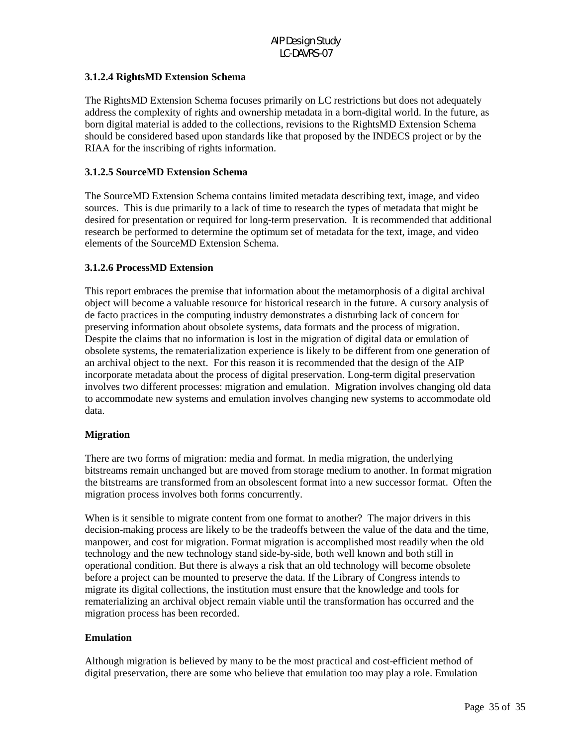### 3.1.2.4 RightsMD Extension Schema

The RightsMD Extension Schema focuses primarily on LC restrictions but does not adequately address the complexity of rights and ownership metadata in a born-digital world. In the future, as born digital material is added to the collections, revisions to the RightsMD Extension Schema should be considered based upon standards like that proposed by the INDECS project or by the RIAA for the inscribing of rights information.

### 3.1.2.5 SourceMD Extension Schema

The SourceMD Extension Schema contains limited metadata describing text, image, and video sources. This is due primarily to a lack of time to research the types of metadata that might be desired for presentation or required for long-term preservation. It is recommended that additional research be performed to determine the optimum set of metadata for the text, image, and video elements of the SourceMD Extension Schema.

### 3.1.2.6 ProcessMD Extension

This report embraces the premise that information about the metamorphosis of a digital archival object will become a valuable resource for historical research in the future. A cursory analysis of de facto practices in the computing industry demonstrates a disturbing lack of concern for preserving information about obsolete systems, data formats and the process of migration. Despite the claims that no information is lost in the migration of digital data or emulation of obsolete systems, the rematerialization experience is likely to be different from one generation of an archival object to the next. For this reason it is recommended that the design of the AIP incorporate metadata about the process of digital preservation. Long-term digital preservation involves two different processes: migration and emulation. Migration involves changing old data to accommodate new systems and emulation involves changing new systems to accommodate old data.

**Migration**

There are two forms of migration: media and format. In media migration, the underlying bitstreams remain unchanged but are moved from storage medium to another. In format migration the bitstreams are transformed from an obsolescent format into a new successor format. Often the migration process involves both forms concurrently.

When is it sensible to migrate content from one format to another? The major drivers in this decision-making process are likely to be the tradeoffs between the value of the data and the time, manpower, and cost for migration. Format migration is accomplished most readily when the old technology and the new technology stand side-by-side, both well known and both still in operational condition. But there is always a risk that an old technology will become obsolete before a project can be mounted to preserve the data. If the Library of Congress intends to migrate its digital collections, the institution must ensure that the knowledge and tools for rematerializing an archival object remain viable until the transformation has occurred and the migration process has been recorded.

**Emulation**

Although migration is believed by many to be the most practical and cost-efficient method of digital preservation, there are some who believe that emulation too may play a role. Emulation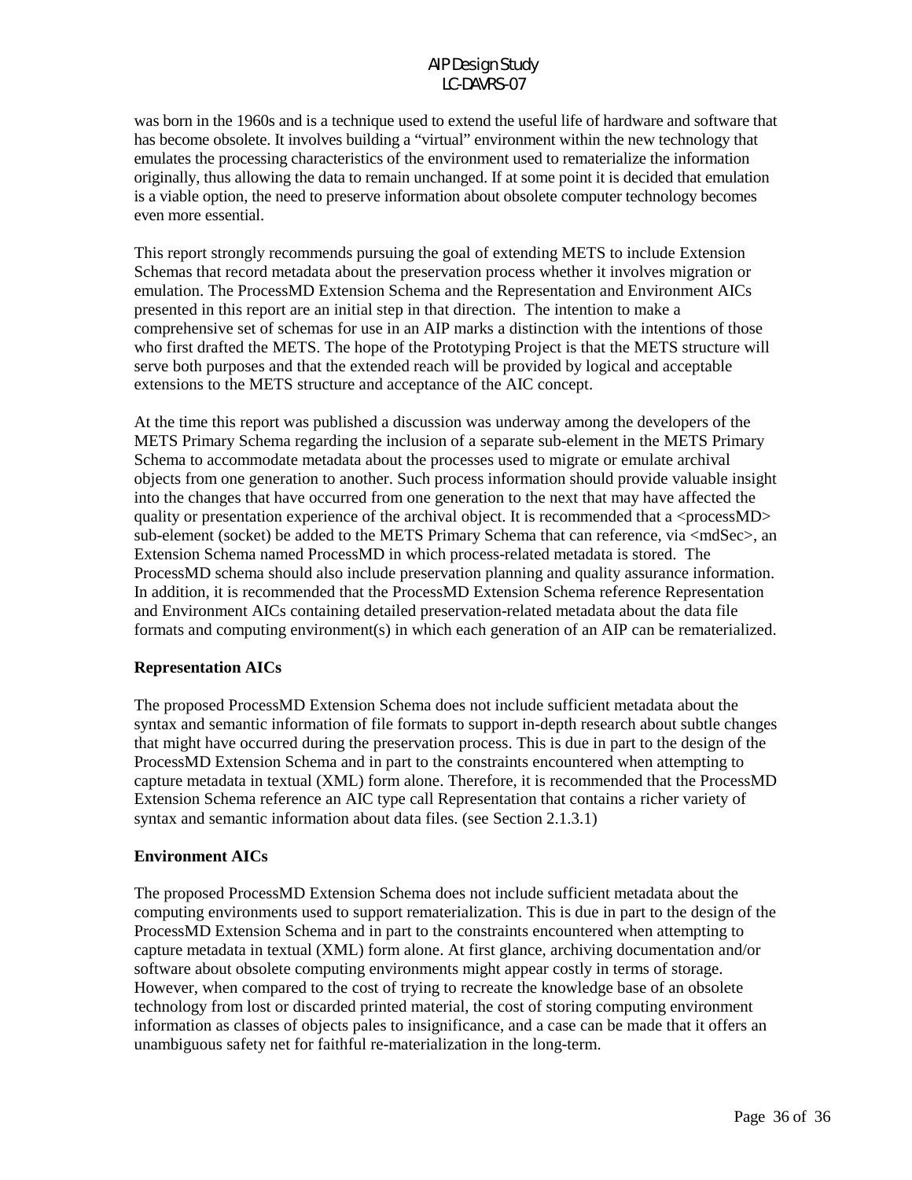was born in the 1960s and is a technique used to extend the useful life of hardware and software that has become obsolete. It involves building a "virtual" environment within the new technology that emulates the processing characteristics of the environment used to rematerialize the information originally, thus allowing the data to remain unchanged. If at some point it is decided that emulation is a viable option, the need to preserve information about obsolete computer technology becomes even more essential.

This report strongly recommends pursuing the goal of extending METS to include Extension Schemas that record metadata about the preservation process whether it involves migration or emulation. The ProcessMD Extension Schema and the Representation and Environment AICs presented in this report are an initial step in that direction. The intention to make a comprehensive set of schemas for use in an AIP marks a distinction with the intentions of those who first drafted the METS. The hope of the Prototyping Project is that the METS structure will serve both purposes and that the extended reach will be provided by logical and acceptable extensions to the METS structure and acceptance of the AIC concept.

At the time this report was published a discussion was underway among the developers of the METS Primary Schema regarding the inclusion of a separate sub-element in the METS Primary Schema to accommodate metadata about the processes used to migrate or emulate archival objects from one generation to another. Such process information should provide valuable insight into the changes that have occurred from one generation to the next that may have affected the quality or presentation experience of the archival object. It is recommended that a <processMD> sub-element (socket) be added to the METS Primary Schema that can reference, via <mdSec>, an Extension Schema named ProcessMD in which process-related metadata is stored. The ProcessMD schema should also include preservation planning and quality assurance information. In addition, it is recommended that the ProcessMD Extension Schema reference Representation and Environment AICs containing detailed preservation-related metadata about the data file formats and computing environment(s) in which each generation of an AIP can be rematerialized.

**Representation AICs**

The proposed ProcessMD Extension Schema does not include sufficient metadata about the syntax and semantic information of file formats to support in-depth research about subtle changes that might have occurred during the preservation process. This is due in part to the design of the ProcessMD Extension Schema and in part to the constraints encountered when attempting to capture metadata in textual (XML) form alone. Therefore, it is recommended that the ProcessMD Extension Schema reference an AIC type call Representation that contains a richer variety of syntax and semantic information about data files. (see Section 2.1.3.1)

**Environment AICs**

The proposed ProcessMD Extension Schema does not include sufficient metadata about the computing environments used to support rematerialization. This is due in part to the design of the ProcessMD Extension Schema and in part to the constraints encountered when attempting to capture metadata in textual (XML) form alone. At first glance, archiving documentation and/or software about obsolete computing environments might appear costly in terms of storage. However, when compared to the cost of trying to recreate the knowledge base of an obsolete technology from lost or discarded printed material, the cost of storing computing environment information as classes of objects pales to insignificance, and a case can be made that it offers an unambiguous safety net for faithful re-materialization in the long-term.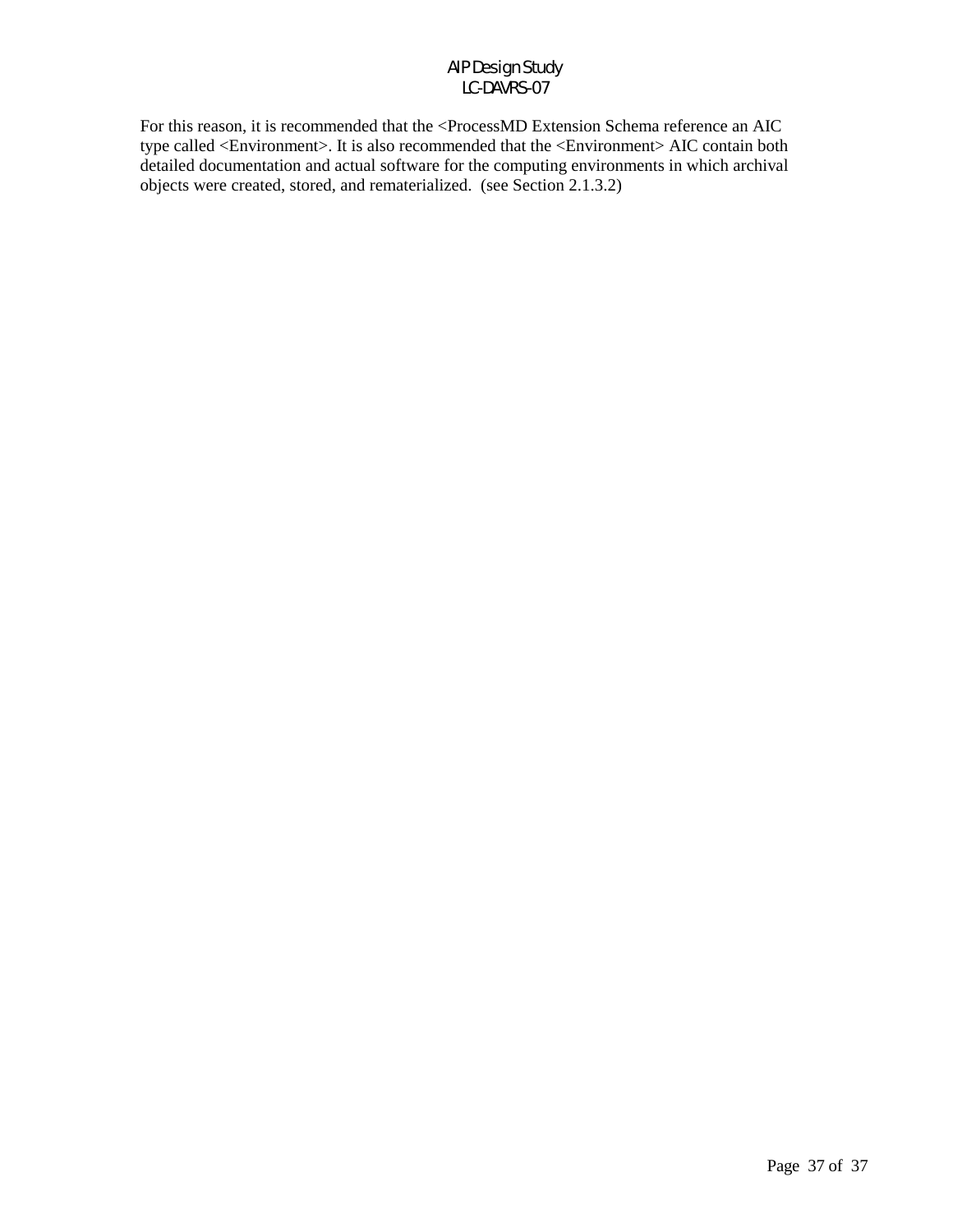For this reason, it is recommended that the <ProcessMD Extension Schema reference an AIC type called <Environment>. It is also recommended that the <Environment> AIC contain both detailed documentation and actual software for the computing environments in which archival objects were created, stored, and rematerialized. (see Section 2.1.3.2)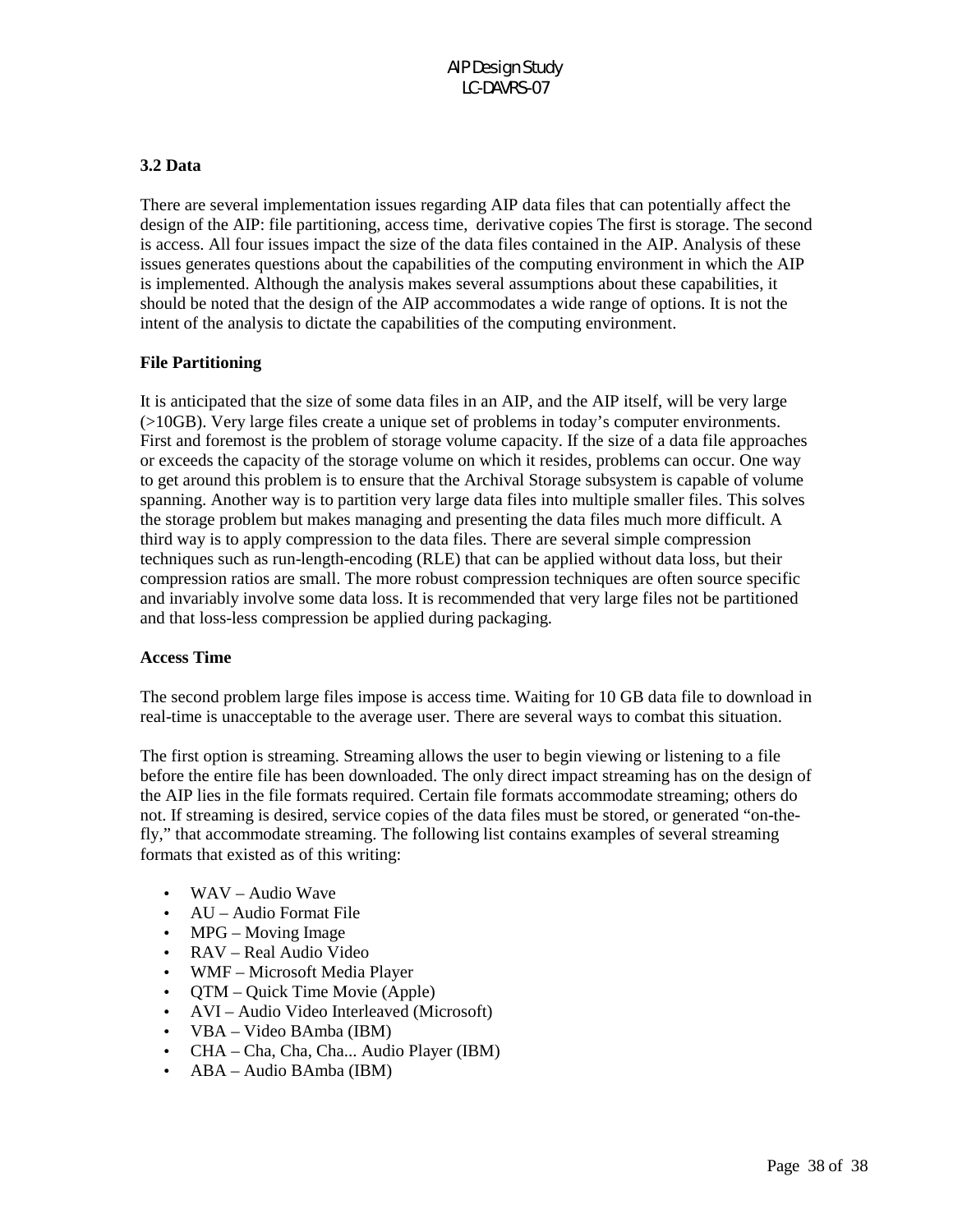### 3.2 Data

There are several implementation issues regarding AIP data files that can potentially affect the design of the AIP: file partitioning, access time, derivative copies The first is storage. The second is access. All four issues impact the size of the data files contained in the AIP. Analysis of these issues generates questions about the capabilities of the computing environment in which the AIP is implemented. Although the analysis makes several assumptions about these capabilities, it should be noted that the design of the AIP accommodates a wide range of options. It is not the intent of the analysis to dictate the capabilities of the computing environment.

**File Partitioning**

It is anticipated that the size of some data files in an AIP, and the AIP itself, will be very large (>10GB). Very large files create a unique set of problems in today's computer environments. First and foremost is the problem of storage volume capacity. If the size of a data file approaches or exceeds the capacity of the storage volume on which it resides, problems can occur. One way to get around this problem is to ensure that the Archival Storage subsystem is capable of volume spanning. Another way is to partition very large data files into multiple smaller files. This solves the storage problem but makes managing and presenting the data files much more difficult. A third way is to apply compression to the data files. There are several simple compression techniques such as run-length-encoding (RLE) that can be applied without data loss, but their compression ratios are small. The more robust compression techniques are often source specific and invariably involve some data loss. It is recommended that very large files not be partitioned and that loss-less compression be applied during packaging.

**Access Time**

The second problem large files impose is access time. Waiting for 10 GB data file to download in real-time is unacceptable to the average user. There are several ways to combat this situation.

The first option is streaming. Streaming allows the user to begin viewing or listening to a file before the entire file has been downloaded. The only direct impact streaming has on the design of the AIP lies in the file formats required. Certain file formats accommodate streaming; others do not. If streaming is desired, service copies of the data files must be stored, or generated "on-the-fly," that accommodate streaming. The following list contains examples of several streaming formats that existed as of this writing:

- WAV – Audio Wave
- AU – Audio Format File
- MPG – Moving Image
- RAV – Real Audio Video
- WMF – Microsoft Media Player
- QTM – Quick Time Movie (Apple)
- AVI – Audio Video Interleaved (Microsoft)
- VBA – Video BAmba (IBM)
- CHA – Cha, Cha, Cha... Audio Player (IBM)
- ABA – Audio BAmba (IBM)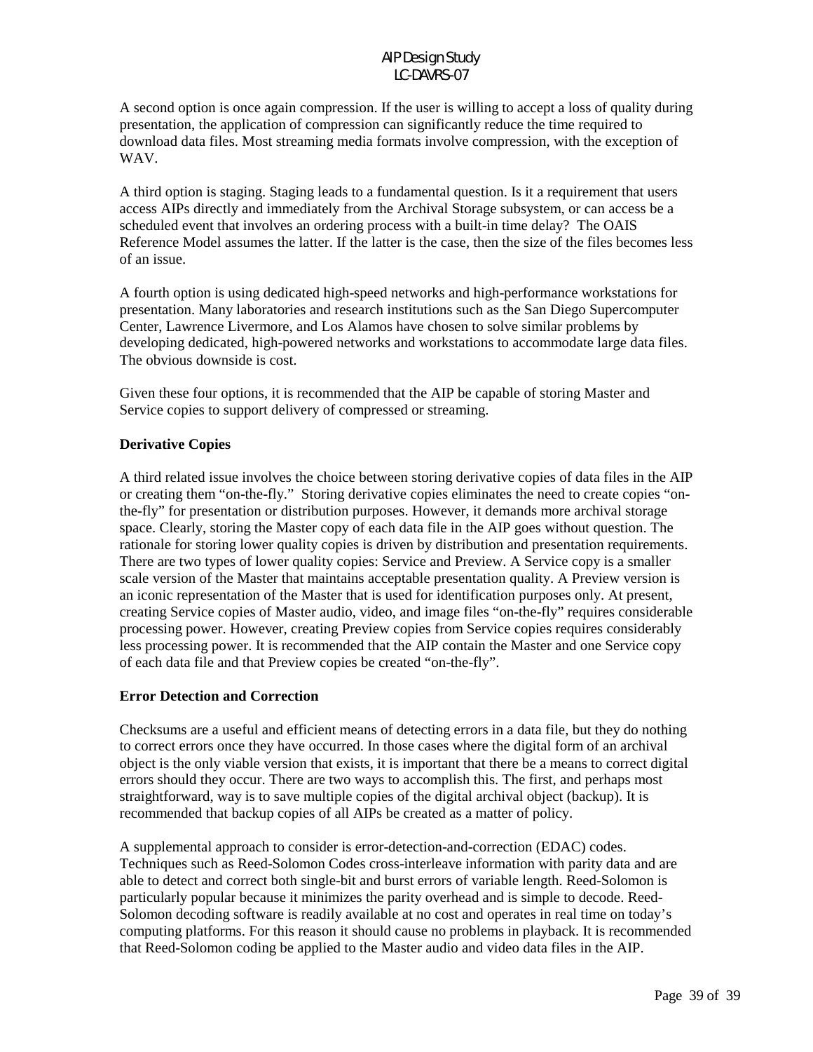A second option is once again compression. If the user is willing to accept a loss of quality during presentation, the application of compression can significantly reduce the time required to download data files. Most streaming media formats involve compression, with the exception of WAV.

A third option is staging. Staging leads to a fundamental question. Is it a requirement that users access AIPs directly and immediately from the Archival Storage subsystem, or can access be a scheduled event that involves an ordering process with a built-in time delay? The OAIS Reference Model assumes the latter. If the latter is the case, then the size of the files becomes less of an issue.

A fourth option is using dedicated high-speed networks and high-performance workstations for presentation. Many laboratories and research institutions such as the San Diego Supercomputer Center, Lawrence Livermore, and Los Alamos have chosen to solve similar problems by developing dedicated, high-powered networks and workstations to accommodate large data files. The obvious downside is cost.

Given these four options, it is recommended that the AIP be capable of storing Master and Service copies to support delivery of compressed or streaming.

**Derivative Copies**

A third related issue involves the choice between storing derivative copies of data files in the AIP or creating them "on-the-fly." Storing derivative copies eliminates the need to create copies "on-the-fly" for presentation or distribution purposes. However, it demands more archival storage space. Clearly, storing the Master copy of each data file in the AIP goes without question. The rationale for storing lower quality copies is driven by distribution and presentation requirements. There are two types of lower quality copies: Service and Preview. A Service copy is a smaller scale version of the Master that maintains acceptable presentation quality. A Preview version is an iconic representation of the Master that is used for identification purposes only. At present, creating Service copies of Master audio, video, and image files "on-the-fly" requires considerable processing power. However, creating Preview copies from Service copies requires considerably less processing power. It is recommended that the AIP contain the Master and one Service copy of each data file and that Preview copies be created "on-the-fly".

**Error Detection and Correction**

Checksums are a useful and efficient means of detecting errors in a data file, but they do nothing to correct errors once they have occurred. In those cases where the digital form of an archival object is the only viable version that exists, it is important that there be a means to correct digital errors should they occur. There are two ways to accomplish this. The first, and perhaps most straightforward, way is to save multiple copies of the digital archival object (backup). It is recommended that backup copies of all AIPs be created as a matter of policy.

A supplemental approach to consider is error-detection-and-correction (EDAC) codes. Techniques such as Reed-Solomon Codes cross-interleave information with parity data and are able to detect and correct both single-bit and burst errors of variable length. Reed-Solomon is particularly popular because it minimizes the parity overhead and is simple to decode. Reed-Solomon decoding software is readily available at no cost and operates in real time on today's computing platforms. For this reason it should cause no problems in playback. It is recommended that Reed-Solomon coding be applied to the Master audio and video data files in the AIP.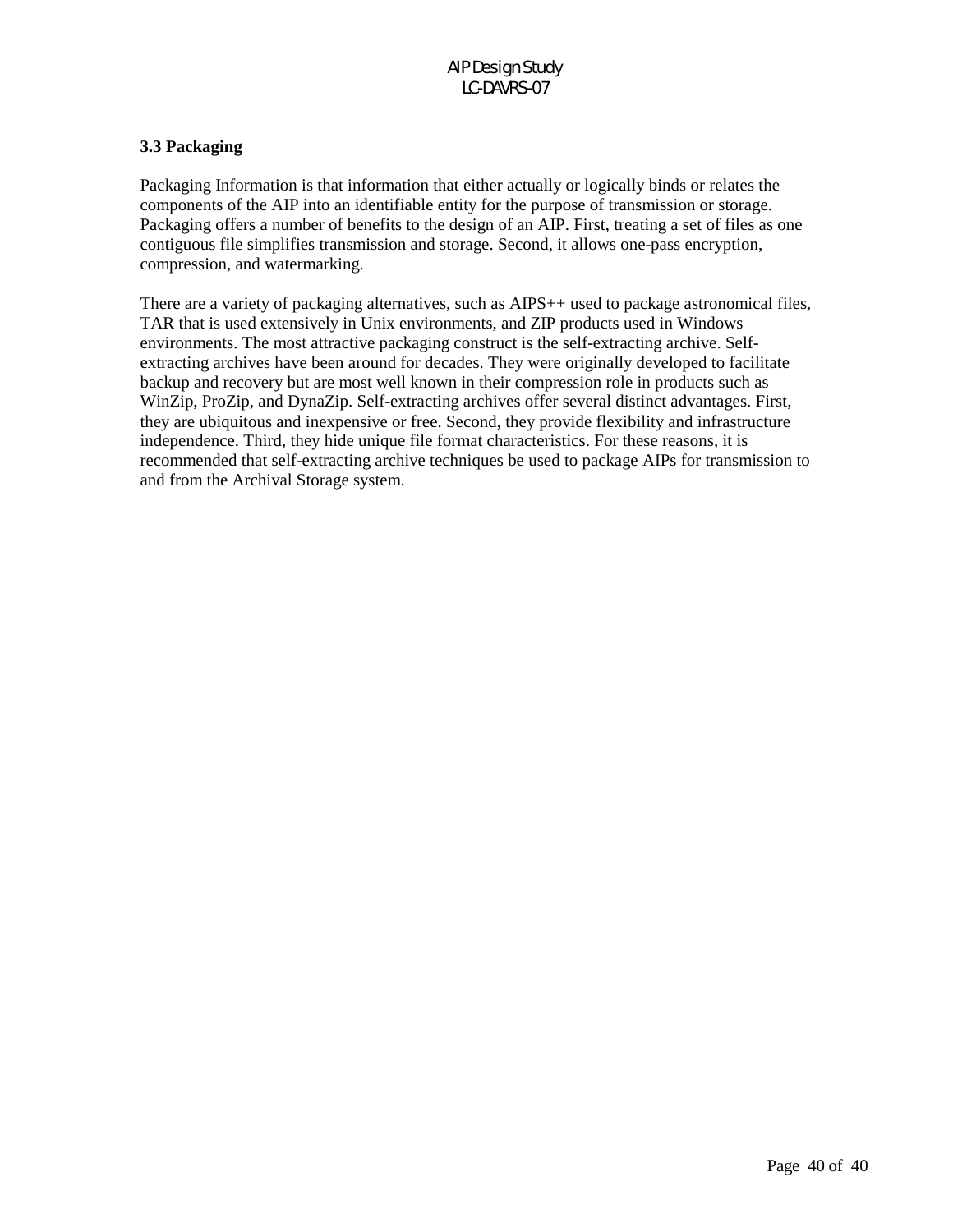### 3.3 Packaging

Packaging Information is that information that either actually or logically binds or relates the components of the AIP into an identifiable entity for the purpose of transmission or storage. Packaging offers a number of benefits to the design of an AIP. First, treating a set of files as one contiguous file simplifies transmission and storage. Second, it allows one-pass encryption, compression, and watermarking.

There are a variety of packaging alternatives, such as AIPS++ used to package astronomical files, TAR that is used extensively in Unix environments, and ZIP products used in Windows environments. The most attractive packaging construct is the self-extracting archive. Self-extracting archives have been around for decades. They were originally developed to facilitate backup and recovery but are most well known in their compression role in products such as WinZip, ProZip, and DynaZip. Self-extracting archives offer several distinct advantages. First, they are ubiquitous and inexpensive or free. Second, they provide flexibility and infrastructure independence. Third, they hide unique file format characteristics. For these reasons, it is recommended that self-extracting archive techniques be used to package AIPs for transmission to and from the Archival Storage system.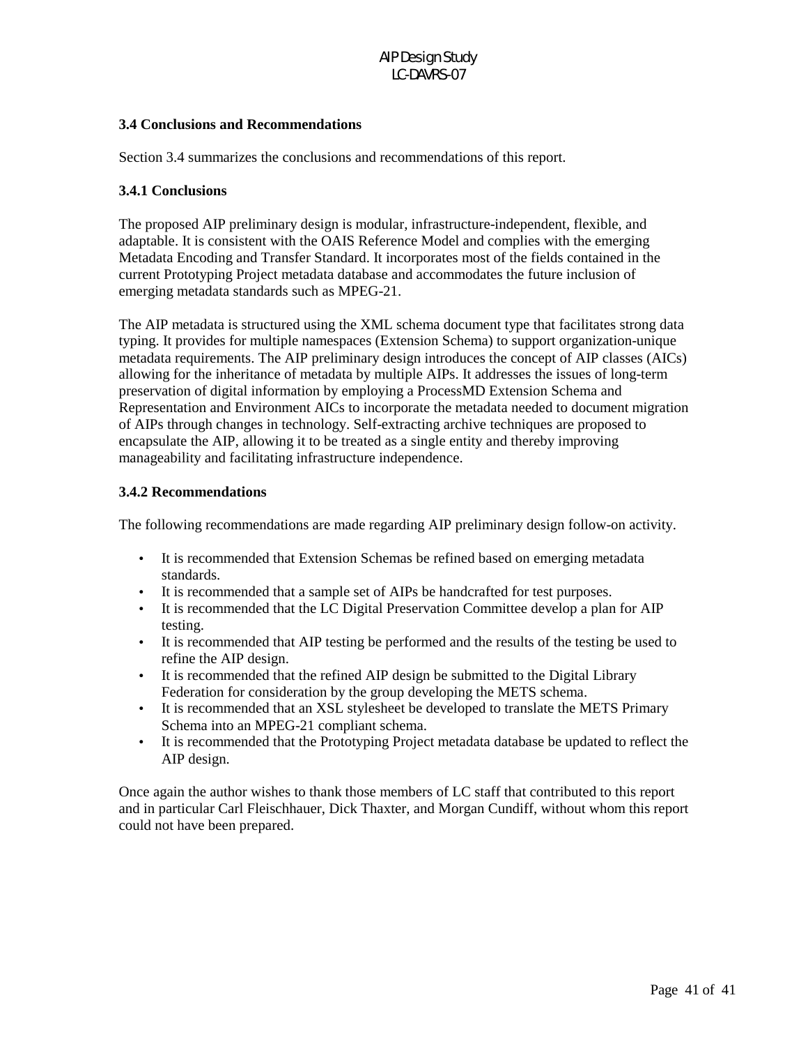### 3.4 Conclusions and Recommendations

Section 3.4 summarizes the conclusions and recommendations of this report.

#### 3.4.1 Conclusions

The proposed AIP preliminary design is modular, infrastructure-independent, flexible, and adaptable. It is consistent with the OAIS Reference Model and complies with the emerging Metadata Encoding and Transfer Standard. It incorporates most of the fields contained in the current Prototyping Project metadata database and accommodates the future inclusion of emerging metadata standards such as MPEG-21.

The AIP metadata is structured using the XML schema document type that facilitates strong data typing. It provides for multiple namespaces (Extension Schema) to support organization-unique metadata requirements. The AIP preliminary design introduces the concept of AIP classes (AICs) allowing for the inheritance of metadata by multiple AIPs. It addresses the issues of long-term preservation of digital information by employing a ProcessMD Extension Schema and Representation and Environment AICs to incorporate the metadata needed to document migration of AIPs through changes in technology. Self-extracting archive techniques are proposed to encapsulate the AIP, allowing it to be treated as a single entity and thereby improving manageability and facilitating infrastructure independence.

#### 3.4.2 Recommendations

The following recommendations are made regarding AIP preliminary design follow-on activity.

- It is recommended that Extension Schemas be refined based on emerging metadata standards.
- It is recommended that a sample set of AIPs be handcrafted for test purposes.
- It is recommended that the LC Digital Preservation Committee develop a plan for AIP testing.
- It is recommended that AIP testing be performed and the results of the testing be used to refine the AIP design.
- It is recommended that the refined AIP design be submitted to the Digital Library Federation for consideration by the group developing the METS schema.
- It is recommended that an XSL stylesheet be developed to translate the METS Primary Schema into an MPEG-21 compliant schema.
- It is recommended that the Prototyping Project metadata database be updated to reflect the AIP design.

Once again the author wishes to thank those members of LC staff that contributed to this report and in particular Carl Fleischhauer, Dick Thaxter, and Morgan Cundiff, without whom this report could not have been prepared.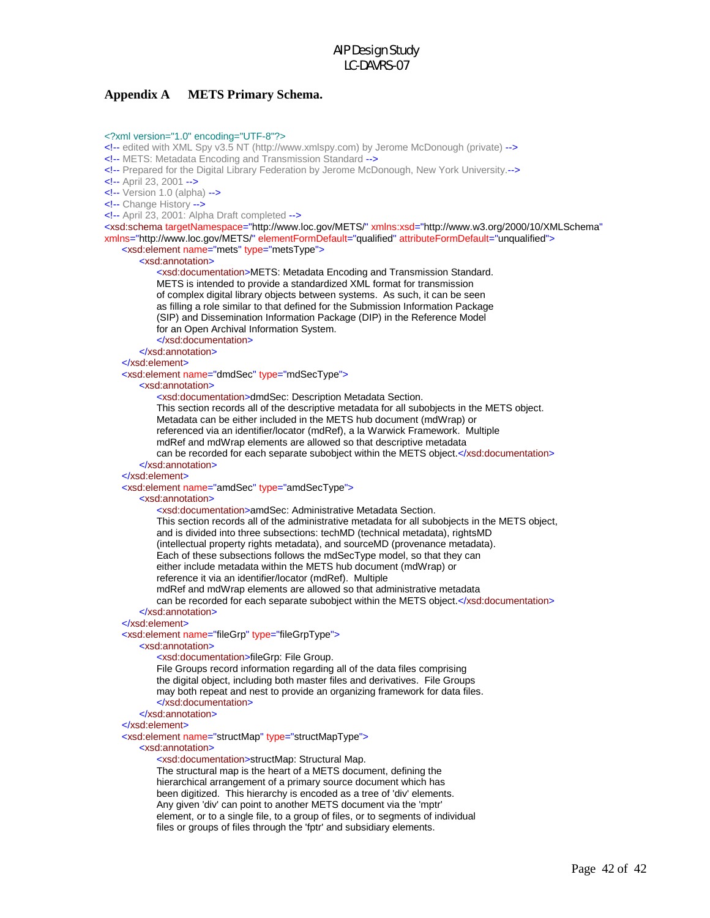## Appendix A METS Primary Schema.

```
<?xml version="1.0" encoding="UTF-8"?>
<!-- edited with XML Spy v3.5 NT (http://www.xmlspy.com) by Jerome McDonough (private) -->
<!-- METS: Metadata Encoding and Transmission Standard -->
<!-- Prepared for the Digital Library Federation by Jerome McDonough, New York University.-->
<!-- April 23, 2001 -->
<!-- Version 1.0 (alpha) -->
<!-- Change History -->
<!-- April 23, 2001: Alpha Draft completed -->
<xsd:schema targetNamespace="http://www.loc.gov/METS/" xmlns:xsd="http://www.w3.org/2000/10/XMLSchema"
xmlns="http://www.loc.gov/METS/" elementFormDefault="qualified" attributeFormDefault="unqualified">
    <xsd:element name="mets" type="metsType">
        <xsd:annotation>
            <xsd:documentation>METS: Metadata Encoding and Transmission Standard.
            METS is intended to provide a standardized XML format for transmission
            of complex digital library objects between systems.  As such, it can be seen
            as filling a role similar to that defined for the Submission Information Package
            (SIP) and Dissemination Information Package (DIP) in the Reference Model
            for an Open Archival Information System.
            </xsd:documentation>
        </xsd:annotation>
    </xsd:element>
    <xsd:element name="dmdSec" type="mdSecType">
        <xsd:annotation>
            <xsd:documentation>dmdSec: Description Metadata Section.
            This section records all of the descriptive metadata for all subobjects in the METS object.
            Metadata can be either included in the METS hub document (mdWrap) or
            referenced via an identifier/locator (mdRef), a la Warwick Framework.  Multiple
            mdRef and mdWrap elements are allowed so that descriptive metadata
            can be recorded for each separate subobject within the METS object.</xsd:documentation>
        </xsd:annotation>
    </xsd:element>
    <xsd:element name="amdSec" type="amdSecType">
        <xsd:annotation>
            <xsd:documentation>amdSec: Administrative Metadata Section.
            This section records all of the administrative metadata for all subobjects in the METS object,
            and is divided into three subsections: techMD (technical metadata), rightsMD
            (intellectual property rights metadata), and sourceMD (provenance metadata).
            Each of these subsections follows the mdSecType model, so that they can
            either include metadata within the METS hub document (mdWrap) or
            reference it via an identifier/locator (mdRef).  Multiple
            mdRef and mdWrap elements are allowed so that administrative metadata
            can be recorded for each separate subobject within the METS object.</xsd:documentation>
        </xsd:annotation>
    </xsd:element>
    <xsd:element name="fileGrp" type="fileGrpType">
        <xsd:annotation>
            <xsd:documentation>fileGrp: File Group.
            File Groups record information regarding all of the data files comprising
            the digital object, including both master files and derivatives.  File Groups
            may both repeat and nest to provide an organizing framework for data files.
            </xsd:documentation>
        </xsd:annotation>
    </xsd:element>
    <xsd:element name="structMap" type="structMapType">
        <xsd:annotation>
            <xsd:documentation>structMap: Structural Map.
            The structural map is the heart of a METS document, defining the
            hierarchical arrangement of a primary source document which has
            been digitized.  This hierarchy is encoded as a tree of 'div' elements.
            Any given 'div' can point to another METS document via the 'mptr'
            element, or to a single file, to a group of files, or to segments of individual
            files or groups of files through the 'fptr' and subsidiary elements.
```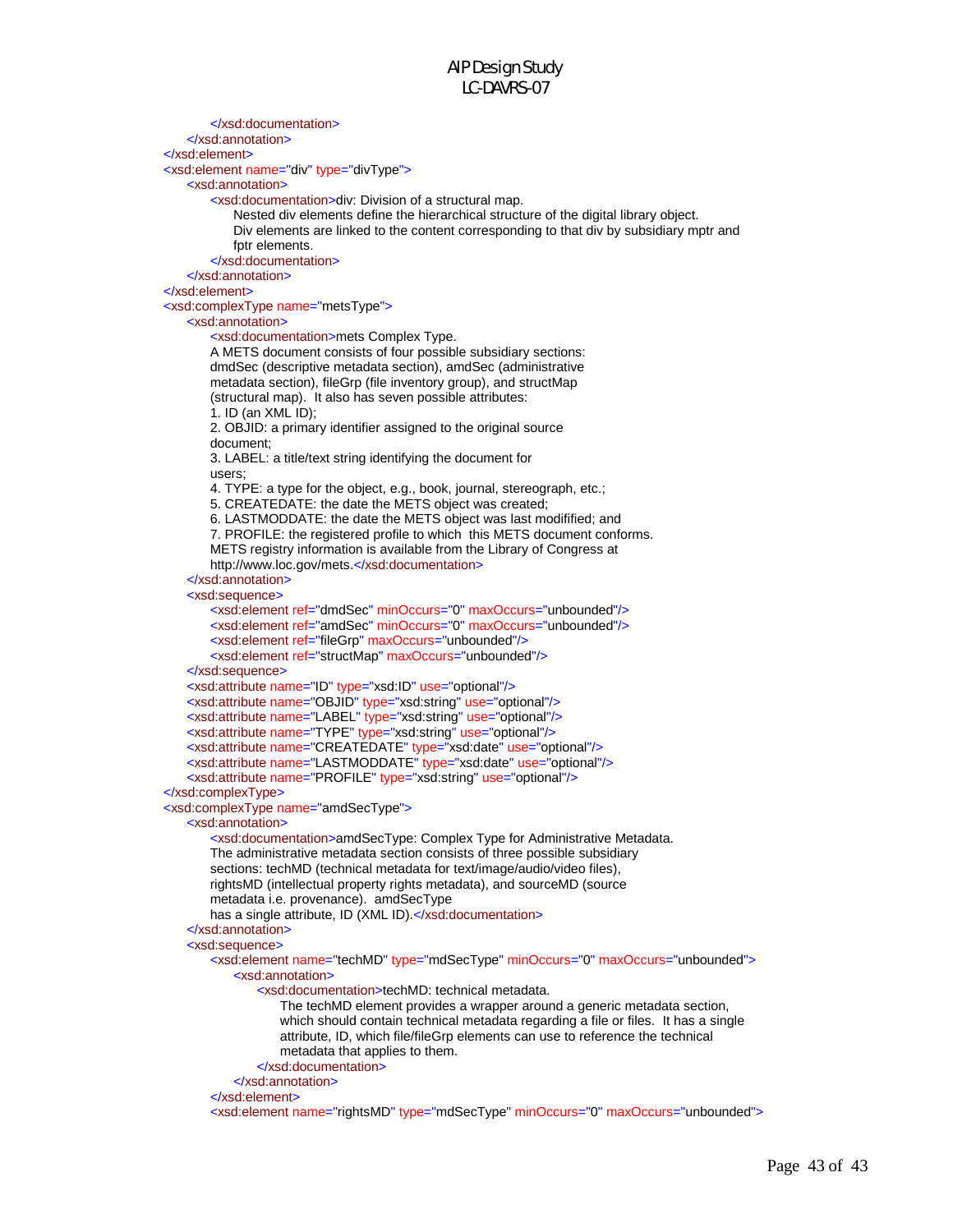```xml
            </xsd:documentation>
        </xsd:annotation>
    </xsd:element>
    <xsd:element name="div" type="divType">
        <xsd:annotation>
            <xsd:documentation>div: Division of a structural map.
                Nested div elements define the hierarchical structure of the digital library object.
                Div elements are linked to the content corresponding to that div by subsidiary mptr and
                fptr elements.
            </xsd:documentation>
        </xsd:annotation>
    </xsd:element>
    <xsd:complexType name="metsType">
        <xsd:annotation>
            <xsd:documentation>mets Complex Type.
            A METS document consists of four possible subsidiary sections:
            dmdSec (descriptive metadata section), amdSec (administrative
            metadata section), fileGrp (file inventory group), and structMap
            (structural map).  It also has seven possible attributes:
            1. ID (an XML ID);
            2. OBJID: a primary identifier assigned to the original source
            document;
            3. LABEL: a title/text string identifying the document for
            users;
            4. TYPE: a type for the object, e.g., book, journal, stereograph, etc.;
            5. CREATEDATE: the date the METS object was created;
            6. LASTMODDATE: the date the METS object was last modifified; and
            7. PROFILE: the registered profile to which  this METS document conforms.
            METS registry information is available from the Library of Congress at
            http://www.loc.gov/mets.</xsd:documentation>
        </xsd:annotation>
        <xsd:sequence>
            <xsd:element ref="dmdSec" minOccurs="0" maxOccurs="unbounded"/>
            <xsd:element ref="amdSec" minOccurs="0" maxOccurs="unbounded"/>
            <xsd:element ref="fileGrp" maxOccurs="unbounded"/>
            <xsd:element ref="structMap" maxOccurs="unbounded"/>
        </xsd:sequence>
        <xsd:attribute name="ID" type="xsd:ID" use="optional"/>
        <xsd:attribute name="OBJID" type="xsd:string" use="optional"/>
        <xsd:attribute name="LABEL" type="xsd:string" use="optional"/>
        <xsd:attribute name="TYPE" type="xsd:string" use="optional"/>
        <xsd:attribute name="CREATEDATE" type="xsd:date" use="optional"/>
        <xsd:attribute name="LASTMODDATE" type="xsd:date" use="optional"/>
        <xsd:attribute name="PROFILE" type="xsd:string" use="optional"/>
    </xsd:complexType>
    <xsd:complexType name="amdSecType">
        <xsd:annotation>
            <xsd:documentation>amdSecType: Complex Type for Administrative Metadata.
            The administrative metadata section consists of three possible subsidiary
            sections: techMD (technical metadata for text/image/audio/video files),
            rightsMD (intellectual property rights metadata), and sourceMD (source
            metadata i.e. provenance).  amdSecType
            has a single attribute, ID (XML ID).</xsd:documentation>
        </xsd:annotation>
        <xsd:sequence>
            <xsd:element name="techMD" type="mdSecType" minOccurs="0" maxOccurs="unbounded">
                <xsd:annotation>
                    <xsd:documentation>techMD: technical metadata.
                        The techMD element provides a wrapper around a generic metadata section,
                        which should contain technical metadata regarding a file or files.  It has a single
                        attribute, ID, which file/fileGrp elements can use to reference the technical
                        metadata that applies to them.
                    </xsd:documentation>
                </xsd:annotation>
            </xsd:element>
            <xsd:element name="rightsMD" type="mdSecType" minOccurs="0" maxOccurs="unbounded">
```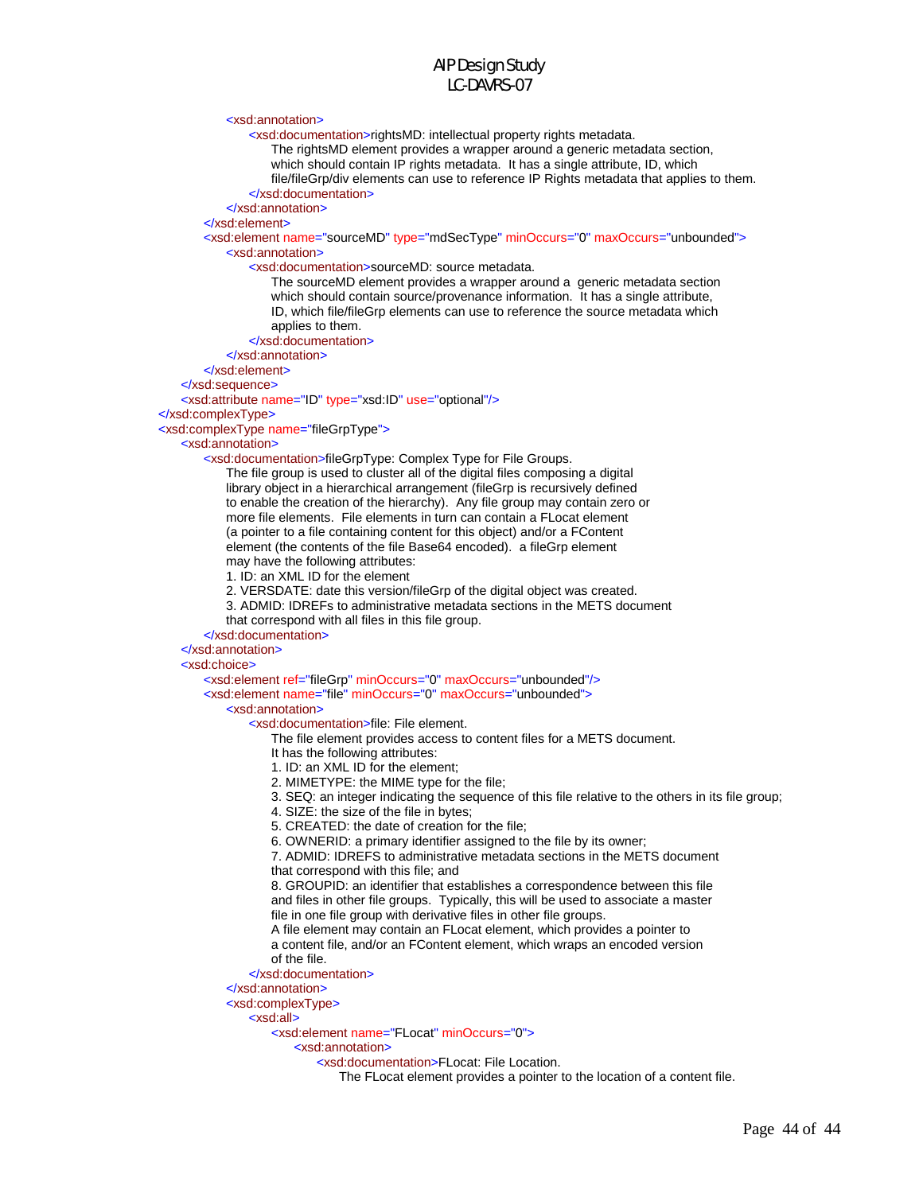```xml
				<xsd:annotation>
					<xsd:documentation>rightsMD: intellectual property rights metadata.
						The rightsMD element provides a wrapper around a generic metadata section,
						which should contain IP rights metadata.  It has a single attribute, ID, which
						file/fileGrp/div elements can use to reference IP Rights metadata that applies to them.
					</xsd:documentation>
				</xsd:annotation>
			</xsd:element>
			<xsd:element name="sourceMD" type="mdSecType" minOccurs="0" maxOccurs="unbounded">
				<xsd:annotation>
					<xsd:documentation>sourceMD: source metadata.
						The sourceMD element provides a wrapper around a  generic metadata section
						which should contain source/provenance information.  It has a single attribute,
						ID, which file/fileGrp elements can use to reference the source metadata which
						applies to them.
					</xsd:documentation>
				</xsd:annotation>
			</xsd:element>
		</xsd:sequence>
		<xsd:attribute name="ID" type="xsd:ID" use="optional"/>
	</xsd:complexType>
	<xsd:complexType name="fileGrpType">
		<xsd:annotation>
			<xsd:documentation>fileGrpType: Complex Type for File Groups.
				The file group is used to cluster all of the digital files composing a digital
				library object in a hierarchical arrangement (fileGrp is recursively defined
				to enable the creation of the hierarchy).  Any file group may contain zero or
				more file elements.  File elements in turn can contain a FLocat element
				(a pointer to a file containing content for this object) and/or a FContent
				element (the contents of the file Base64 encoded).  a fileGrp element
				may have the following attributes:
				1. ID: an XML ID for the element
				2. VERSDATE: date this version/fileGrp of the digital object was created.
				3. ADMID: IDREFs to administrative metadata sections in the METS document
				that correspond with all files in this file group.
			</xsd:documentation>
		</xsd:annotation>
		<xsd:choice>
			<xsd:element ref="fileGrp" minOccurs="0" maxOccurs="unbounded"/>
			<xsd:element name="file" minOccurs="0" maxOccurs="unbounded">
				<xsd:annotation>
					<xsd:documentation>file: File element.
						The file element provides access to content files for a METS document.
						It has the following attributes:
						1. ID: an XML ID for the element;
						2. MIMETYPE: the MIME type for the file;
						3. SEQ: an integer indicating the sequence of this file relative to the others in its file group;
						4. SIZE: the size of the file in bytes;
						5. CREATED: the date of creation for the file;
						6. OWNERID: a primary identifier assigned to the file by its owner;
						7. ADMID: IDREFS to administrative metadata sections in the METS document
						that correspond with this file; and
						8. GROUPID: an identifier that establishes a correspondence between this file
						and files in other file groups.  Typically, this will be used to associate a master
						file in one file group with derivative files in other file groups.
						A file element may contain an FLocat element, which provides a pointer to
						a content file, and/or an FContent element, which wraps an encoded version
						of the file.
					</xsd:documentation>
				</xsd:annotation>
				<xsd:complexType>
					<xsd:all>
						<xsd:element name="FLocat" minOccurs="0">
							<xsd:annotation>
								<xsd:documentation>FLocat: File Location.
									The FLocat element provides a pointer to the location of a content file.
```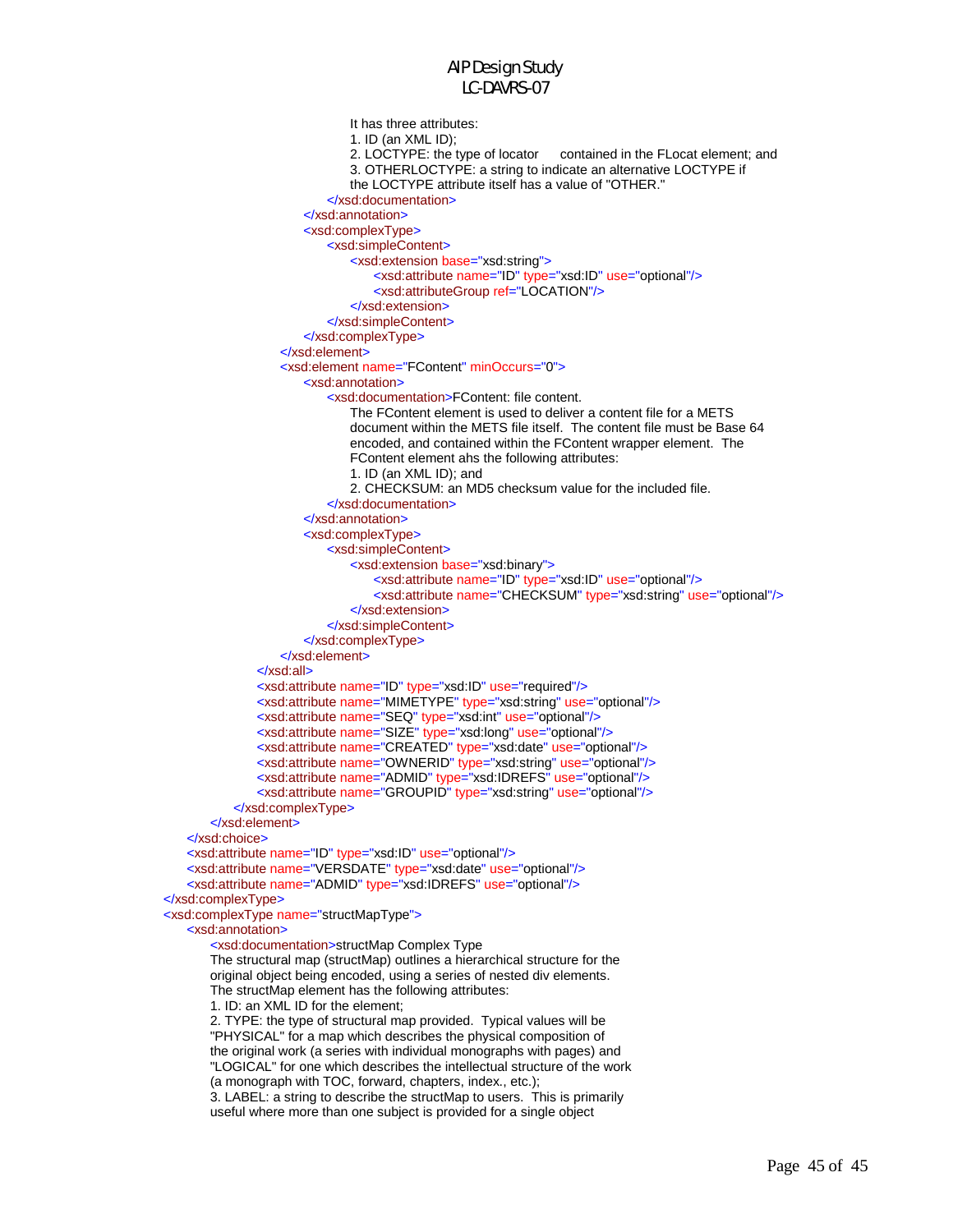```
						It has three attributes:
						1. ID (an XML ID);
						2. LOCTYPE: the type of locator	contained in the FLocat element; and
						3. OTHERLOCTYPE: a string to indicate an alternative LOCTYPE if
						the LOCTYPE attribute itself has a value of "OTHER."
					</xsd:documentation>
				</xsd:annotation>
				<xsd:complexType>
					<xsd:simpleContent>
						<xsd:extension base="xsd:string">
							<xsd:attribute name="ID" type="xsd:ID" use="optional"/>
							<xsd:attributeGroup ref="LOCATION"/>
						</xsd:extension>
					</xsd:simpleContent>
				</xsd:complexType>
			</xsd:element>
			<xsd:element name="FContent" minOccurs="0">
				<xsd:annotation>
					<xsd:documentation>FContent: file content.
						The FContent element is used to deliver a content file for a METS
						document within the METS file itself.  The content file must be Base 64
						encoded, and contained within the FContent wrapper element.  The
						FContent element ahs the following attributes:
						1. ID (an XML ID); and
						2. CHECKSUM: an MD5 checksum value for the included file.
					</xsd:documentation>
				</xsd:annotation>
				<xsd:complexType>
					<xsd:simpleContent>
						<xsd:extension base="xsd:binary">
							<xsd:attribute name="ID" type="xsd:ID" use="optional"/>
							<xsd:attribute name="CHECKSUM" type="xsd:string" use="optional"/>
						</xsd:extension>
					</xsd:simpleContent>
				</xsd:complexType>
			</xsd:element>
		</xsd:all>
		<xsd:attribute name="ID" type="xsd:ID" use="required"/>
		<xsd:attribute name="MIMETYPE" type="xsd:string" use="optional"/>
		<xsd:attribute name="SEQ" type="xsd:int" use="optional"/>
		<xsd:attribute name="SIZE" type="xsd:long" use="optional"/>
		<xsd:attribute name="CREATED" type="xsd:date" use="optional"/>
		<xsd:attribute name="OWNERID" type="xsd:string" use="optional"/>
		<xsd:attribute name="ADMID" type="xsd:IDREFS" use="optional"/>
		<xsd:attribute name="GROUPID" type="xsd:string" use="optional"/>
	</xsd:complexType>
</xsd:element>
</xsd:choice>
<xsd:attribute name="ID" type="xsd:ID" use="optional"/>
<xsd:attribute name="VERSDATE" type="xsd:date" use="optional"/>
<xsd:attribute name="ADMID" type="xsd:IDREFS" use="optional"/>
</xsd:complexType>
<xsd:complexType name="structMapType">
	<xsd:annotation>
		<xsd:documentation>structMap Complex Type
		The structural map (structMap) outlines a hierarchical structure for the
		original object being encoded, using a series of nested div elements.
		The structMap element has the following attributes:
		1. ID: an XML ID for the element;
		2. TYPE: the type of structural map provided.  Typical values will be
		"PHYSICAL" for a map which describes the physical composition of
		the original work (a series with individual monographs with pages) and
		"LOGICAL" for one which describes the intellectual structure of the work
		(a monograph with TOC, forward, chapters, index., etc.);
		3. LABEL: a string to describe the structMap to users.  This is primarily
		useful where more than one subject is provided for a single object
```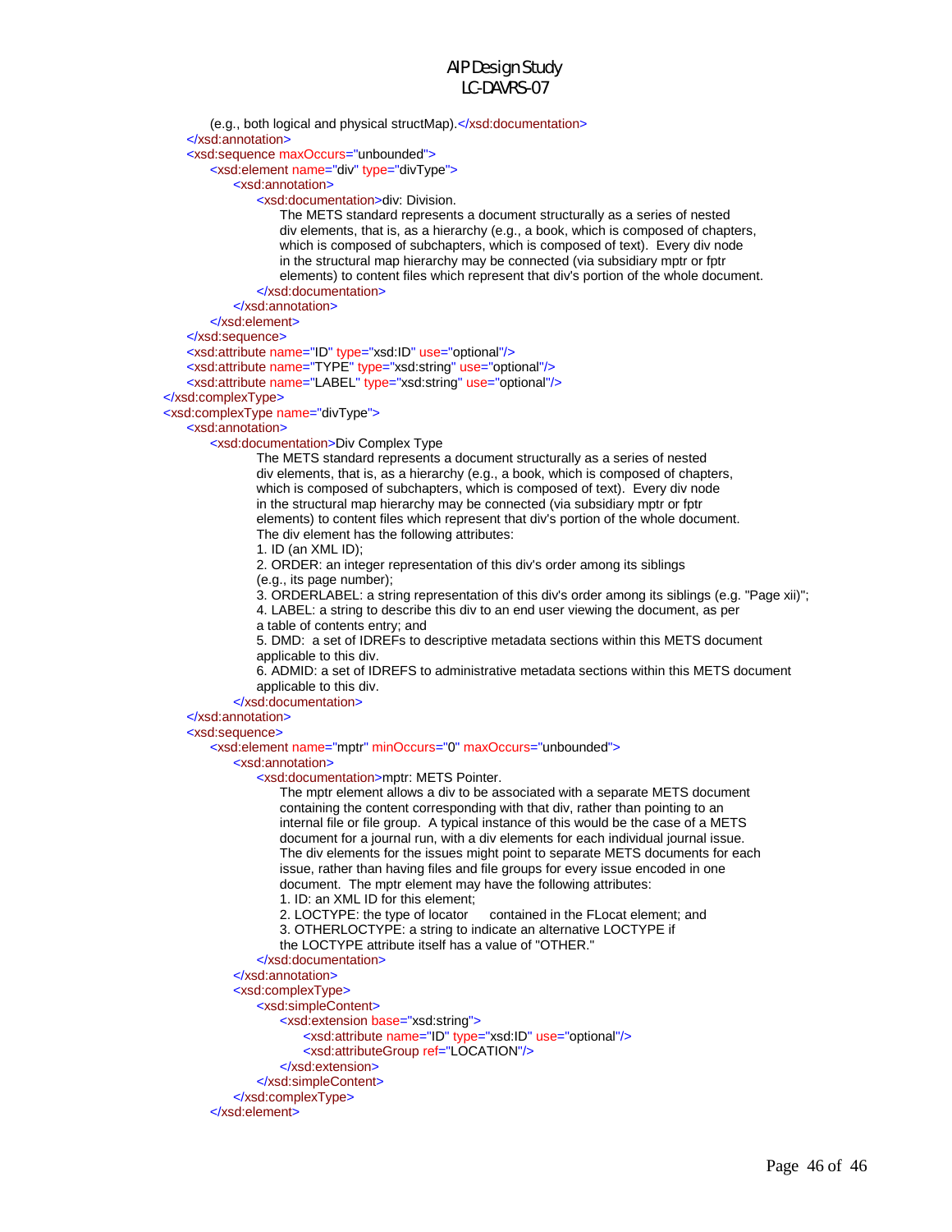```xml
            (e.g., both logical and physical structMap).</xsd:documentation>
        </xsd:annotation>
        <xsd:sequence maxOccurs="unbounded">
            <xsd:element name="div" type="divType">
                <xsd:annotation>
                    <xsd:documentation>div: Division.
                        The METS standard represents a document structurally as a series of nested
                        div elements, that is, as a hierarchy (e.g., a book, which is composed of chapters,
                        which is composed of subchapters, which is composed of text).  Every div node
                        in the structural map hierarchy may be connected (via subsidiary mptr or fptr
                        elements) to content files which represent that div's portion of the whole document.
                    </xsd:documentation>
                </xsd:annotation>
            </xsd:element>
        </xsd:sequence>
        <xsd:attribute name="ID" type="xsd:ID" use="optional"/>
        <xsd:attribute name="TYPE" type="xsd:string" use="optional"/>
        <xsd:attribute name="LABEL" type="xsd:string" use="optional"/>
    </xsd:complexType>
    <xsd:complexType name="divType">
        <xsd:annotation>
            <xsd:documentation>Div Complex Type
                    The METS standard represents a document structurally as a series of nested
                    div elements, that is, as a hierarchy (e.g., a book, which is composed of chapters,
                    which is composed of subchapters, which is composed of text).  Every div node
                    in the structural map hierarchy may be connected (via subsidiary mptr or fptr
                    elements) to content files which represent that div's portion of the whole document.
                    The div element has the following attributes:
                    1. ID (an XML ID);
                    2. ORDER: an integer representation of this div's order among its siblings
                    (e.g., its page number);
                    3. ORDERLABEL: a string representation of this div's order among its siblings (e.g. "Page xii)";
                    4. LABEL: a string to describe this div to an end user viewing the document, as per
                    a table of contents entry; and
                    5. DMD:  a set of IDREFs to descriptive metadata sections within this METS document
                    applicable to this div.
                    6. ADMID: a set of IDREFS to administrative metadata sections within this METS document
                    applicable to this div.
                </xsd:documentation>
        </xsd:annotation>
        <xsd:sequence>
            <xsd:element name="mptr" minOccurs="0" maxOccurs="unbounded">
                <xsd:annotation>
                    <xsd:documentation>mptr: METS Pointer.
                        The mptr element allows a div to be associated with a separate METS document
                        containing the content corresponding with that div, rather than pointing to an
                        internal file or file group.  A typical instance of this would be the case of a METS
                        document for a journal run, with a div elements for each individual journal issue.
                        The div elements for the issues might point to separate METS documents for each
                        issue, rather than having files and file groups for every issue encoded in one
                        document.  The mptr element may have the following attributes:
                        1. ID: an XML ID for this element;
                        2. LOCTYPE: the type of locator      contained in the FLocat element; and
                        3. OTHERLOCTYPE: a string to indicate an alternative LOCTYPE if
                        the LOCTYPE attribute itself has a value of "OTHER."
                    </xsd:documentation>
                </xsd:annotation>
                <xsd:complexType>
                    <xsd:simpleContent>
                        <xsd:extension base="xsd:string">
                            <xsd:attribute name="ID" type="xsd:ID" use="optional"/>
                            <xsd:attributeGroup ref="LOCATION"/>
                        </xsd:extension>
                    </xsd:simpleContent>
                </xsd:complexType>
            </xsd:element>
```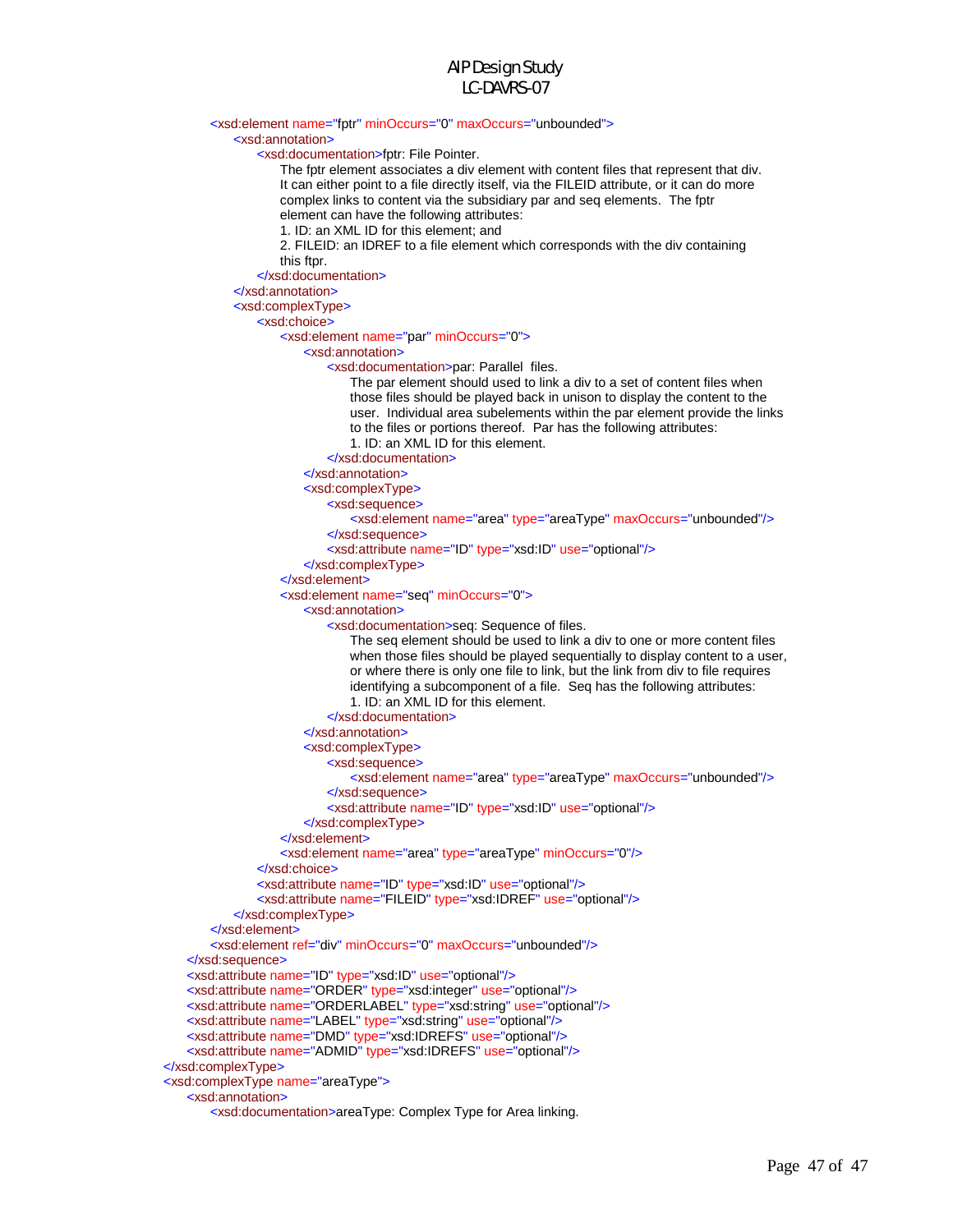```xml
            <xsd:element name="fptr" minOccurs="0" maxOccurs="unbounded">
                <xsd:annotation>
                    <xsd:documentation>fptr: File Pointer.
                        The fptr element associates a div element with content files that represent that div.
                        It can either point to a file directly itself, via the FILEID attribute, or it can do more
                        complex links to content via the subsidiary par and seq elements.  The fptr
                        element can have the following attributes:
                        1. ID: an XML ID for this element; and
                        2. FILEID: an IDREF to a file element which corresponds with the div containing
                        this fptr.
                    </xsd:documentation>
                </xsd:annotation>
                <xsd:complexType>
                    <xsd:choice>
                        <xsd:element name="par" minOccurs="0">
                            <xsd:annotation>
                                <xsd:documentation>par: Parallel  files.
                                    The par element should used to link a div to a set of content files when
                                    those files should be played back in unison to display the content to the
                                    user.  Individual area subelements within the par element provide the links
                                    to the files or portions thereof.  Par has the following attributes:
                                    1. ID: an XML ID for this element.
                                </xsd:documentation>
                            </xsd:annotation>
                            <xsd:complexType>
                                <xsd:sequence>
                                    <xsd:element name="area" type="areaType" maxOccurs="unbounded"/>
                                </xsd:sequence>
                                <xsd:attribute name="ID" type="xsd:ID" use="optional"/>
                            </xsd:complexType>
                        </xsd:element>
                        <xsd:element name="seq" minOccurs="0">
                            <xsd:annotation>
                                <xsd:documentation>seq: Sequence of files.
                                    The seq element should be used to link a div to one or more content files
                                    when those files should be played sequentially to display content to a user,
                                    or where there is only one file to link, but the link from div to file requires
                                    identifying a subcomponent of a file.  Seq has the following attributes:
                                    1. ID: an XML ID for this element.
                                </xsd:documentation>
                            </xsd:annotation>
                            <xsd:complexType>
                                <xsd:sequence>
                                    <xsd:element name="area" type="areaType" maxOccurs="unbounded"/>
                                </xsd:sequence>
                                <xsd:attribute name="ID" type="xsd:ID" use="optional"/>
                            </xsd:complexType>
                        </xsd:element>
                        <xsd:element name="area" type="areaType" minOccurs="0"/>
                    </xsd:choice>
                    <xsd:attribute name="ID" type="xsd:ID" use="optional"/>
                    <xsd:attribute name="FILEID" type="xsd:IDREF" use="optional"/>
                </xsd:complexType>
            </xsd:element>
            <xsd:element ref="div" minOccurs="0" maxOccurs="unbounded"/>
        </xsd:sequence>
        <xsd:attribute name="ID" type="xsd:ID" use="optional"/>
        <xsd:attribute name="ORDER" type="xsd:integer" use="optional"/>
        <xsd:attribute name="ORDERLABEL" type="xsd:string" use="optional"/>
        <xsd:attribute name="LABEL" type="xsd:string" use="optional"/>
        <xsd:attribute name="DMD" type="xsd:IDREFS" use="optional"/>
        <xsd:attribute name="ADMID" type="xsd:IDREFS" use="optional"/>
    </xsd:complexType>
    <xsd:complexType name="areaType">
        <xsd:annotation>
            <xsd:documentation>areaType: Complex Type for Area linking.
```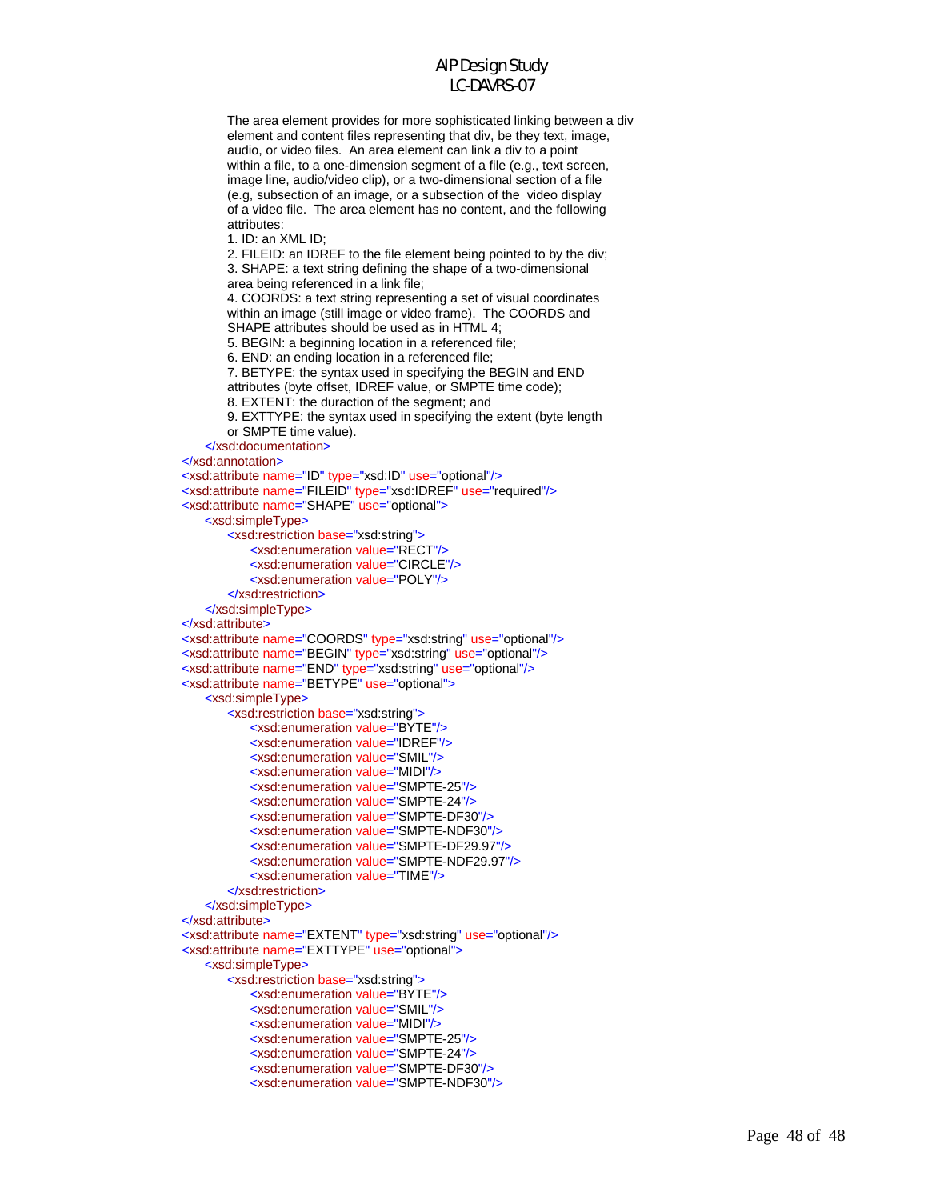```
            The area element provides for more sophisticated linking between a div
            element and content files representing that div, be they text, image,
            audio, or video files.  An area element can link a div to a point
            within a file, to a one-dimension segment of a file (e.g., text screen,
            image line, audio/video clip), or a two-dimensional section of a file
            (e.g, subsection of an image, or a subsection of the  video display
            of a video file.  The area element has no content, and the following
            attributes:
            1. ID: an XML ID;
            2. FILEID: an IDREF to the file element being pointed to by the div;
            3. SHAPE: a text string defining the shape of a two-dimensional
            area being referenced in a link file;
            4. COORDS: a text string representing a set of visual coordinates
            within an image (still image or video frame).  The COORDS and
            SHAPE attributes should be used as in HTML 4;
            5. BEGIN: a beginning location in a referenced file;
            6. END: an ending location in a referenced file;
            7. BETYPE: the syntax used in specifying the BEGIN and END
            attributes (byte offset, IDREF value, or SMPTE time code);
            8. EXTENT: the duraction of the segment; and
            9. EXTTYPE: the syntax used in specifying the extent (byte length
            or SMPTE time value).
        </xsd:documentation>
    </xsd:annotation>
    <xsd:attribute name="ID" type="xsd:ID" use="optional"/>
    <xsd:attribute name="FILEID" type="xsd:IDREF" use="required"/>
    <xsd:attribute name="SHAPE" use="optional">
        <xsd:simpleType>
            <xsd:restriction base="xsd:string">
                <xsd:enumeration value="RECT"/>
                <xsd:enumeration value="CIRCLE"/>
                <xsd:enumeration value="POLY"/>
            </xsd:restriction>
        </xsd:simpleType>
    </xsd:attribute>
    <xsd:attribute name="COORDS" type="xsd:string" use="optional"/>
    <xsd:attribute name="BEGIN" type="xsd:string" use="optional"/>
    <xsd:attribute name="END" type="xsd:string" use="optional"/>
    <xsd:attribute name="BETYPE" use="optional">
        <xsd:simpleType>
            <xsd:restriction base="xsd:string">
                <xsd:enumeration value="BYTE"/>
                <xsd:enumeration value="IDREF"/>
                <xsd:enumeration value="SMIL"/>
                <xsd:enumeration value="MIDI"/>
                <xsd:enumeration value="SMPTE-25"/>
                <xsd:enumeration value="SMPTE-24"/>
                <xsd:enumeration value="SMPTE-DF30"/>
                <xsd:enumeration value="SMPTE-NDF30"/>
                <xsd:enumeration value="SMPTE-DF29.97"/>
                <xsd:enumeration value="SMPTE-NDF29.97"/>
                <xsd:enumeration value="TIME"/>
            </xsd:restriction>
        </xsd:simpleType>
    </xsd:attribute>
    <xsd:attribute name="EXTENT" type="xsd:string" use="optional"/>
    <xsd:attribute name="EXTTYPE" use="optional">
        <xsd:simpleType>
            <xsd:restriction base="xsd:string">
                <xsd:enumeration value="BYTE"/>
                <xsd:enumeration value="SMIL"/>
                <xsd:enumeration value="MIDI"/>
                <xsd:enumeration value="SMPTE-25"/>
                <xsd:enumeration value="SMPTE-24"/>
                <xsd:enumeration value="SMPTE-DF30"/>
                <xsd:enumeration value="SMPTE-NDF30"/>
```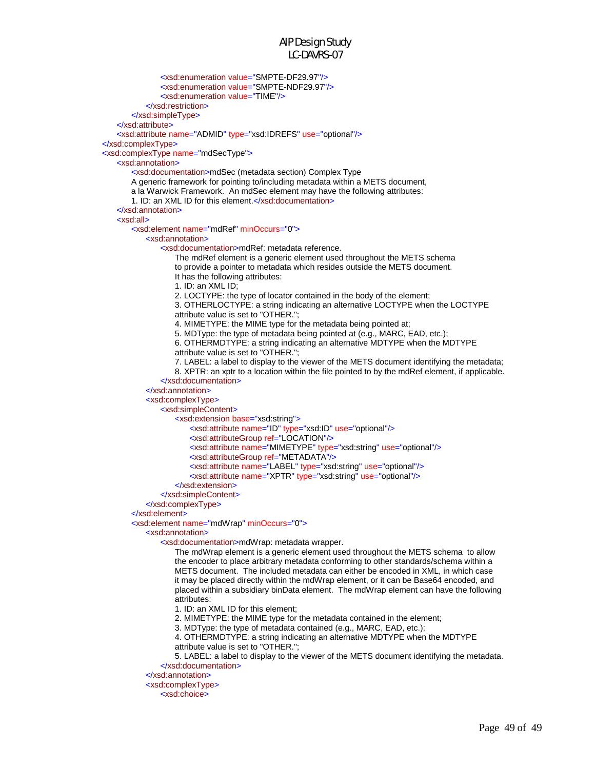```xml
                <xsd:enumeration value="SMPTE-DF29.97"/>
                <xsd:enumeration value="SMPTE-NDF29.97"/>
                <xsd:enumeration value="TIME"/>
            </xsd:restriction>
        </xsd:simpleType>
    </xsd:attribute>
    <xsd:attribute name="ADMID" type="xsd:IDREFS" use="optional"/>
</xsd:complexType>
<xsd:complexType name="mdSecType">
    <xsd:annotation>
        <xsd:documentation>mdSec (metadata section) Complex Type
        A generic framework for pointing to/including metadata within a METS document,
        a la Warwick Framework.  An mdSec element may have the following attributes:
        1. ID: an XML ID for this element.</xsd:documentation>
    </xsd:annotation>
    <xsd:all>
        <xsd:element name="mdRef" minOccurs="0">
            <xsd:annotation>
                <xsd:documentation>mdRef: metadata reference.
                    The mdRef element is a generic element used throughout the METS schema
                    to provide a pointer to metadata which resides outside the METS document.
                    It has the following attributes:
                    1. ID: an XML ID;
                    2. LOCTYPE: the type of locator contained in the body of the element;
                    3. OTHERLOCTYPE: a string indicating an alternative LOCTYPE when the LOCTYPE
                    attribute value is set to "OTHER.";
                    4. MIMETYPE: the MIME type for the metadata being pointed at;
                    5. MDType: the type of metadata being pointed at (e.g., MARC, EAD, etc.);
                    6. OTHERMDTYPE: a string indicating an alternative MDTYPE when the MDTYPE
                    attribute value is set to "OTHER.";
                    7. LABEL: a label to display to the viewer of the METS document identifying the metadata;
                    8. XPTR: an xptr to a location within the file pointed to by the mdRef element, if applicable.
                </xsd:documentation>
            </xsd:annotation>
            <xsd:complexType>
                <xsd:simpleContent>
                    <xsd:extension base="xsd:string">
                        <xsd:attribute name="ID" type="xsd:ID" use="optional"/>
                        <xsd:attributeGroup ref="LOCATION"/>
                        <xsd:attribute name="MIMETYPE" type="xsd:string" use="optional"/>
                        <xsd:attributeGroup ref="METADATA"/>
                        <xsd:attribute name="LABEL" type="xsd:string" use="optional"/>
                        <xsd:attribute name="XPTR" type="xsd:string" use="optional"/>
                    </xsd:extension>
                </xsd:simpleContent>
            </xsd:complexType>
        </xsd:element>
        <xsd:element name="mdWrap" minOccurs="0">
            <xsd:annotation>
                <xsd:documentation>mdWrap: metadata wrapper.
                    The mdWrap element is a generic element used throughout the METS schema  to allow
                    the encoder to place arbitrary metadata conforming to other standards/schema within a
                    METS document.  The included metadata can either be encoded in XML, in which case
                    it may be placed directly within the mdWrap element, or it can be Base64 encoded, and
                    placed within a subsidiary binData element.  The mdWrap element can have the following
                    attributes:
                    1. ID: an XML ID for this element;
                    2. MIMETYPE: the MIME type for the metadata contained in the element;
                    3. MDType: the type of metadata contained (e.g., MARC, EAD, etc.);
                    4. OTHERMDTYPE: a string indicating an alternative MDTYPE when the MDTYPE
                    attribute value is set to "OTHER.";
                    5. LABEL: a label to display to the viewer of the METS document identifying the metadata.
                </xsd:documentation>
            </xsd:annotation>
            <xsd:complexType>
                <xsd:choice>
```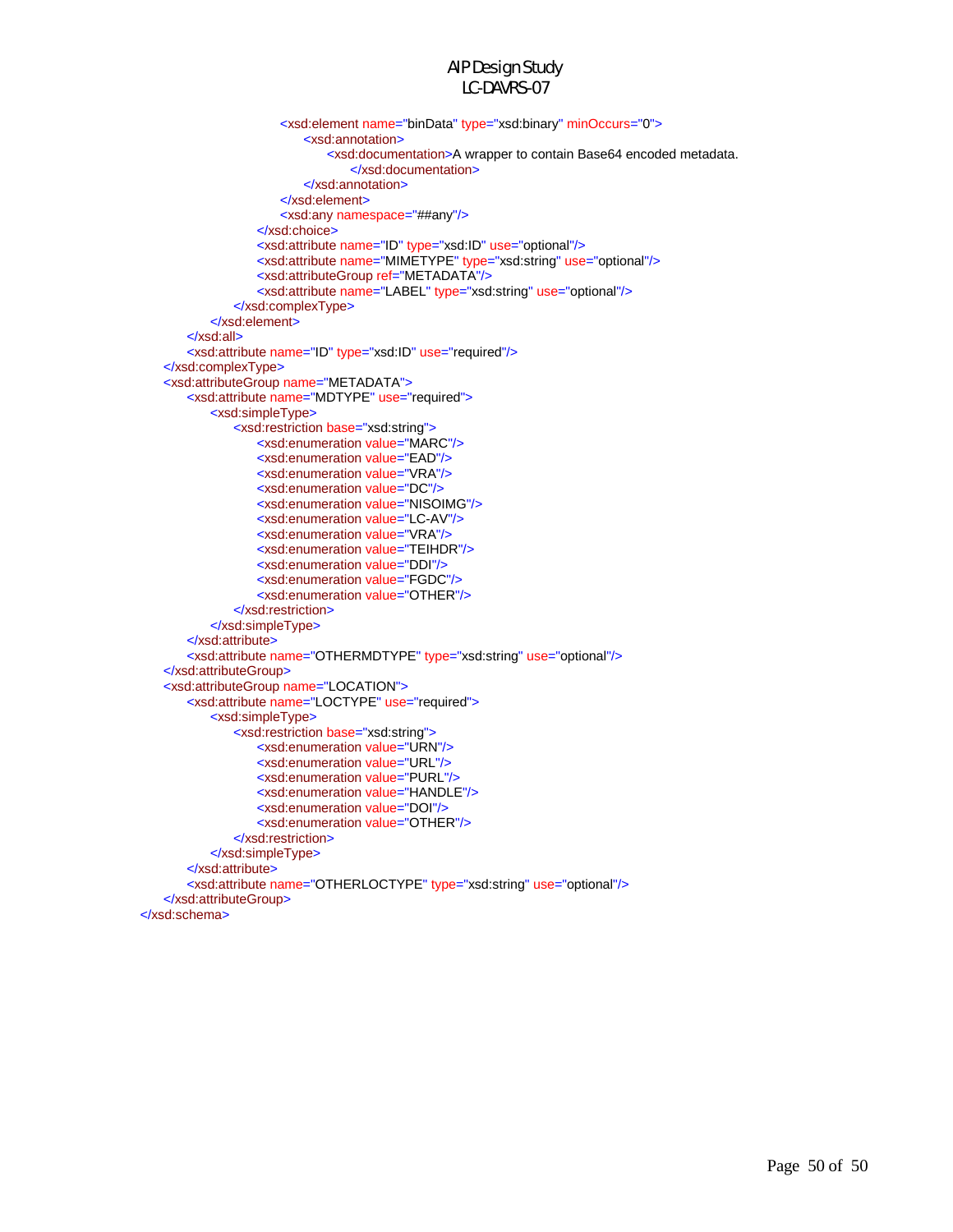```
                        <xsd:element name="binData" type="xsd:binary" minOccurs="0">
                            <xsd:annotation>
                                <xsd:documentation>A wrapper to contain Base64 encoded metadata.
                                    </xsd:documentation>
                            </xsd:annotation>
                        </xsd:element>
                        <xsd:any namespace="##any"/>
                    </xsd:choice>
                    <xsd:attribute name="ID" type="xsd:ID" use="optional"/>
                    <xsd:attribute name="MIMETYPE" type="xsd:string" use="optional"/>
                    <xsd:attributeGroup ref="METADATA"/>
                    <xsd:attribute name="LABEL" type="xsd:string" use="optional"/>
                </xsd:complexType>
            </xsd:element>
        </xsd:all>
        <xsd:attribute name="ID" type="xsd:ID" use="required"/>
    </xsd:complexType>
    <xsd:attributeGroup name="METADATA">
        <xsd:attribute name="MDTYPE" use="required">
            <xsd:simpleType>
                <xsd:restriction base="xsd:string">
                    <xsd:enumeration value="MARC"/>
                    <xsd:enumeration value="EAD"/>
                    <xsd:enumeration value="VRA"/>
                    <xsd:enumeration value="DC"/>
                    <xsd:enumeration value="NISOIMG"/>
                    <xsd:enumeration value="LC-AV"/>
                    <xsd:enumeration value="VRA"/>
                    <xsd:enumeration value="TEIHDR"/>
                    <xsd:enumeration value="DDI"/>
                    <xsd:enumeration value="FGDC"/>
                    <xsd:enumeration value="OTHER"/>
                </xsd:restriction>
            </xsd:simpleType>
        </xsd:attribute>
        <xsd:attribute name="OTHERMDTYPE" type="xsd:string" use="optional"/>
    </xsd:attributeGroup>
    <xsd:attributeGroup name="LOCATION">
        <xsd:attribute name="LOCTYPE" use="required">
            <xsd:simpleType>
                <xsd:restriction base="xsd:string">
                    <xsd:enumeration value="URN"/>
                    <xsd:enumeration value="URL"/>
                    <xsd:enumeration value="PURL"/>
                    <xsd:enumeration value="HANDLE"/>
                    <xsd:enumeration value="DOI"/>
                    <xsd:enumeration value="OTHER"/>
                </xsd:restriction>
            </xsd:simpleType>
        </xsd:attribute>
        <xsd:attribute name="OTHERLOCTYPE" type="xsd:string" use="optional"/>
    </xsd:attributeGroup>
</xsd:schema>
```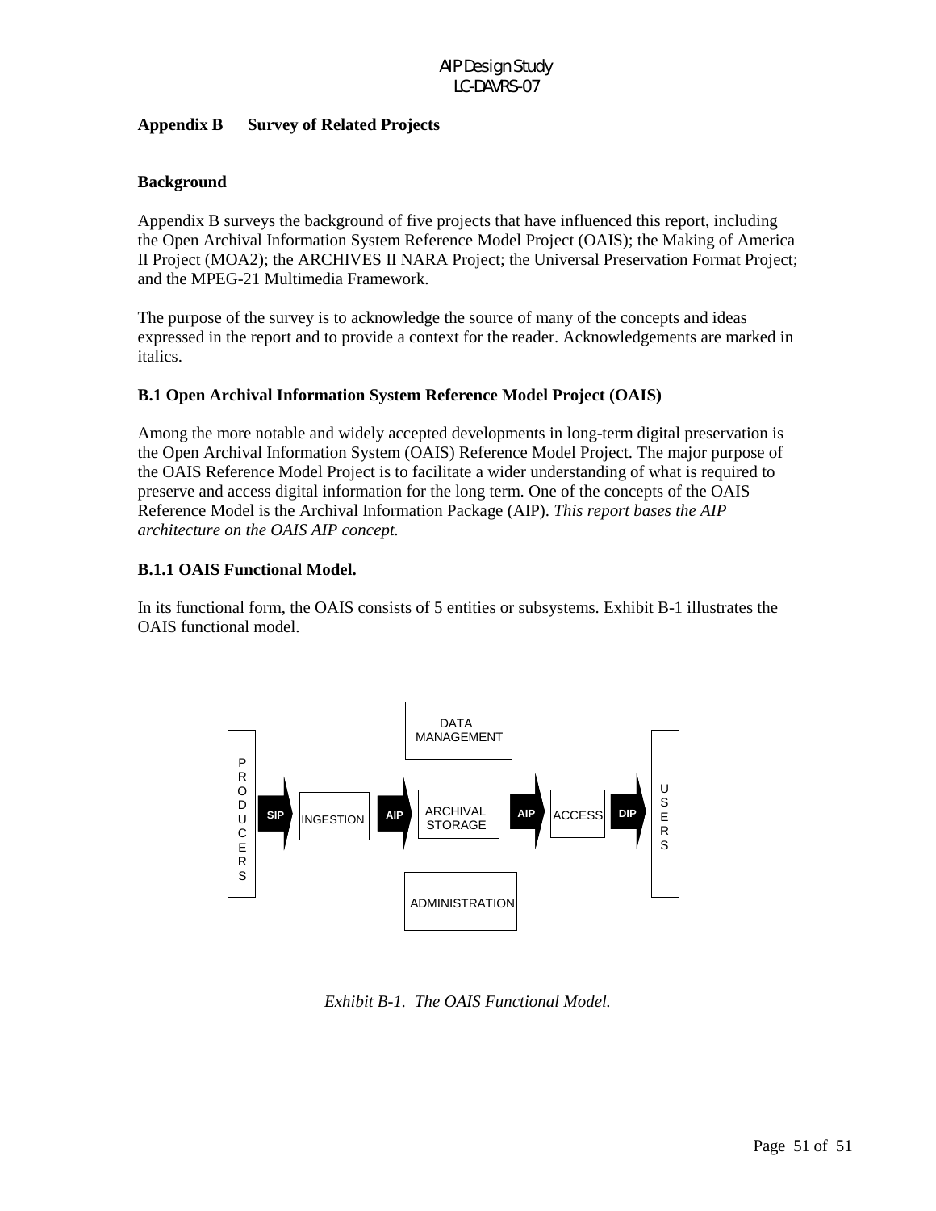## Appendix B Survey of Related Projects

### Background

Appendix B surveys the background of five projects that have influenced this report, including the Open Archival Information System Reference Model Project (OAIS); the Making of America II Project (MOA2); the ARCHIVES II NARA Project; the Universal Preservation Format Project; and the MPEG-21 Multimedia Framework.

The purpose of the survey is to acknowledge the source of many of the concepts and ideas expressed in the report and to provide a context for the reader. Acknowledgements are marked in italics.

### B.1 Open Archival Information System Reference Model Project (OAIS)

Among the more notable and widely accepted developments in long-term digital preservation is the Open Archival Information System (OAIS) Reference Model Project. The major purpose of the OAIS Reference Model Project is to facilitate a wider understanding of what is required to preserve and access digital information for the long term. One of the concepts of the OAIS Reference Model is the Archival Information Package (AIP). *This report bases the AIP architecture on the OAIS AIP concept.*

### B.1.1 OAIS Functional Model.

In its functional form, the OAIS consists of 5 entities or subsystems. Exhibit B-1 illustrates the OAIS functional model.

*Exhibit B-1. The OAIS Functional Model.*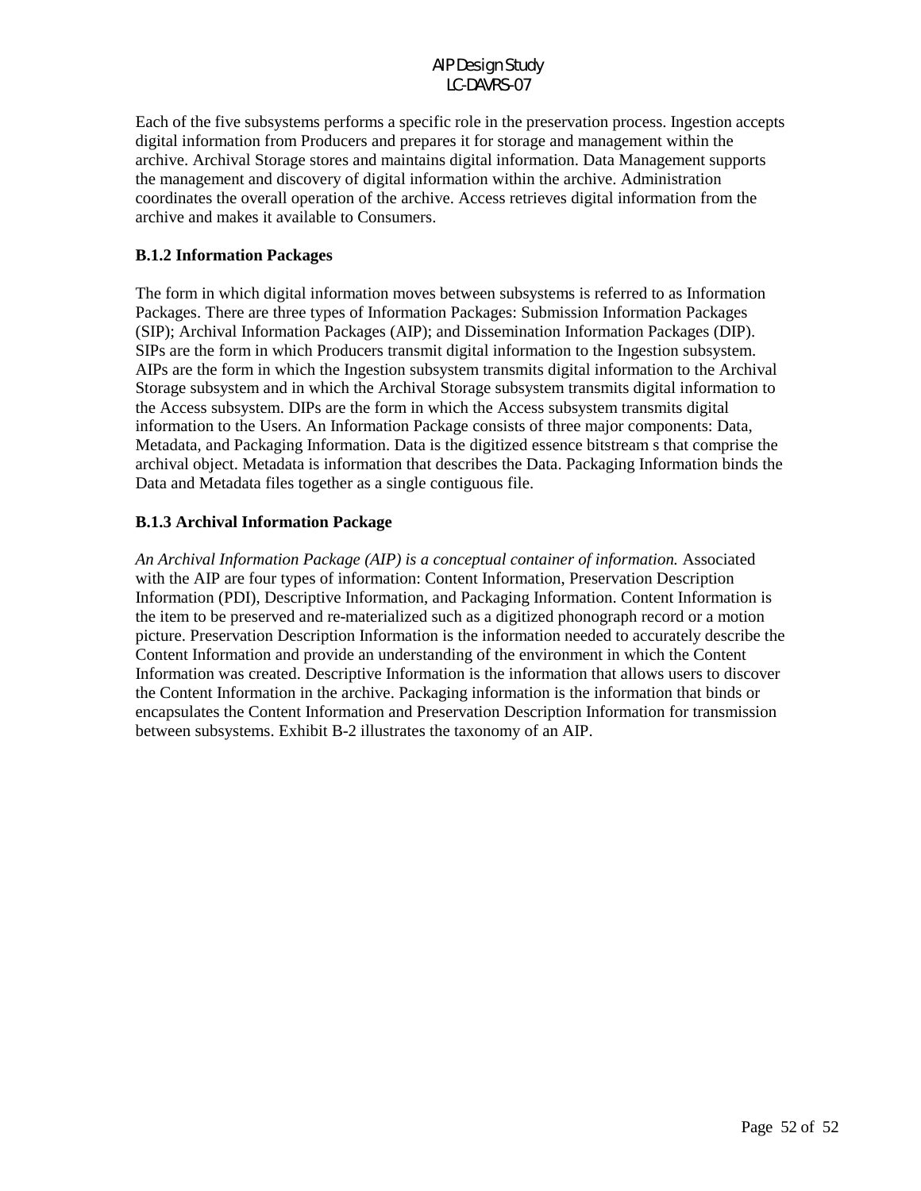Each of the five subsystems performs a specific role in the preservation process. Ingestion accepts digital information from Producers and prepares it for storage and management within the archive. Archival Storage stores and maintains digital information. Data Management supports the management and discovery of digital information within the archive. Administration coordinates the overall operation of the archive. Access retrieves digital information from the archive and makes it available to Consumers.

### B.1.2 Information Packages

The form in which digital information moves between subsystems is referred to as Information Packages. There are three types of Information Packages: Submission Information Packages (SIP); Archival Information Packages (AIP); and Dissemination Information Packages (DIP). SIPs are the form in which Producers transmit digital information to the Ingestion subsystem. AIPs are the form in which the Ingestion subsystem transmits digital information to the Archival Storage subsystem and in which the Archival Storage subsystem transmits digital information to the Access subsystem. DIPs are the form in which the Access subsystem transmits digital information to the Users. An Information Package consists of three major components: Data, Metadata, and Packaging Information. Data is the digitized essence bitstream s that comprise the archival object. Metadata is information that describes the Data. Packaging Information binds the Data and Metadata files together as a single contiguous file.

### B.1.3 Archival Information Package

*An Archival Information Package (AIP) is a conceptual container of information.* Associated with the AIP are four types of information: Content Information, Preservation Description Information (PDI), Descriptive Information, and Packaging Information. Content Information is the item to be preserved and re-materialized such as a digitized phonograph record or a motion picture. Preservation Description Information is the information needed to accurately describe the Content Information and provide an understanding of the environment in which the Content Information was created. Descriptive Information is the information that allows users to discover the Content Information in the archive. Packaging information is the information that binds or encapsulates the Content Information and Preservation Description Information for transmission between subsystems. Exhibit B-2 illustrates the taxonomy of an AIP.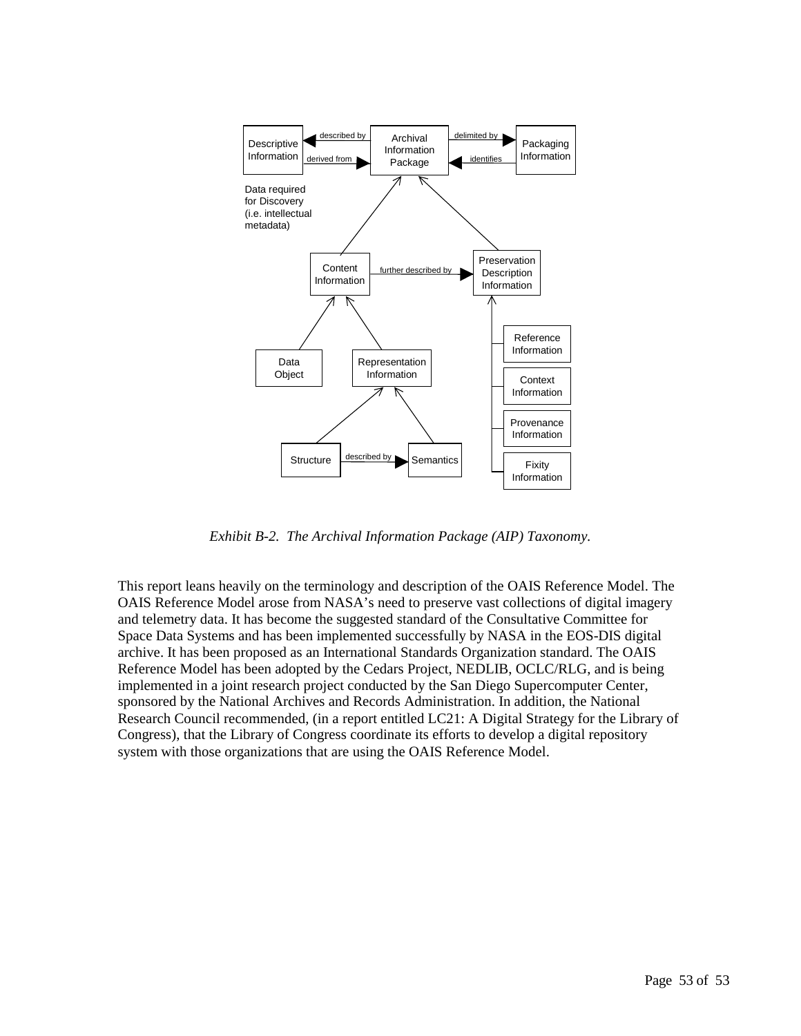*Exhibit B-2. The Archival Information Package (AIP) Taxonomy.*

This report leans heavily on the terminology and description of the OAIS Reference Model. The OAIS Reference Model arose from NASA's need to preserve vast collections of digital imagery and telemetry data. It has become the suggested standard of the Consultative Committee for Space Data Systems and has been implemented successfully by NASA in the EOS-DIS digital archive. It has been proposed as an International Standards Organization standard. The OAIS Reference Model has been adopted by the Cedars Project, NEDLIB, OCLC/RLG, and is being implemented in a joint research project conducted by the San Diego Supercomputer Center, sponsored by the National Archives and Records Administration. In addition, the National Research Council recommended, (in a report entitled LC21: A Digital Strategy for the Library of Congress), that the Library of Congress coordinate its efforts to develop a digital repository system with those organizations that are using the OAIS Reference Model.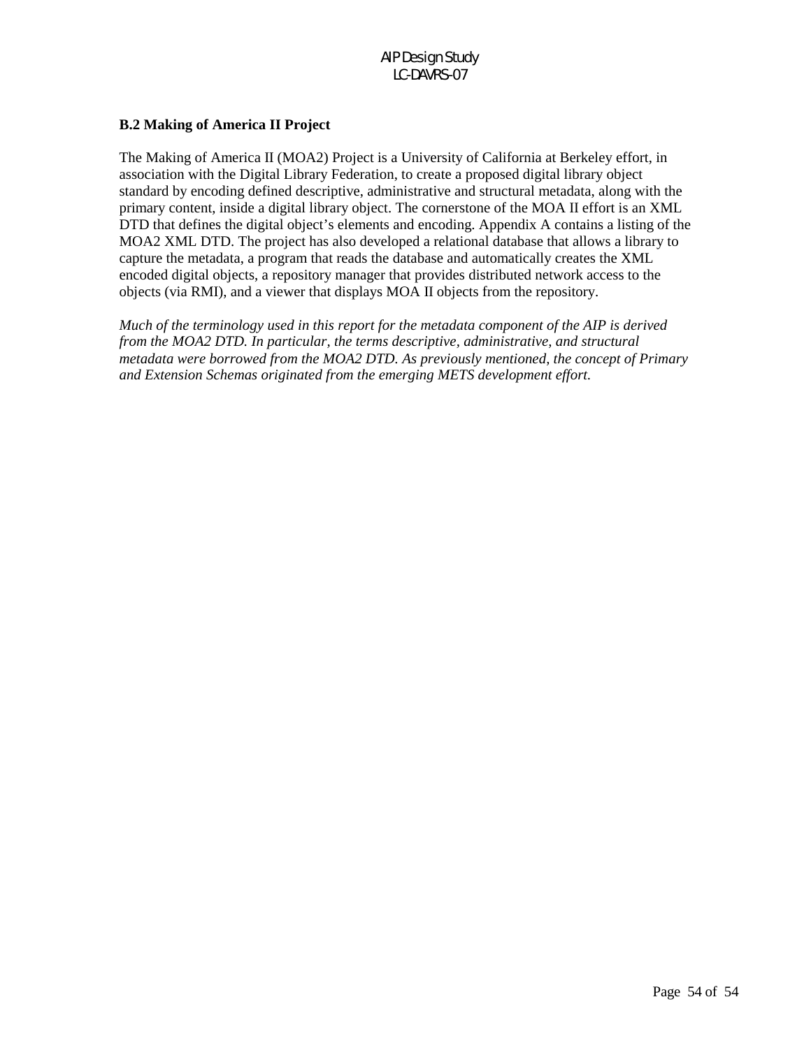### B.2 Making of America II Project

The Making of America II (MOA2) Project is a University of California at Berkeley effort, in association with the Digital Library Federation, to create a proposed digital library object standard by encoding defined descriptive, administrative and structural metadata, along with the primary content, inside a digital library object. The cornerstone of the MOA II effort is an XML DTD that defines the digital object's elements and encoding. Appendix A contains a listing of the MOA2 XML DTD. The project has also developed a relational database that allows a library to capture the metadata, a program that reads the database and automatically creates the XML encoded digital objects, a repository manager that provides distributed network access to the objects (via RMI), and a viewer that displays MOA II objects from the repository.

*Much of the terminology used in this report for the metadata component of the AIP is derived from the MOA2 DTD. In particular, the terms descriptive, administrative, and structural metadata were borrowed from the MOA2 DTD. As previously mentioned, the concept of Primary and Extension Schemas originated from the emerging METS development effort.*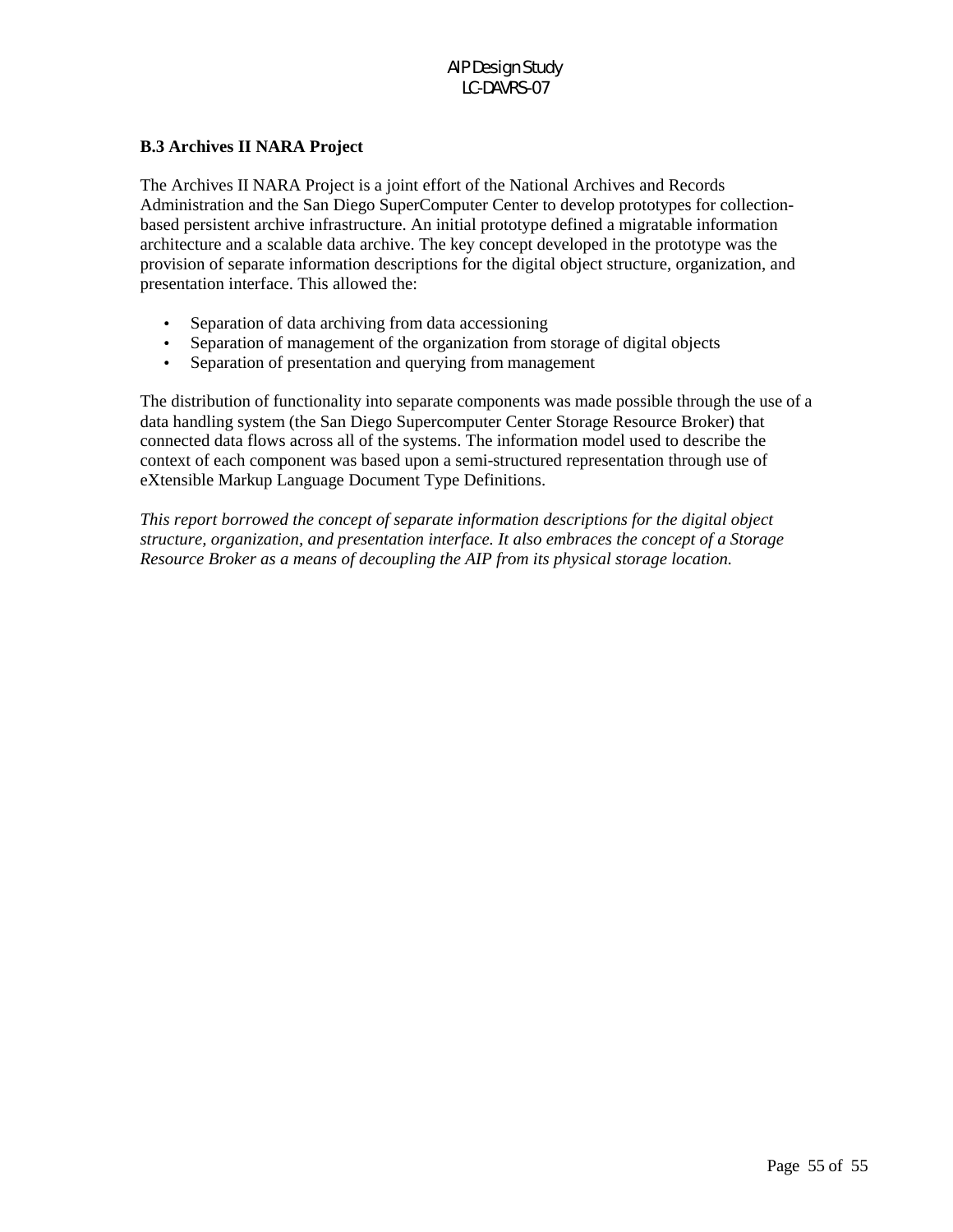### B.3 Archives II NARA Project

The Archives II NARA Project is a joint effort of the National Archives and Records Administration and the San Diego SuperComputer Center to develop prototypes for collection-based persistent archive infrastructure. An initial prototype defined a migratable information architecture and a scalable data archive. The key concept developed in the prototype was the provision of separate information descriptions for the digital object structure, organization, and presentation interface. This allowed the:

- Separation of data archiving from data accessioning
- Separation of management of the organization from storage of digital objects
- Separation of presentation and querying from management

The distribution of functionality into separate components was made possible through the use of a data handling system (the San Diego Supercomputer Center Storage Resource Broker) that connected data flows across all of the systems. The information model used to describe the context of each component was based upon a semi-structured representation through use of eXtensible Markup Language Document Type Definitions.

*This report borrowed the concept of separate information descriptions for the digital object structure, organization, and presentation interface. It also embraces the concept of a Storage Resource Broker as a means of decoupling the AIP from its physical storage location.*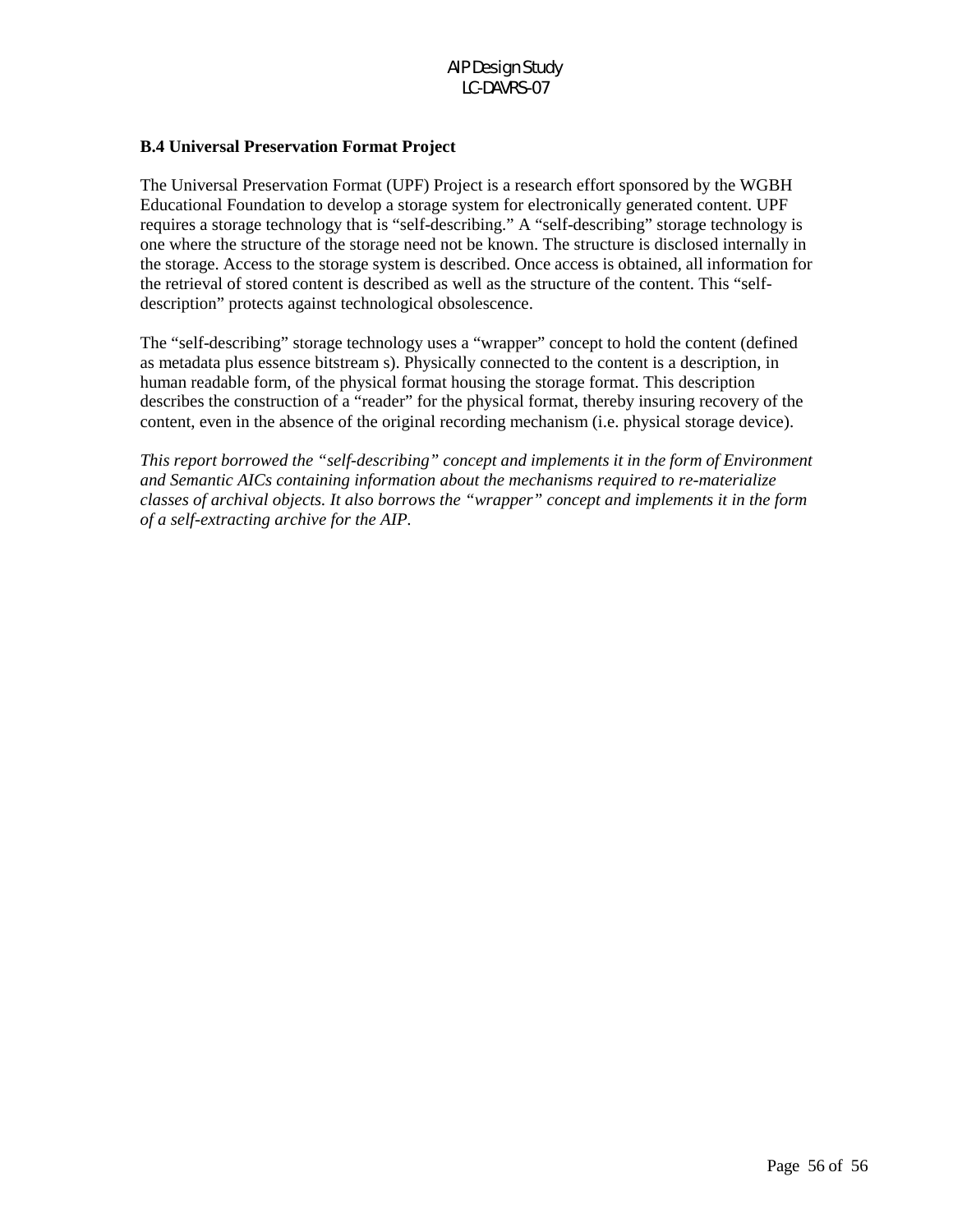### B.4 Universal Preservation Format Project

The Universal Preservation Format (UPF) Project is a research effort sponsored by the WGBH Educational Foundation to develop a storage system for electronically generated content. UPF requires a storage technology that is "self-describing." A "self-describing" storage technology is one where the structure of the storage need not be known. The structure is disclosed internally in the storage. Access to the storage system is described. Once access is obtained, all information for the retrieval of stored content is described as well as the structure of the content. This "self-description" protects against technological obsolescence.

The "self-describing" storage technology uses a "wrapper" concept to hold the content (defined as metadata plus essence bitstream s). Physically connected to the content is a description, in human readable form, of the physical format housing the storage format. This description describes the construction of a "reader" for the physical format, thereby insuring recovery of the content, even in the absence of the original recording mechanism (i.e. physical storage device).

*This report borrowed the "self-describing" concept and implements it in the form of Environment and Semantic AICs containing information about the mechanisms required to re-materialize classes of archival objects. It also borrows the "wrapper" concept and implements it in the form of a self-extracting archive for the AIP.*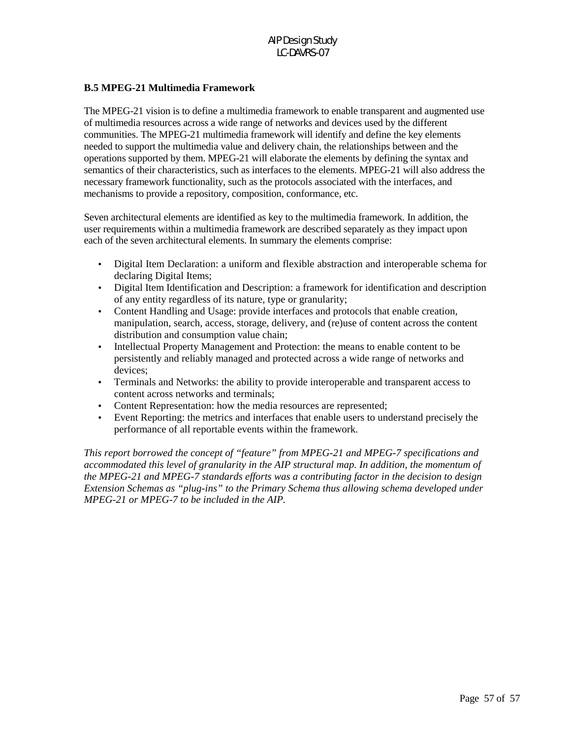### B.5 MPEG-21 Multimedia Framework

The MPEG-21 vision is to define a multimedia framework to enable transparent and augmented use of multimedia resources across a wide range of networks and devices used by the different communities. The MPEG-21 multimedia framework will identify and define the key elements needed to support the multimedia value and delivery chain, the relationships between and the operations supported by them. MPEG-21 will elaborate the elements by defining the syntax and semantics of their characteristics, such as interfaces to the elements. MPEG-21 will also address the necessary framework functionality, such as the protocols associated with the interfaces, and mechanisms to provide a repository, composition, conformance, etc.

Seven architectural elements are identified as key to the multimedia framework. In addition, the user requirements within a multimedia framework are described separately as they impact upon each of the seven architectural elements. In summary the elements comprise:

- Digital Item Declaration: a uniform and flexible abstraction and interoperable schema for declaring Digital Items;
- Digital Item Identification and Description: a framework for identification and description of any entity regardless of its nature, type or granularity;
- Content Handling and Usage: provide interfaces and protocols that enable creation, manipulation, search, access, storage, delivery, and (re)use of content across the content distribution and consumption value chain;
- Intellectual Property Management and Protection: the means to enable content to be persistently and reliably managed and protected across a wide range of networks and devices;
- Terminals and Networks: the ability to provide interoperable and transparent access to content across networks and terminals;
- Content Representation: how the media resources are represented;
- Event Reporting: the metrics and interfaces that enable users to understand precisely the performance of all reportable events within the framework.

*This report borrowed the concept of "feature" from MPEG-21 and MPEG-7 specifications and accommodated this level of granularity in the AIP structural map. In addition, the momentum of the MPEG-21 and MPEG-7 standards efforts was a contributing factor in the decision to design Extension Schemas as "plug-ins" to the Primary Schema thus allowing schema developed under MPEG-21 or MPEG-7 to be included in the AIP.*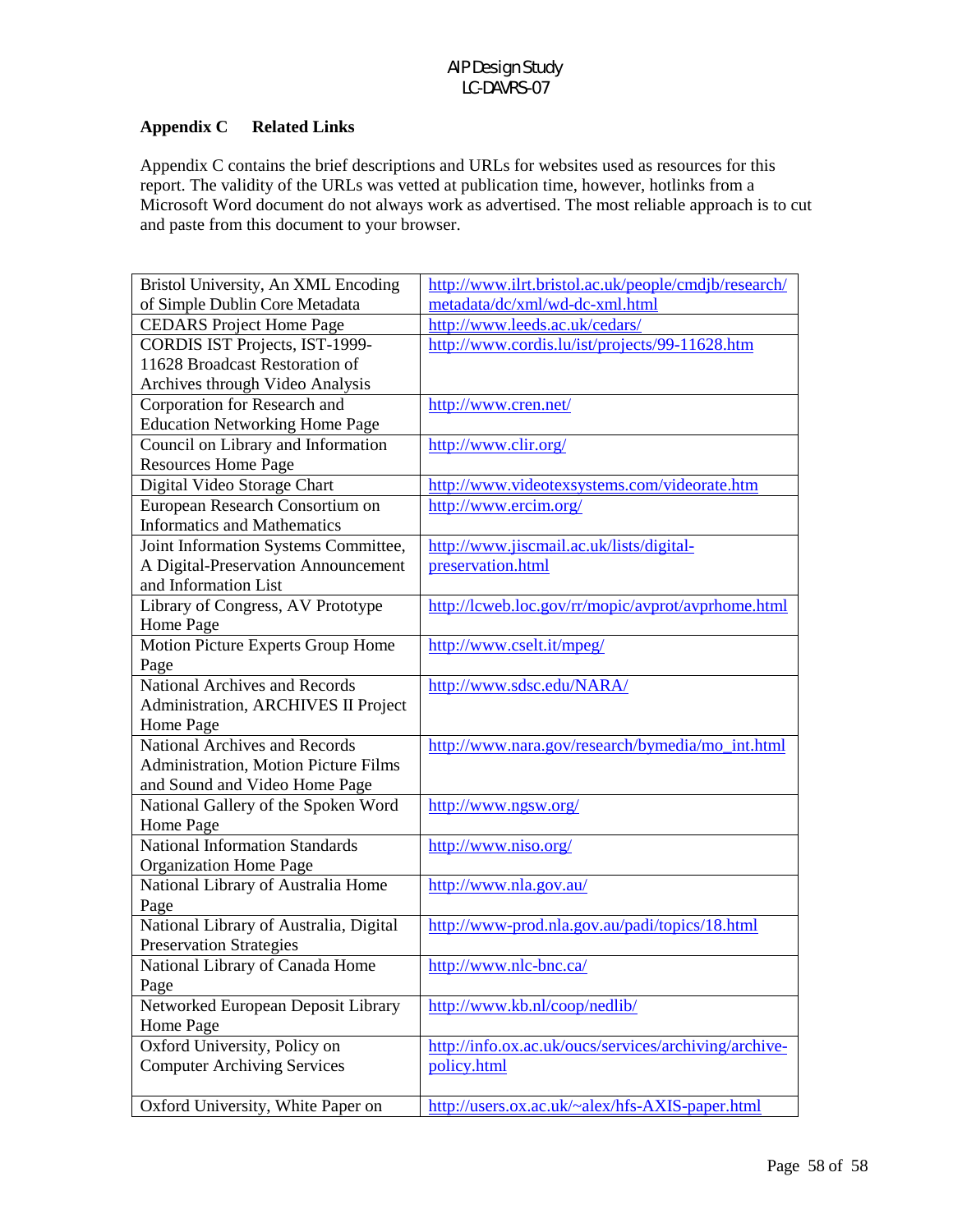## Appendix C Related Links

Appendix C contains the brief descriptions and URLs for websites used as resources for this report. The validity of the URLs was vetted at publication time, however, hotlinks from a Microsoft Word document do not always work as advertised. The most reliable approach is to cut and paste from this document to your browser.

| Description | URL |
|---|---|
| Bristol University, An XML Encoding of Simple Dublin Core Metadata | http://www.ilrt.bristol.ac.uk/people/cmdjb/research/metadata/dc/xml/wd-dc-xml.html |
| CEDARS Project Home Page | http://www.leeds.ac.uk/cedars/ |
| CORDIS IST Projects, IST-1999-11628 Broadcast Restoration of Archives through Video Analysis | http://www.cordis.lu/ist/projects/99-11628.htm |
| Corporation for Research and Education Networking Home Page | http://www.cren.net/ |
| Council on Library and Information Resources Home Page | http://www.clir.org/ |
| Digital Video Storage Chart | http://www.videotexsystems.com/videorate.htm |
| European Research Consortium on Informatics and Mathematics | http://www.ercim.org/ |
| Joint Information Systems Committee, A Digital-Preservation Announcement and Information List | http://www.jiscmail.ac.uk/lists/digital-preservation.html |
| Library of Congress, AV Prototype Home Page | http://lcweb.loc.gov/rr/mopic/avprot/avprhome.html |
| Motion Picture Experts Group Home Page | http://www.cselt.it/mpeg/ |
| National Archives and Records Administration, ARCHIVES II Project Home Page | http://www.sdsc.edu/NARA/ |
| National Archives and Records Administration, Motion Picture Films and Sound and Video Home Page | http://www.nara.gov/research/bymedia/mo_int.html |
| National Gallery of the Spoken Word Home Page | http://www.ngsw.org/ |
| National Information Standards Organization Home Page | http://www.niso.org/ |
| National Library of Australia Home Page | http://www.nla.gov.au/ |
| National Library of Australia, Digital Preservation Strategies | http://www-prod.nla.gov.au/padi/topics/18.html |
| National Library of Canada Home Page | http://www.nlc-bnc.ca/ |
| Networked European Deposit Library Home Page | http://www.kb.nl/coop/nedlib/ |
| Oxford University, Policy on Computer Archiving Services | http://info.ox.ac.uk/oucs/services/archiving/archive-policy.html |
| Oxford University, White Paper on | http://users.ox.ac.uk/~alex/hfs-AXIS-paper.html |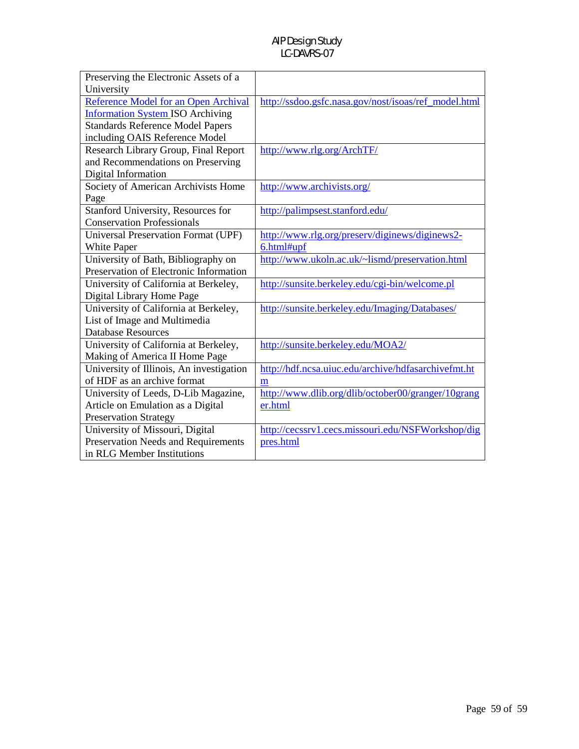| | |
|---|---|
| Preserving the Electronic Assets of a University | |
| Reference Model for an Open Archival Information System ISO Archiving Standards Reference Model Papers including OAIS Reference Model | http://ssdoo.gsfc.nasa.gov/nost/isoas/ref_model.html |
| Research Library Group, Final Report and Recommendations on Preserving Digital Information | http://www.rlg.org/ArchTF/ |
| Society of American Archivists Home Page | http://www.archivists.org/ |
| Stanford University, Resources for Conservation Professionals | http://palimpsest.stanford.edu/ |
| Universal Preservation Format (UPF) White Paper | http://www.rlg.org/preserv/diginews/diginews2-6.html#upf |
| University of Bath, Bibliography on Preservation of Electronic Information | http://www.ukoln.ac.uk/~lismd/preservation.html |
| University of California at Berkeley, Digital Library Home Page | http://sunsite.berkeley.edu/cgi-bin/welcome.pl |
| University of California at Berkeley, List of Image and Multimedia Database Resources | http://sunsite.berkeley.edu/Imaging/Databases/ |
| University of California at Berkeley, Making of America II Home Page | http://sunsite.berkeley.edu/MOA2/ |
| University of Illinois, An investigation of HDF as an archive format | http://hdf.ncsa.uiuc.edu/archive/hdfasarchivefmt.htm |
| University of Leeds, D-Lib Magazine, Article on Emulation as a Digital Preservation Strategy | http://www.dlib.org/dlib/october00/granger/10granger.html |
| University of Missouri, Digital Preservation Needs and Requirements in RLG Member Institutions | http://cecssrv1.cecs.missouri.edu/NSFWorkshop/digpres.html |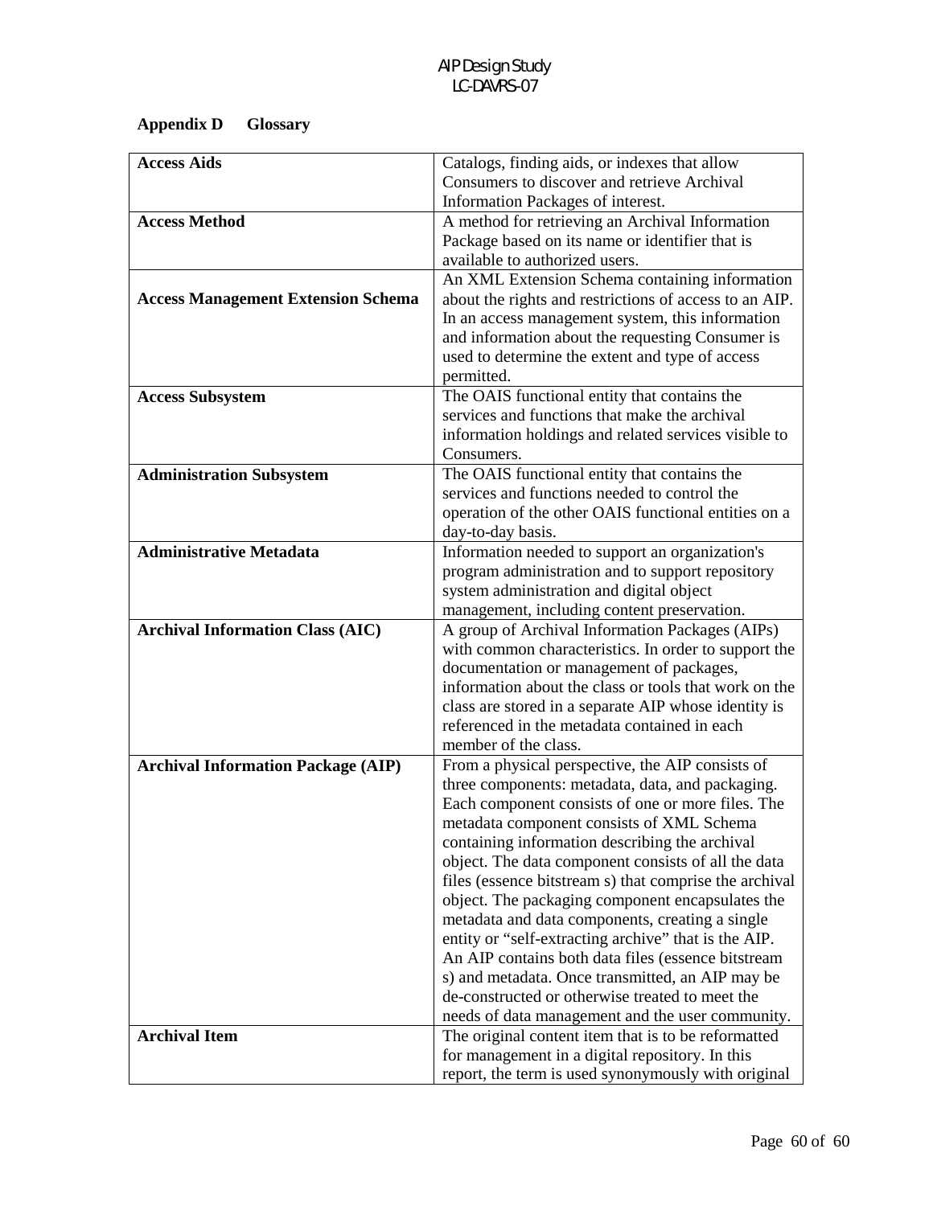## Appendix D Glossary

| | |
|---|---|
| **Access Aids** | Catalogs, finding aids, or indexes that allow Consumers to discover and retrieve Archival Information Packages of interest. |
| **Access Method** | A method for retrieving an Archival Information Package based on its name or identifier that is available to authorized users. |
| **Access Management Extension Schema** | An XML Extension Schema containing information about the rights and restrictions of access to an AIP. In an access management system, this information and information about the requesting Consumer is used to determine the extent and type of access permitted. |
| **Access Subsystem** | The OAIS functional entity that contains the services and functions that make the archival information holdings and related services visible to Consumers. |
| **Administration Subsystem** | The OAIS functional entity that contains the services and functions needed to control the operation of the other OAIS functional entities on a day-to-day basis. |
| **Administrative Metadata** | Information needed to support an organization's program administration and to support repository system administration and digital object management, including content preservation. |
| **Archival Information Class (AIC)** | A group of Archival Information Packages (AIPs) with common characteristics. In order to support the documentation or management of packages, information about the class or tools that work on the class are stored in a separate AIP whose identity is referenced in the metadata contained in each member of the class. |
| **Archival Information Package (AIP)** | From a physical perspective, the AIP consists of three components: metadata, data, and packaging. Each component consists of one or more files. The metadata component consists of XML Schema containing information describing the archival object. The data component consists of all the data files (essence bitstream s) that comprise the archival object. The packaging component encapsulates the metadata and data components, creating a single entity or "self-extracting archive" that is the AIP. An AIP contains both data files (essence bitstream s) and metadata. Once transmitted, an AIP may be de-constructed or otherwise treated to meet the needs of data management and the user community. |
| **Archival Item** | The original content item that is to be reformatted for management in a digital repository. In this report, the term is used synonymously with original |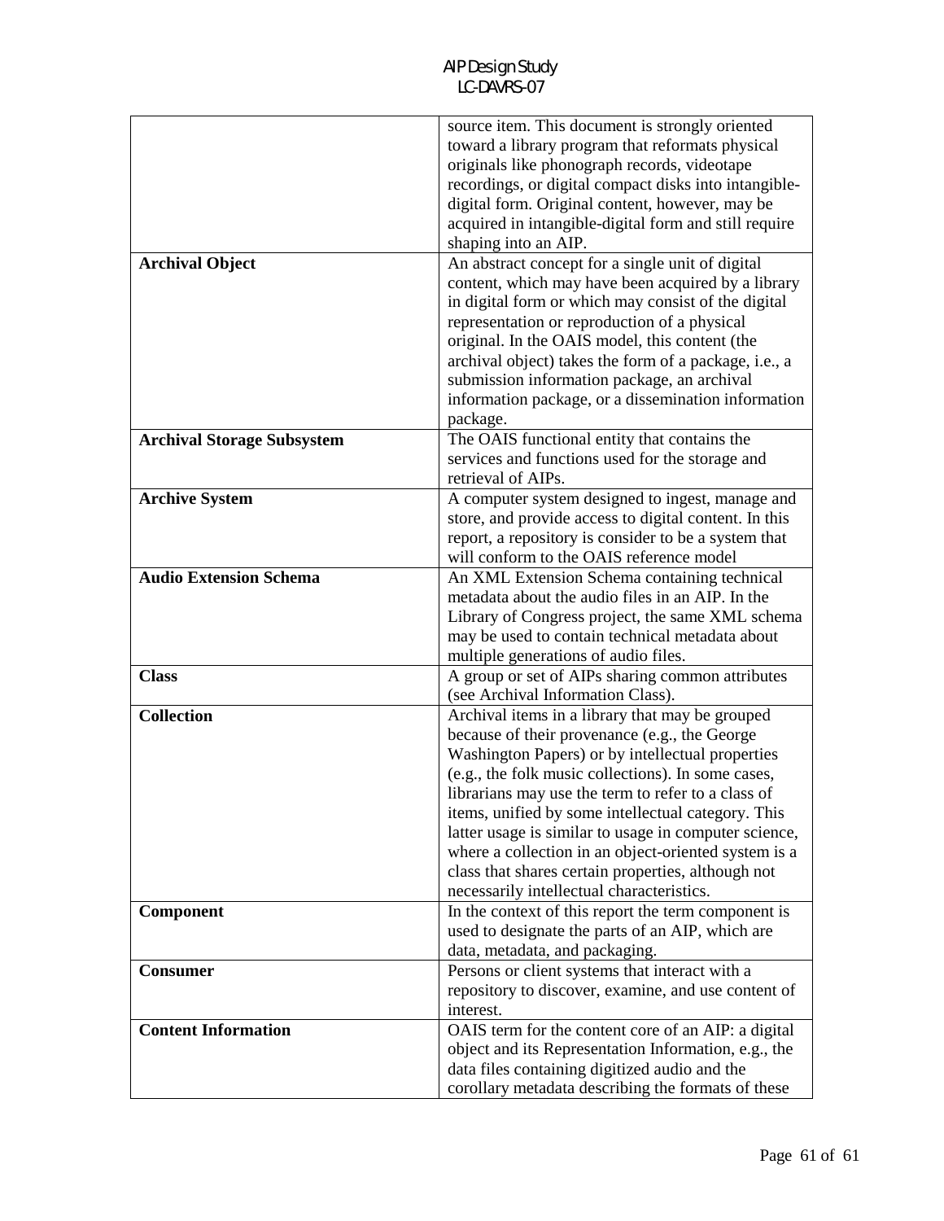| | |
|---|---|
| | source item. This document is strongly oriented toward a library program that reformats physical originals like phonograph records, videotape recordings, or digital compact disks into intangible-digital form. Original content, however, may be acquired in intangible-digital form and still require shaping into an AIP. |
| **Archival Object** | An abstract concept for a single unit of digital content, which may have been acquired by a library in digital form or which may consist of the digital representation or reproduction of a physical original. In the OAIS model, this content (the archival object) takes the form of a package, i.e., a submission information package, an archival information package, or a dissemination information package. |
| **Archival Storage Subsystem** | The OAIS functional entity that contains the services and functions used for the storage and retrieval of AIPs. |
| **Archive System** | A computer system designed to ingest, manage and store, and provide access to digital content. In this report, a repository is consider to be a system that will conform to the OAIS reference model |
| **Audio Extension Schema** | An XML Extension Schema containing technical metadata about the audio files in an AIP. In the Library of Congress project, the same XML schema may be used to contain technical metadata about multiple generations of audio files. |
| **Class** | A group or set of AIPs sharing common attributes (see Archival Information Class). |
| **Collection** | Archival items in a library that may be grouped because of their provenance (e.g., the George Washington Papers) or by intellectual properties (e.g., the folk music collections). In some cases, librarians may use the term to refer to a class of items, unified by some intellectual category. This latter usage is similar to usage in computer science, where a collection in an object-oriented system is a class that shares certain properties, although not necessarily intellectual characteristics. |
| **Component** | In the context of this report the term component is used to designate the parts of an AIP, which are data, metadata, and packaging. |
| **Consumer** | Persons or client systems that interact with a repository to discover, examine, and use content of interest. |
| **Content Information** | OAIS term for the content core of an AIP: a digital object and its Representation Information, e.g., the data files containing digitized audio and the corollary metadata describing the formats of these |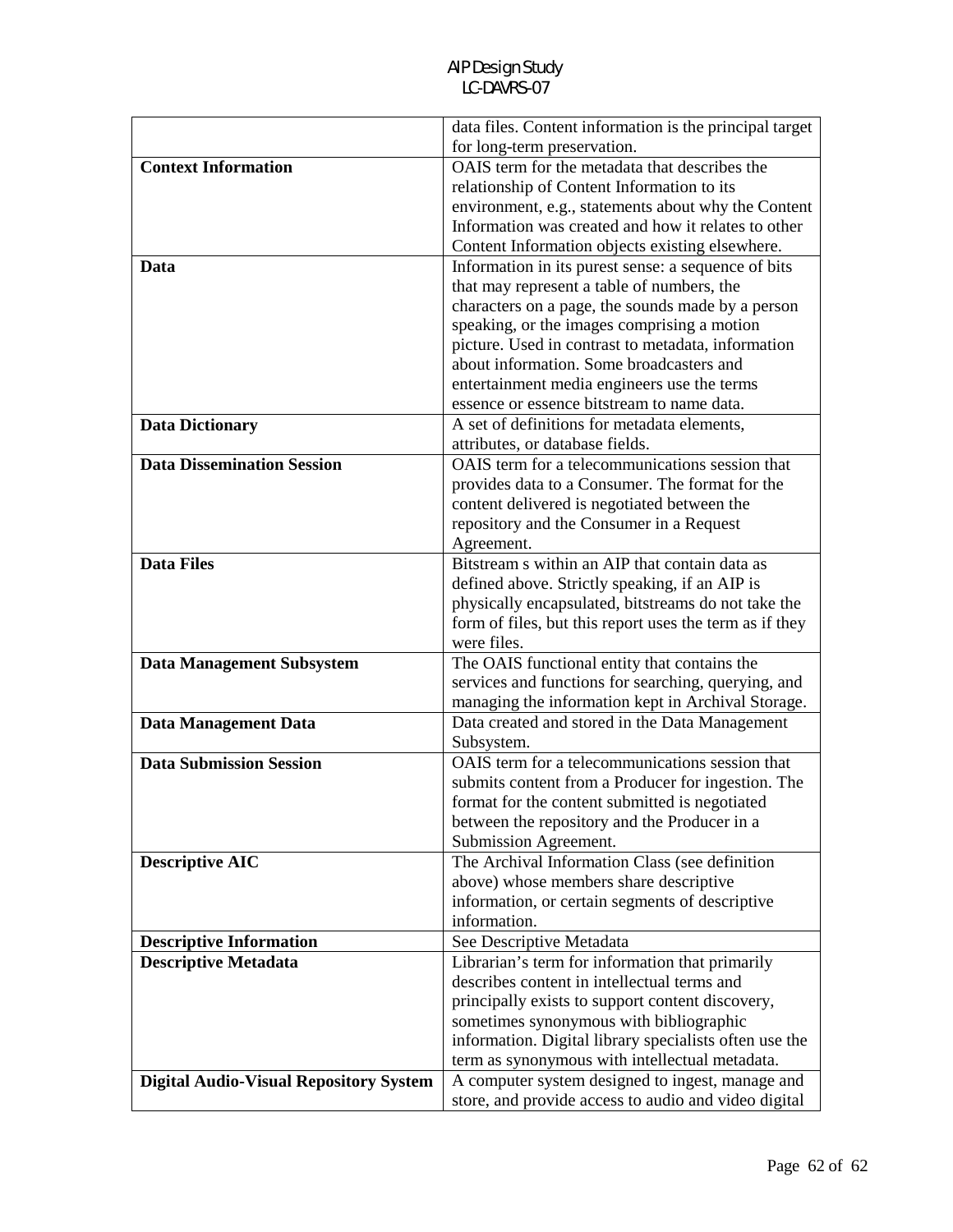| | |
|---|---|
| | data files. Content information is the principal target for long-term preservation. |
| **Context Information** | OAIS term for the metadata that describes the relationship of Content Information to its environment, e.g., statements about why the Content Information was created and how it relates to other Content Information objects existing elsewhere. |
| **Data** | Information in its purest sense: a sequence of bits that may represent a table of numbers, the characters on a page, the sounds made by a person speaking, or the images comprising a motion picture. Used in contrast to metadata, information about information. Some broadcasters and entertainment media engineers use the terms essence or essence bitstream to name data. |
| **Data Dictionary** | A set of definitions for metadata elements, attributes, or database fields. |
| **Data Dissemination Session** | OAIS term for a telecommunications session that provides data to a Consumer. The format for the content delivered is negotiated between the repository and the Consumer in a Request Agreement. |
| **Data Files** | Bitstream s within an AIP that contain data as defined above. Strictly speaking, if an AIP is physically encapsulated, bitstreams do not take the form of files, but this report uses the term as if they were files. |
| **Data Management Subsystem** | The OAIS functional entity that contains the services and functions for searching, querying, and managing the information kept in Archival Storage. |
| **Data Management Data** | Data created and stored in the Data Management Subsystem. |
| **Data Submission Session** | OAIS term for a telecommunications session that submits content from a Producer for ingestion. The format for the content submitted is negotiated between the repository and the Producer in a Submission Agreement. |
| **Descriptive AIC** | The Archival Information Class (see definition above) whose members share descriptive information, or certain segments of descriptive information. |
| **Descriptive Information** | See Descriptive Metadata |
| **Descriptive Metadata** | Librarian's term for information that primarily describes content in intellectual terms and principally exists to support content discovery, sometimes synonymous with bibliographic information. Digital library specialists often use the term as synonymous with intellectual metadata. |
| **Digital Audio-Visual Repository System** | A computer system designed to ingest, manage and store, and provide access to audio and video digital |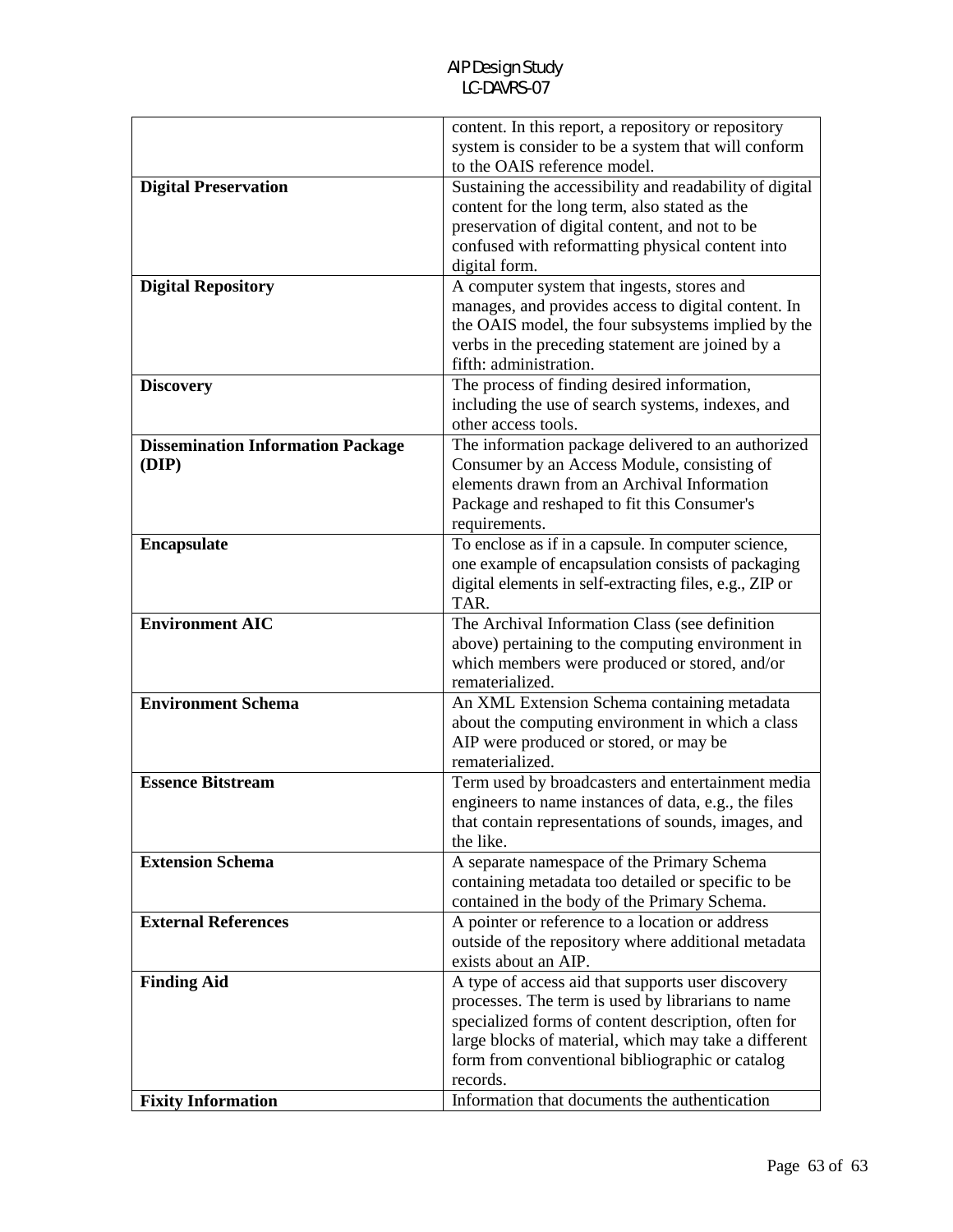| | |
|---|---|
| | content. In this report, a repository or repository system is consider to be a system that will conform to the OAIS reference model. |
| **Digital Preservation** | Sustaining the accessibility and readability of digital content for the long term, also stated as the preservation of digital content, and not to be confused with reformatting physical content into digital form. |
| **Digital Repository** | A computer system that ingests, stores and manages, and provides access to digital content. In the OAIS model, the four subsystems implied by the verbs in the preceding statement are joined by a fifth: administration. |
| **Discovery** | The process of finding desired information, including the use of search systems, indexes, and other access tools. |
| **Dissemination Information Package (DIP)** | The information package delivered to an authorized Consumer by an Access Module, consisting of elements drawn from an Archival Information Package and reshaped to fit this Consumer's requirements. |
| **Encapsulate** | To enclose as if in a capsule. In computer science, one example of encapsulation consists of packaging digital elements in self-extracting files, e.g., ZIP or TAR. |
| **Environment AIC** | The Archival Information Class (see definition above) pertaining to the computing environment in which members were produced or stored, and/or rematerialized. |
| **Environment Schema** | An XML Extension Schema containing metadata about the computing environment in which a class AIP were produced or stored, or may be rematerialized. |
| **Essence Bitstream** | Term used by broadcasters and entertainment media engineers to name instances of data, e.g., the files that contain representations of sounds, images, and the like. |
| **Extension Schema** | A separate namespace of the Primary Schema containing metadata too detailed or specific to be contained in the body of the Primary Schema. |
| **External References** | A pointer or reference to a location or address outside of the repository where additional metadata exists about an AIP. |
| **Finding Aid** | A type of access aid that supports user discovery processes. The term is used by librarians to name specialized forms of content description, often for large blocks of material, which may take a different form from conventional bibliographic or catalog records. |
| **Fixity Information** | Information that documents the authentication |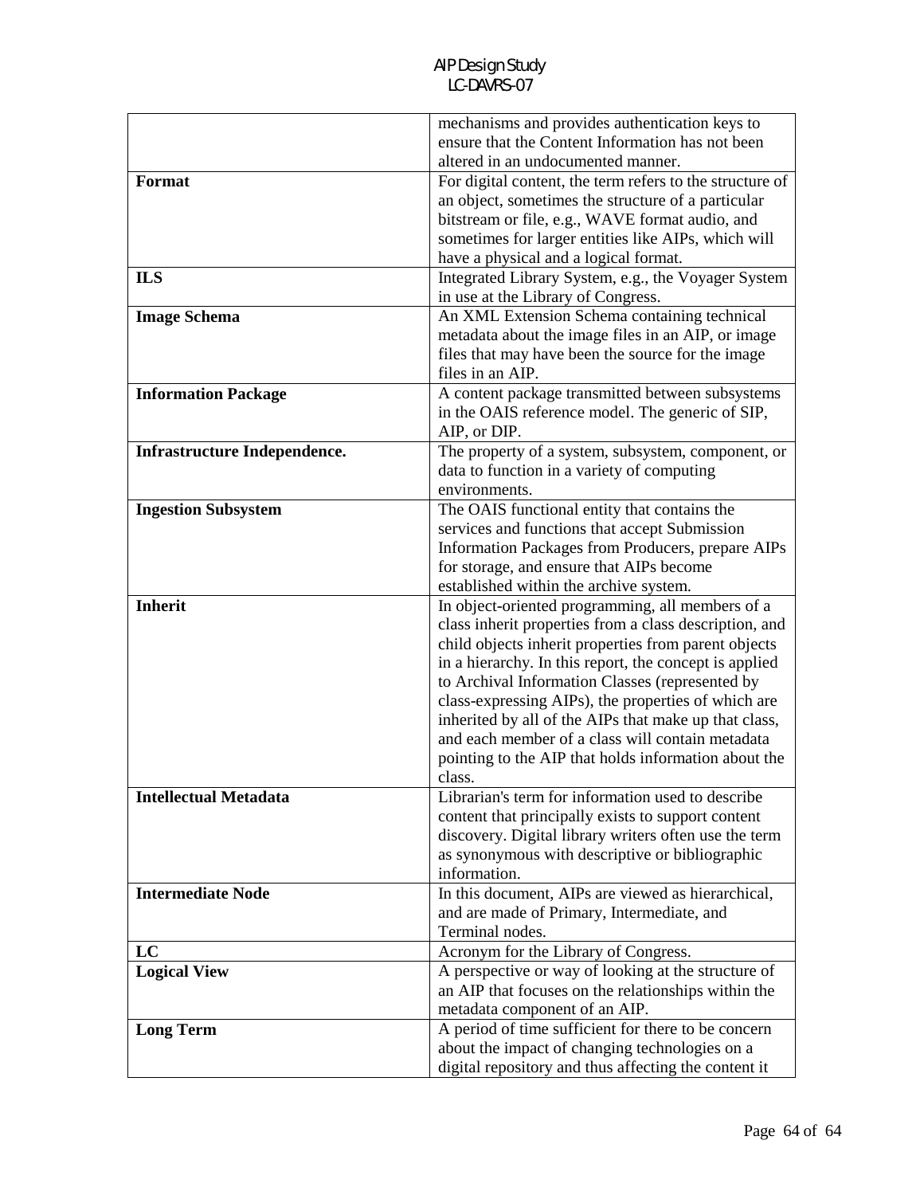| | |
|---|---|
| | mechanisms and provides authentication keys to ensure that the Content Information has not been altered in an undocumented manner. |
| **Format** | For digital content, the term refers to the structure of an object, sometimes the structure of a particular bitstream or file, e.g., WAVE format audio, and sometimes for larger entities like AIPs, which will have a physical and a logical format. |
| **ILS** | Integrated Library System, e.g., the Voyager System in use at the Library of Congress. |
| **Image Schema** | An XML Extension Schema containing technical metadata about the image files in an AIP, or image files that may have been the source for the image files in an AIP. |
| **Information Package** | A content package transmitted between subsystems in the OAIS reference model. The generic of SIP, AIP, or DIP. |
| **Infrastructure Independence.** | The property of a system, subsystem, component, or data to function in a variety of computing environments. |
| **Ingestion Subsystem** | The OAIS functional entity that contains the services and functions that accept Submission Information Packages from Producers, prepare AIPs for storage, and ensure that AIPs become established within the archive system. |
| **Inherit** | In object-oriented programming, all members of a class inherit properties from a class description, and child objects inherit properties from parent objects in a hierarchy. In this report, the concept is applied to Archival Information Classes (represented by class-expressing AIPs), the properties of which are inherited by all of the AIPs that make up that class, and each member of a class will contain metadata pointing to the AIP that holds information about the class. |
| **Intellectual Metadata** | Librarian's term for information used to describe content that principally exists to support content discovery. Digital library writers often use the term as synonymous with descriptive or bibliographic information. |
| **Intermediate Node** | In this document, AIPs are viewed as hierarchical, and are made of Primary, Intermediate, and Terminal nodes. |
| **LC** | Acronym for the Library of Congress. |
| **Logical View** | A perspective or way of looking at the structure of an AIP that focuses on the relationships within the metadata component of an AIP. |
| **Long Term** | A period of time sufficient for there to be concern about the impact of changing technologies on a digital repository and thus affecting the content it |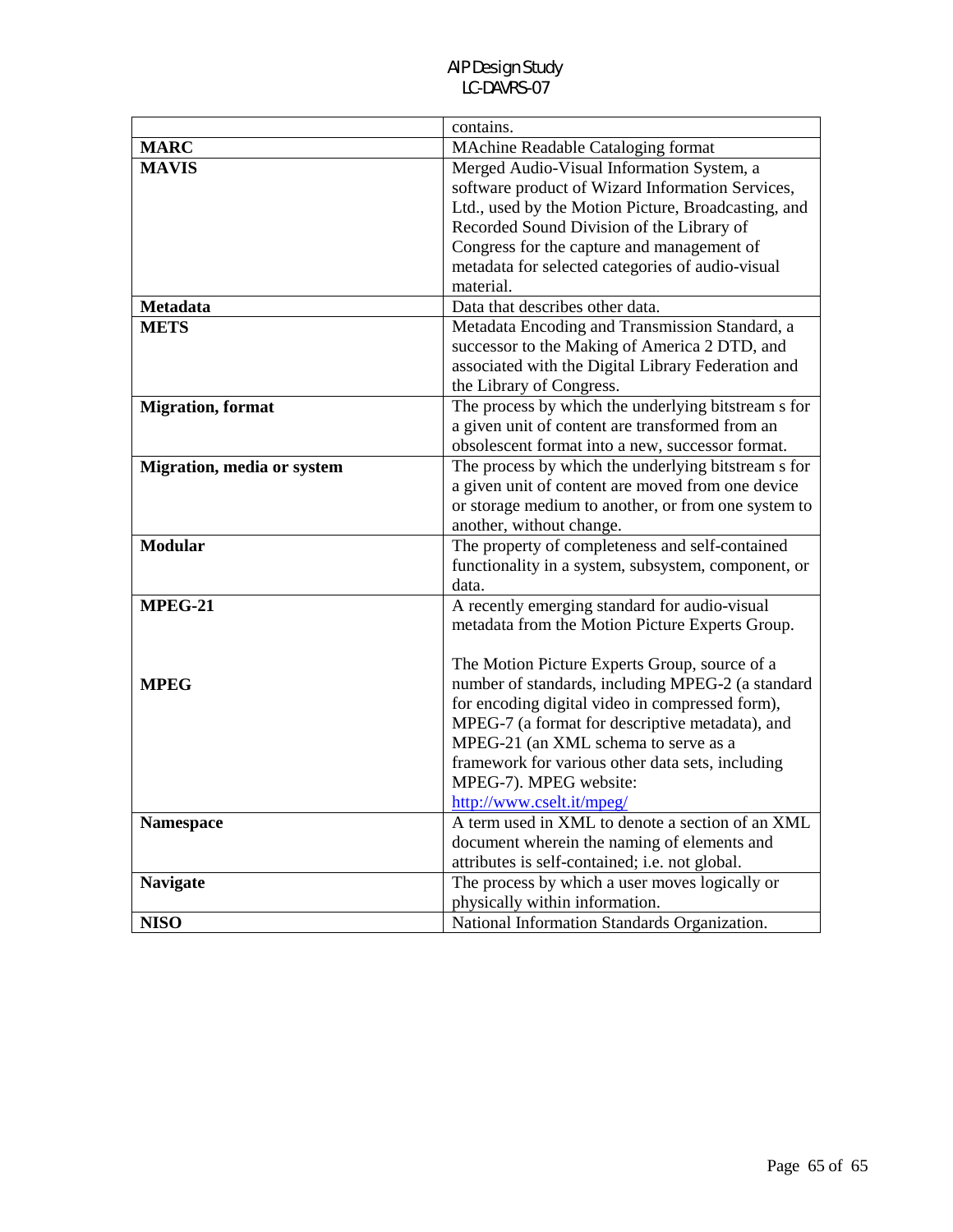| | |
|---|---|
| | contains. |
| **MARC** | MAchine Readable Cataloging format |
| **MAVIS** | Merged Audio-Visual Information System, a software product of Wizard Information Services, Ltd., used by the Motion Picture, Broadcasting, and Recorded Sound Division of the Library of Congress for the capture and management of metadata for selected categories of audio-visual material. |
| **Metadata** | Data that describes other data. |
| **METS** | Metadata Encoding and Transmission Standard, a successor to the Making of America 2 DTD, and associated with the Digital Library Federation and the Library of Congress. |
| **Migration, format** | The process by which the underlying bitstream s for a given unit of content are transformed from an obsolescent format into a new, successor format. |
| **Migration, media or system** | The process by which the underlying bitstream s for a given unit of content are moved from one device or storage medium to another, or from one system to another, without change. |
| **Modular** | The property of completeness and self-contained functionality in a system, subsystem, component, or data. |
| **MPEG-21** | A recently emerging standard for audio-visual metadata from the Motion Picture Experts Group. |
| **MPEG** | The Motion Picture Experts Group, source of a number of standards, including MPEG-2 (a standard for encoding digital video in compressed form), MPEG-7 (a format for descriptive metadata), and MPEG-21 (an XML schema to serve as a framework for various other data sets, including MPEG-7). MPEG website: http://www.cselt.it/mpeg/ |
| **Namespace** | A term used in XML to denote a section of an XML document wherein the naming of elements and attributes is self-contained; i.e. not global. |
| **Navigate** | The process by which a user moves logically or physically within information. |
| **NISO** | National Information Standards Organization. |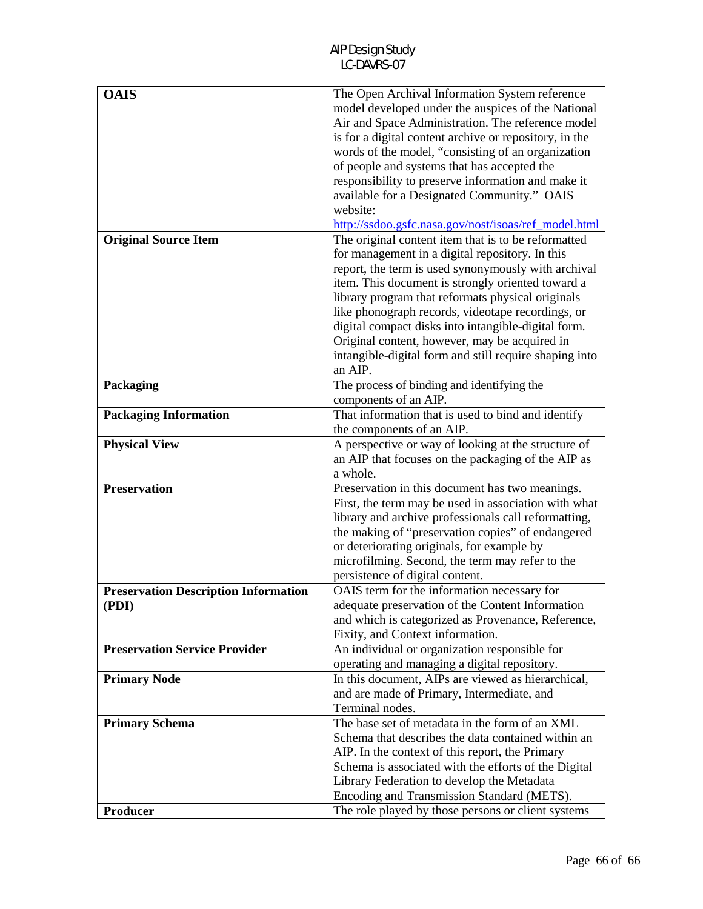| **OAIS** | The Open Archival Information System reference model developed under the auspices of the National Air and Space Administration. The reference model is for a digital content archive or repository, in the words of the model, "consisting of an organization of people and systems that has accepted the responsibility to preserve information and make it available for a Designated Community." OAIS website: http://ssdoo.gsfc.nasa.gov/nost/isoas/ref_model.html |
|---|---|
| **Original Source Item** | The original content item that is to be reformatted for management in a digital repository. In this report, the term is used synonymously with archival item. This document is strongly oriented toward a library program that reformats physical originals like phonograph records, videotape recordings, or digital compact disks into intangible-digital form. Original content, however, may be acquired in intangible-digital form and still require shaping into an AIP. |
| **Packaging** | The process of binding and identifying the components of an AIP. |
| **Packaging Information** | That information that is used to bind and identify the components of an AIP. |
| **Physical View** | A perspective or way of looking at the structure of an AIP that focuses on the packaging of the AIP as a whole. |
| **Preservation** | Preservation in this document has two meanings. First, the term may be used in association with what library and archive professionals call reformatting, the making of "preservation copies" of endangered or deteriorating originals, for example by microfilming. Second, the term may refer to the persistence of digital content. |
| **Preservation Description Information (PDI)** | OAIS term for the information necessary for adequate preservation of the Content Information and which is categorized as Provenance, Reference, Fixity, and Context information. |
| **Preservation Service Provider** | An individual or organization responsible for operating and managing a digital repository. |
| **Primary Node** | In this document, AIPs are viewed as hierarchical, and are made of Primary, Intermediate, and Terminal nodes. |
| **Primary Schema** | The base set of metadata in the form of an XML Schema that describes the data contained within an AIP. In the context of this report, the Primary Schema is associated with the efforts of the Digital Library Federation to develop the Metadata Encoding and Transmission Standard (METS). |
| **Producer** | The role played by those persons or client systems |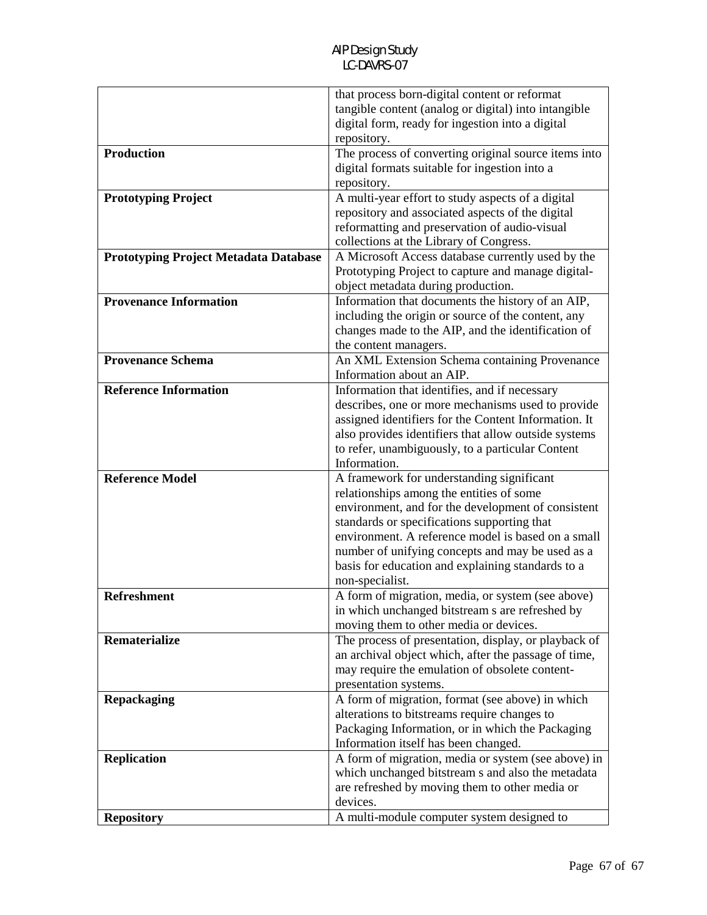| | |
|---|---|
| | that process born-digital content or reformat tangible content (analog or digital) into intangible digital form, ready for ingestion into a digital repository. |
| **Production** | The process of converting original source items into digital formats suitable for ingestion into a repository. |
| **Prototyping Project** | A multi-year effort to study aspects of a digital repository and associated aspects of the digital reformatting and preservation of audio-visual collections at the Library of Congress. |
| **Prototyping Project Metadata Database** | A Microsoft Access database currently used by the Prototyping Project to capture and manage digital-object metadata during production. |
| **Provenance Information** | Information that documents the history of an AIP, including the origin or source of the content, any changes made to the AIP, and the identification of the content managers. |
| **Provenance Schema** | An XML Extension Schema containing Provenance Information about an AIP. |
| **Reference Information** | Information that identifies, and if necessary describes, one or more mechanisms used to provide assigned identifiers for the Content Information. It also provides identifiers that allow outside systems to refer, unambiguously, to a particular Content Information. |
| **Reference Model** | A framework for understanding significant relationships among the entities of some environment, and for the development of consistent standards or specifications supporting that environment. A reference model is based on a small number of unifying concepts and may be used as a basis for education and explaining standards to a non-specialist. |
| **Refreshment** | A form of migration, media, or system (see above) in which unchanged bitstream s are refreshed by moving them to other media or devices. |
| **Rematerialize** | The process of presentation, display, or playback of an archival object which, after the passage of time, may require the emulation of obsolete content-presentation systems. |
| **Repackaging** | A form of migration, format (see above) in which alterations to bitstreams require changes to Packaging Information, or in which the Packaging Information itself has been changed. |
| **Replication** | A form of migration, media or system (see above) in which unchanged bitstream s and also the metadata are refreshed by moving them to other media or devices. |
| **Repository** | A multi-module computer system designed to |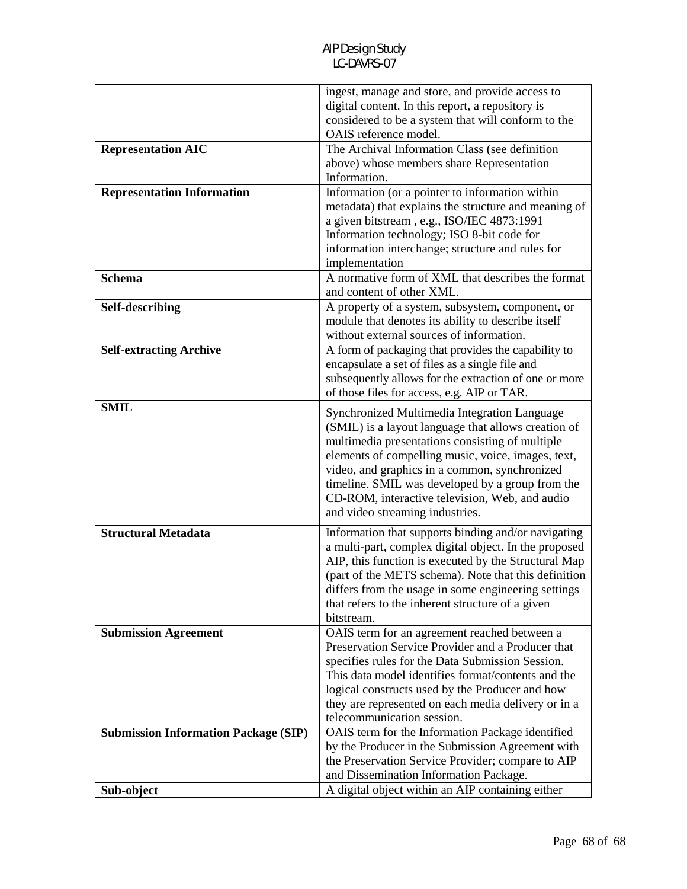| | |
|---|---|
| | ingest, manage and store, and provide access to digital content. In this report, a repository is considered to be a system that will conform to the OAIS reference model. |
| **Representation AIC** | The Archival Information Class (see definition above) whose members share Representation Information. |
| **Representation Information** | Information (or a pointer to information within metadata) that explains the structure and meaning of a given bitstream , e.g., ISO/IEC 4873:1991 Information technology; ISO 8-bit code for information interchange; structure and rules for implementation |
| **Schema** | A normative form of XML that describes the format and content of other XML. |
| **Self-describing** | A property of a system, subsystem, component, or module that denotes its ability to describe itself without external sources of information. |
| **Self-extracting Archive** | A form of packaging that provides the capability to encapsulate a set of files as a single file and subsequently allows for the extraction of one or more of those files for access, e.g. AIP or TAR. |
| **SMIL** | Synchronized Multimedia Integration Language (SMIL) is a layout language that allows creation of multimedia presentations consisting of multiple elements of compelling music, voice, images, text, video, and graphics in a common, synchronized timeline. SMIL was developed by a group from the CD-ROM, interactive television, Web, and audio and video streaming industries. |
| **Structural Metadata** | Information that supports binding and/or navigating a multi-part, complex digital object. In the proposed AIP, this function is executed by the Structural Map (part of the METS schema). Note that this definition differs from the usage in some engineering settings that refers to the inherent structure of a given bitstream. |
| **Submission Agreement** | OAIS term for an agreement reached between a Preservation Service Provider and a Producer that specifies rules for the Data Submission Session. This data model identifies format/contents and the logical constructs used by the Producer and how they are represented on each media delivery or in a telecommunication session. |
| **Submission Information Package (SIP)** | OAIS term for the Information Package identified by the Producer in the Submission Agreement with the Preservation Service Provider; compare to AIP and Dissemination Information Package. |
| **Sub-object** | A digital object within an AIP containing either |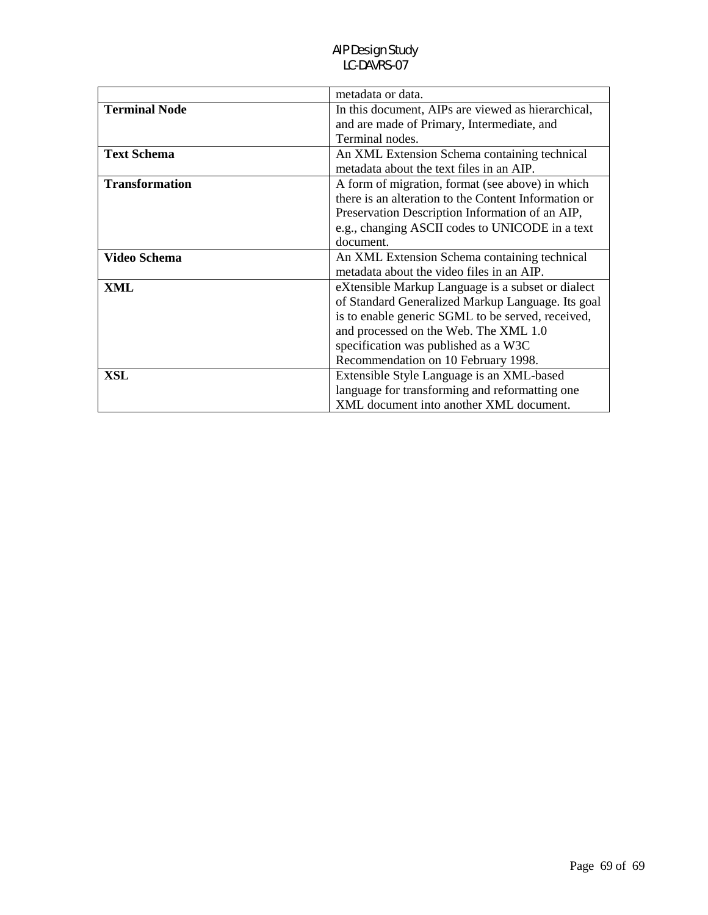| | |
|---|---|
| | metadata or data. |
| **Terminal Node** | In this document, AIPs are viewed as hierarchical, and are made of Primary, Intermediate, and Terminal nodes. |
| **Text Schema** | An XML Extension Schema containing technical metadata about the text files in an AIP. |
| **Transformation** | A form of migration, format (see above) in which there is an alteration to the Content Information or Preservation Description Information of an AIP, e.g., changing ASCII codes to UNICODE in a text document. |
| **Video Schema** | An XML Extension Schema containing technical metadata about the video files in an AIP. |
| **XML** | eXtensible Markup Language is a subset or dialect of Standard Generalized Markup Language. Its goal is to enable generic SGML to be served, received, and processed on the Web. The XML 1.0 specification was published as a W3C Recommendation on 10 February 1998. |
| **XSL** | Extensible Style Language is an XML-based language for transforming and reformatting one XML document into another XML document. |